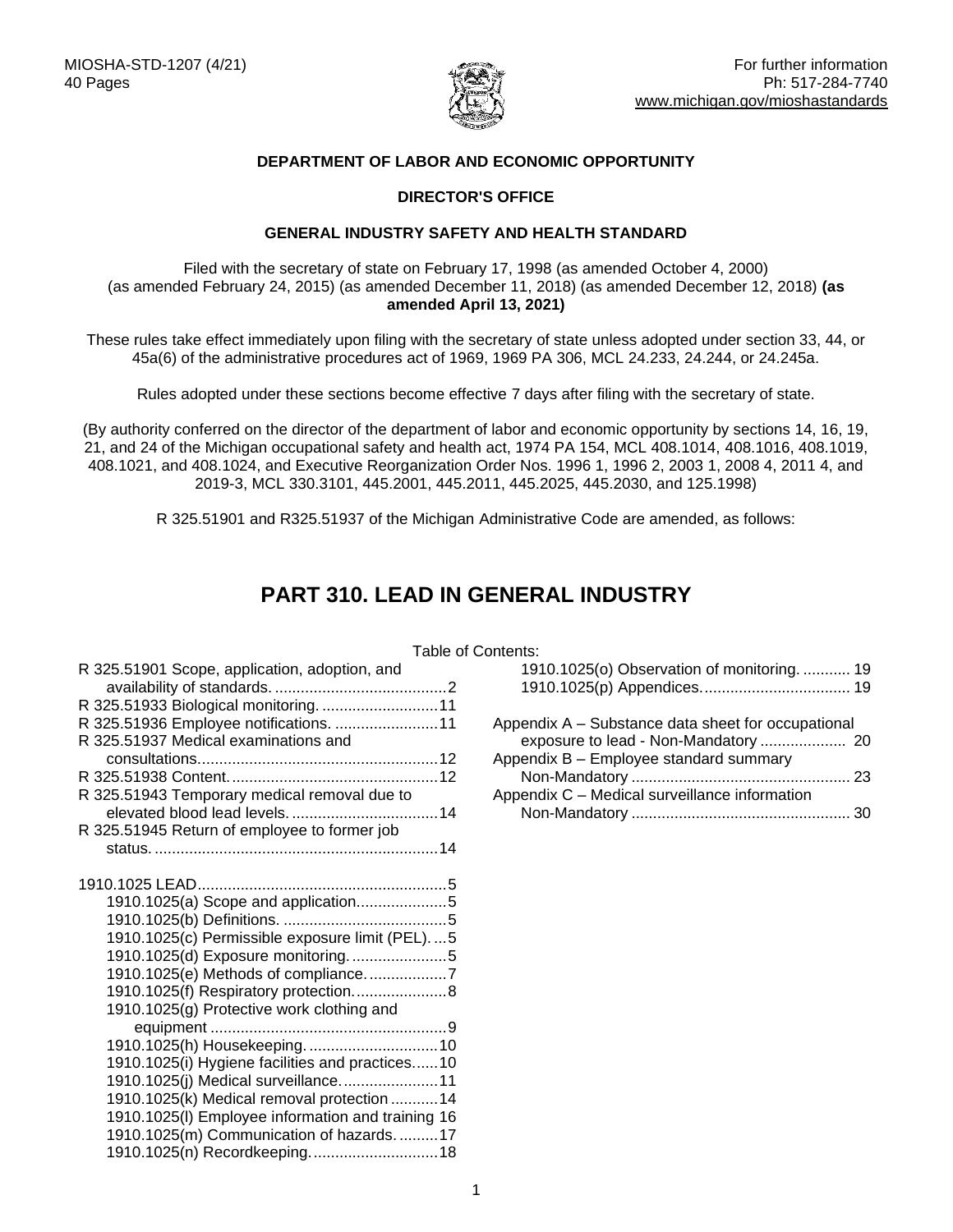MIOSHA-STD-1207 (4/21)
40 Pages

For further information
Ph: 517-284-7740
www.michigan.gov/mioshastandards

**DEPARTMENT OF LABOR AND ECONOMIC OPPORTUNITY**

**DIRECTOR'S OFFICE**

**GENERAL INDUSTRY SAFETY AND HEALTH STANDARD**

Filed with the secretary of state on February 17, 1998 (as amended October 4, 2000) (as amended February 24, 2015) (as amended December 11, 2018) (as amended December 12, 2018) **(as amended April 13, 2021)**

These rules take effect immediately upon filing with the secretary of state unless adopted under section 33, 44, or 45a(6) of the administrative procedures act of 1969, 1969 PA 306, MCL 24.233, 24.244, or 24.245a.

Rules adopted under these sections become effective 7 days after filing with the secretary of state.

(By authority conferred on the director of the department of labor and economic opportunity by sections 14, 16, 19, 21, and 24 of the Michigan occupational safety and health act, 1974 PA 154, MCL 408.1014, 408.1016, 408.1019, 408.1021, and 408.1024, and Executive Reorganization Order Nos. 1996 1, 1996 2, 2003 1, 2008 4, 2011 4, and 2019-3, MCL 330.3101, 445.2001, 445.2011, 445.2025, 445.2030, and 125.1998)

R 325.51901 and R325.51937 of the Michigan Administrative Code are amended, as follows:

# PART 310. LEAD IN GENERAL INDUSTRY

Table of Contents:

R 325.51901 Scope, application, adoption, and availability of standards. ........................................2
R 325.51933 Biological monitoring. ...........................11
R 325.51936 Employee notifications. ........................11
R 325.51937 Medical examinations and consultations.......................................................12
R 325.51938 Content. ................................................12
R 325.51943 Temporary medical removal due to elevated blood lead levels. ..................................14
R 325.51945 Return of employee to former job status. .................................................................14

1910.1025 LEAD..........................................................5
- 1910.1025(a) Scope and application.....................5
- 1910.1025(b) Definitions. ......................................5
- 1910.1025(c) Permissible exposure limit (PEL). ...5
- 1910.1025(d) Exposure monitoring. ......................5
- 1910.1025(e) Methods of compliance. ..................7
- 1910.1025(f) Respiratory protection. .....................8
- 1910.1025(g) Protective work clothing and equipment .......................................................9
- 1910.1025(h) Housekeeping. ..............................10
- 1910.1025(i) Hygiene facilities and practices......10
- 1910.1025(j) Medical surveillance. ......................11
- 1910.1025(k) Medical removal protection ...........14
- 1910.1025(l) Employee information and training 16
- 1910.1025(m) Communication of hazards. .........17
- 1910.1025(n) Recordkeeping. ............................18
- 1910.1025(o) Observation of monitoring. ........... 19
- 1910.1025(p) Appendices. ................................. 19

Appendix A – Substance data sheet for occupational exposure to lead - Non-Mandatory .................... 20
Appendix B – Employee standard summary Non-Mandatory .................................................. 23
Appendix C – Medical surveillance information Non-Mandatory .................................................. 30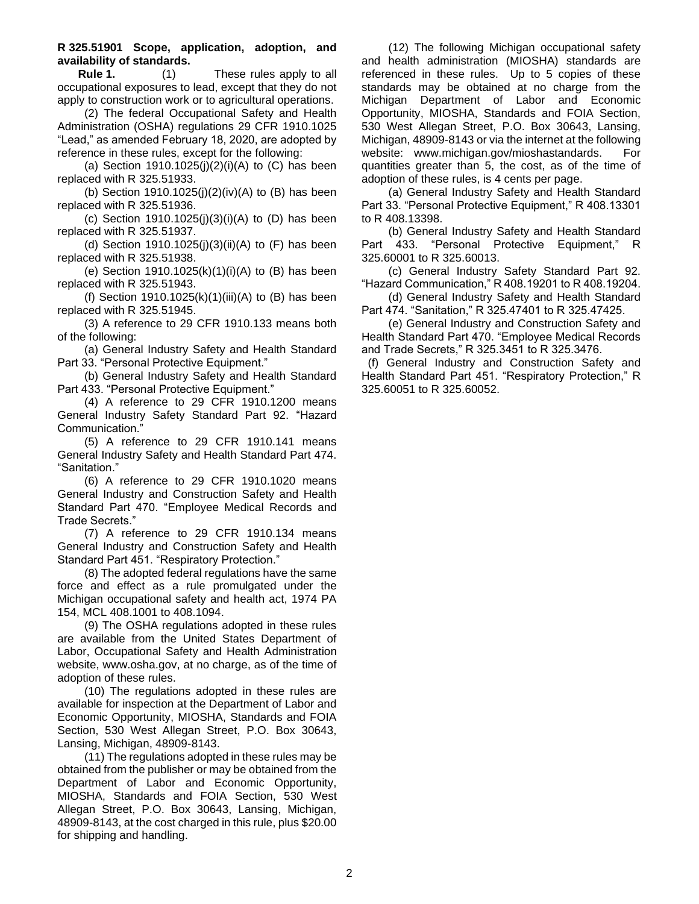**R 325.51901 Scope, application, adoption, and availability of standards.**

**Rule 1.** (1) These rules apply to all occupational exposures to lead, except that they do not apply to construction work or to agricultural operations.

(2) The federal Occupational Safety and Health Administration (OSHA) regulations 29 CFR 1910.1025 "Lead," as amended February 18, 2020, are adopted by reference in these rules, except for the following:

(a) Section 1910.1025(j)(2)(i)(A) to (C) has been replaced with R 325.51933.

(b) Section 1910.1025(j)(2)(iv)(A) to (B) has been replaced with R 325.51936.

(c) Section 1910.1025(j)(3)(i)(A) to (D) has been replaced with R 325.51937.

(d) Section 1910.1025(j)(3)(ii)(A) to (F) has been replaced with R 325.51938.

(e) Section 1910.1025(k)(1)(i)(A) to (B) has been replaced with R 325.51943.

(f) Section 1910.1025(k)(1)(iii)(A) to (B) has been replaced with R 325.51945.

(3) A reference to 29 CFR 1910.133 means both of the following:

(a) General Industry Safety and Health Standard Part 33. "Personal Protective Equipment."

(b) General Industry Safety and Health Standard Part 433. "Personal Protective Equipment."

(4) A reference to 29 CFR 1910.1200 means General Industry Safety Standard Part 92. "Hazard Communication."

(5) A reference to 29 CFR 1910.141 means General Industry Safety and Health Standard Part 474. "Sanitation."

(6) A reference to 29 CFR 1910.1020 means General Industry and Construction Safety and Health Standard Part 470. "Employee Medical Records and Trade Secrets."

(7) A reference to 29 CFR 1910.134 means General Industry and Construction Safety and Health Standard Part 451. "Respiratory Protection."

(8) The adopted federal regulations have the same force and effect as a rule promulgated under the Michigan occupational safety and health act, 1974 PA 154, MCL 408.1001 to 408.1094.

(9) The OSHA regulations adopted in these rules are available from the United States Department of Labor, Occupational Safety and Health Administration website, www.osha.gov, at no charge, as of the time of adoption of these rules.

(10) The regulations adopted in these rules are available for inspection at the Department of Labor and Economic Opportunity, MIOSHA, Standards and FOIA Section, 530 West Allegan Street, P.O. Box 30643, Lansing, Michigan, 48909-8143.

(11) The regulations adopted in these rules may be obtained from the publisher or may be obtained from the Department of Labor and Economic Opportunity, MIOSHA, Standards and FOIA Section, 530 West Allegan Street, P.O. Box 30643, Lansing, Michigan, 48909-8143, at the cost charged in this rule, plus $20.00 for shipping and handling.

(12) The following Michigan occupational safety and health administration (MIOSHA) standards are referenced in these rules. Up to 5 copies of these standards may be obtained at no charge from the Michigan Department of Labor and Economic Opportunity, MIOSHA, Standards and FOIA Section, 530 West Allegan Street, P.O. Box 30643, Lansing, Michigan, 48909-8143 or via the internet at the following website: www.michigan.gov/mioshastandards. For quantities greater than 5, the cost, as of the time of adoption of these rules, is 4 cents per page.

(a) General Industry Safety and Health Standard Part 33. "Personal Protective Equipment," R 408.13301 to R 408.13398.

(b) General Industry Safety and Health Standard Part 433. "Personal Protective Equipment," R 325.60001 to R 325.60013.

(c) General Industry Safety Standard Part 92. "Hazard Communication," R 408.19201 to R 408.19204.

(d) General Industry Safety and Health Standard Part 474. "Sanitation," R 325.47401 to R 325.47425.

(e) General Industry and Construction Safety and Health Standard Part 470. "Employee Medical Records and Trade Secrets," R 325.3451 to R 325.3476.

(f) General Industry and Construction Safety and Health Standard Part 451. "Respiratory Protection," R 325.60051 to R 325.60052.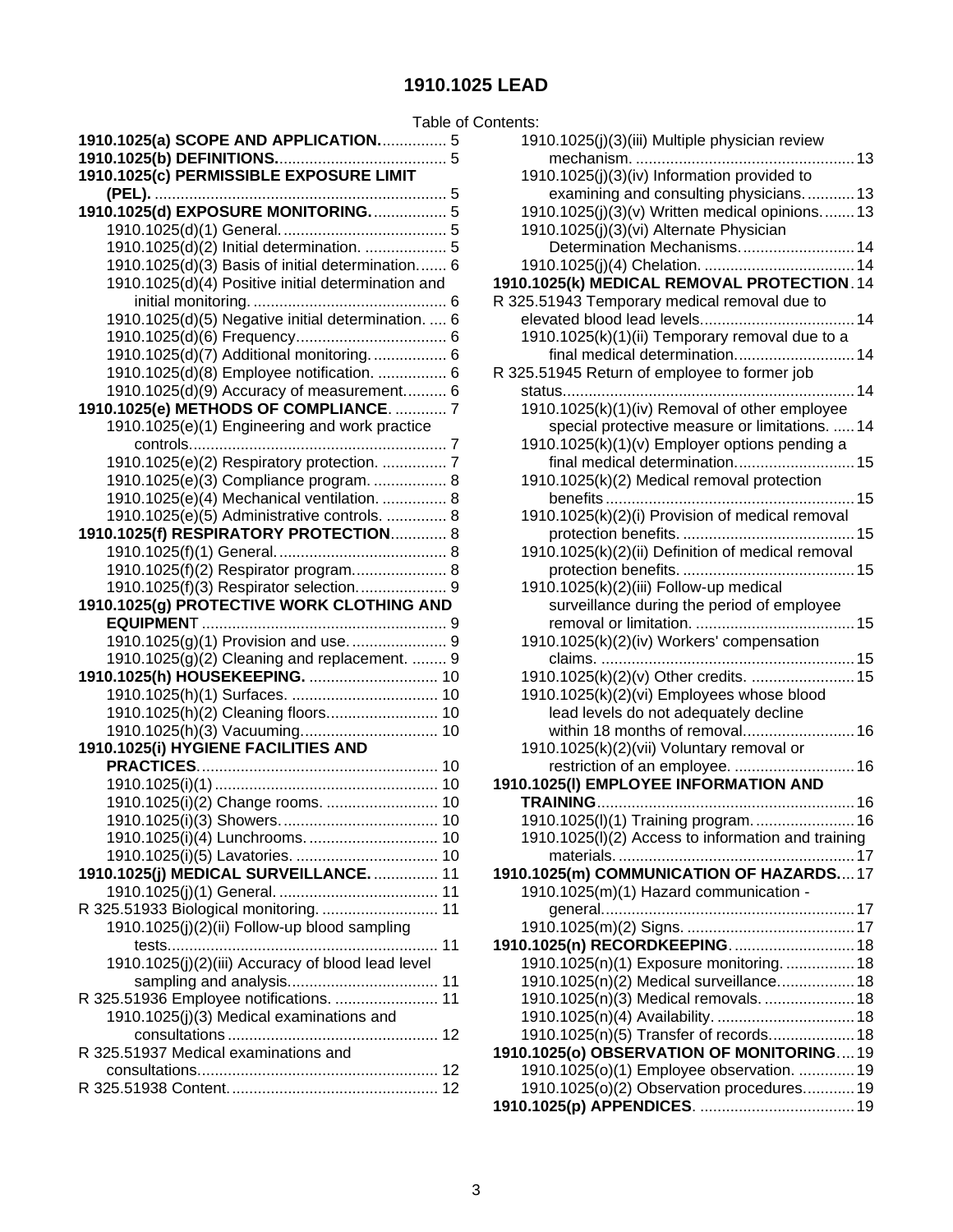# 1910.1025 LEAD

Table of Contents:

**1910.1025(a) SCOPE AND APPLICATION.** ............... 5
**1910.1025(b) DEFINITIONS.** ....................................... 5
**1910.1025(c) PERMISSIBLE EXPOSURE LIMIT (PEL).** ................................................................... 5
**1910.1025(d) EXPOSURE MONITORING.** ................. 5
- 1910.1025(d)(1) General. ...................................... 5
- 1910.1025(d)(2) Initial determination. ................... 5
- 1910.1025(d)(3) Basis of initial determination. ...... 6
- 1910.1025(d)(4) Positive initial determination and initial monitoring. ............................................. 6
- 1910.1025(d)(5) Negative initial determination. .... 6
- 1910.1025(d)(6) Frequency. .................................. 6
- 1910.1025(d)(7) Additional monitoring. ................. 6
- 1910.1025(d)(8) Employee notification. ................ 6
- 1910.1025(d)(9) Accuracy of measurement. ......... 6

**1910.1025(e) METHODS OF COMPLIANCE.** ............ 7
- 1910.1025(e)(1) Engineering and work practice controls. ........................................................... 7
- 1910.1025(e)(2) Respiratory protection. ............... 7
- 1910.1025(e)(3) Compliance program. ................. 8
- 1910.1025(e)(4) Mechanical ventilation. ............... 8
- 1910.1025(e)(5) Administrative controls. .............. 8

**1910.1025(f) RESPIRATORY PROTECTION.** ............ 8
- 1910.1025(f)(1) General. ....................................... 8
- 1910.1025(f)(2) Respirator program. ..................... 8
- 1910.1025(f)(3) Respirator selection. .................... 9

**1910.1025(g) PROTECTIVE WORK CLOTHING AND EQUIPMENT** ......................................................... 9
- 1910.1025(g)(1) Provision and use. ...................... 9
- 1910.1025(g)(2) Cleaning and replacement. ......... 9

**1910.1025(h) HOUSEKEEPING.** ............................. 10
- 1910.1025(h)(1) Surfaces. .................................. 10
- 1910.1025(h)(2) Cleaning floors. ......................... 10
- 1910.1025(h)(3) Vacuuming. ................................ 10

**1910.1025(i) HYGIENE FACILITIES AND PRACTICES.** ....................................................... 10
- 1910.1025(i)(1) .................................................... 10
- 1910.1025(i)(2) Change rooms. ........................... 10
- 1910.1025(i)(3) Showers. .................................... 10
- 1910.1025(i)(4) Lunchrooms. .............................. 10
- 1910.1025(i)(5) Lavatories. ................................. 10

**1910.1025(j) MEDICAL SURVEILLANCE.** ............... 11
- 1910.1025(j)(1) General. ..................................... 11

R 325.51933 Biological monitoring. ........................... 11
- 1910.1025(j)(2)(ii) Follow-up blood sampling tests. ............................................................. 11
- 1910.1025(j)(2)(iii) Accuracy of blood lead level sampling and analysis. .................................. 11

R 325.51936 Employee notifications. ........................ 11
- 1910.1025(j)(3) Medical examinations and consultations ................................................ 12

R 325.51937 Medical examinations and consultations. ...................................................... 12
R 325.51938 Content. ................................................ 12
- 1910.1025(j)(3)(iii) Multiple physician review mechanism. .................................................. 13
- 1910.1025(j)(3)(iv) Information provided to examining and consulting physicians. ........... 13
- 1910.1025(j)(3)(v) Written medical opinions. ....... 13
- 1910.1025(j)(3)(vi) Alternate Physician Determination Mechanisms. .......................... 14
- 1910.1025(j)(4) Chelation. ................................... 14

**1910.1025(k) MEDICAL REMOVAL PROTECTION.** 14
R 325.51943 Temporary medical removal due to elevated blood lead levels. ................................... 14
- 1910.1025(k)(1)(ii) Temporary removal due to a final medical determination. ........................... 14

R 325.51945 Return of employee to former job status. .................................................................. 14
- 1910.1025(k)(1)(iv) Removal of other employee special protective measure or limitations. ..... 14
- 1910.1025(k)(1)(v) Employer options pending a final medical determination. ........................... 15
- 1910.1025(k)(2) Medical removal protection benefits ......................................................... 15
- 1910.1025(k)(2)(i) Provision of medical removal protection benefits. ....................................... 15
- 1910.1025(k)(2)(ii) Definition of medical removal protection benefits. ....................................... 15
- 1910.1025(k)(2)(iii) Follow-up medical surveillance during the period of employee removal or limitation. .................................... 15
- 1910.1025(k)(2)(iv) Workers' compensation claims. .......................................................... 15
- 1910.1025(k)(2)(v) Other credits. ........................ 15
- 1910.1025(k)(2)(vi) Employees whose blood lead levels do not adequately decline within 18 months of removal. ......................... 16
- 1910.1025(k)(2)(vii) Voluntary removal or restriction of an employee. ............................ 16

**1910.1025(l) EMPLOYEE INFORMATION AND TRAINING** ........................................................... 16
- 1910.1025(l)(1) Training program. ....................... 16
- 1910.1025(l)(2) Access to information and training materials. ...................................................... 17

**1910.1025(m) COMMUNICATION OF HAZARDS.** ... 17
- 1910.1025(m)(1) Hazard communication - general. ......................................................... 17
- 1910.1025(m)(2) Signs. ....................................... 17

**1910.1025(n) RECORDKEEPING.** ............................ 18
- 1910.1025(n)(1) Exposure monitoring. ................ 18
- 1910.1025(n)(2) Medical surveillance. ................. 18
- 1910.1025(n)(3) Medical removals. ..................... 18
- 1910.1025(n)(4) Availability. ................................ 18
- 1910.1025(n)(5) Transfer of records. ................... 18

**1910.1025(o) OBSERVATION OF MONITORING.** ... 19
- 1910.1025(o)(1) Employee observation. ............. 19
- 1910.1025(o)(2) Observation procedures. ........... 19

**1910.1025(p) APPENDICES.** ................................... 19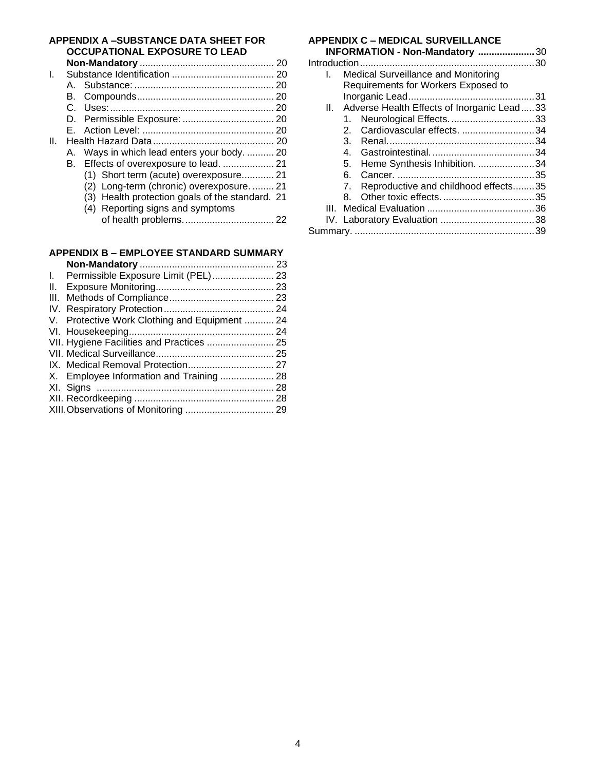**APPENDIX A –SUBSTANCE DATA SHEET FOR OCCUPATIONAL EXPOSURE TO LEAD Non-Mandatory** ................................................ 20

I. Substance Identification ...................................... 20
   - A. Substance: .................................................. 20
   - B. Compounds.................................................. 20
   - C. Uses: ......................................................... 20
   - D. Permissible Exposure: ................................. 20
   - E. Action Level: ............................................... 20

II. Health Hazard Data ............................................ 20
   - A. Ways in which lead enters your body. .......... 20
   - B. Effects of overexposure to lead. ................... 21
     - (1) Short term (acute) overexposure............ 21
     - (2) Long-term (chronic) overexposure. ........ 21
     - (3) Health protection goals of the standard. 21
     - (4) Reporting signs and symptoms of health problems. ................................ 22

**APPENDIX B – EMPLOYEE STANDARD SUMMARY Non-Mandatory** ................................................ 23

I. Permissible Exposure Limit (PEL) ....................... 23
II. Exposure Monitoring............................................ 23
III. Methods of Compliance....................................... 23
IV. Respiratory Protection ......................................... 24
V. Protective Work Clothing and Equipment ........... 24
VI. Housekeeping...................................................... 24
VII. Hygiene Facilities and Practices ......................... 25
VII. Medical Surveillance............................................ 25
IX. Medical Removal Protection................................ 27
X. Employee Information and Training .................... 28
XI. Signs .................................................................. 28
XII. Recordkeeping .................................................... 28
XIII. Observations of Monitoring ................................. 29

**APPENDIX C – MEDICAL SURVEILLANCE INFORMATION - Non-Mandatory** ..................... 30

Introduction ................................................................ 30

I. Medical Surveillance and Monitoring Requirements for Workers Exposed to Inorganic Lead ............................................... 31

II. Adverse Health Effects of Inorganic Lead ..... 33
   1. Neurological Effects. ............................... 33
   2. Cardiovascular effects. ........................... 34
   3. Renal...................................................... 34
   4. Gastrointestinal. ...................................... 34
   5. Heme Synthesis Inhibition. ..................... 34
   6. Cancer. ................................................... 35
   7. Reproductive and childhood effects........ 35
   8. Other toxic effects. .................................. 35

III. Medical Evaluation ........................................ 36
IV. Laboratory Evaluation ................................... 38

Summary. .................................................................. 39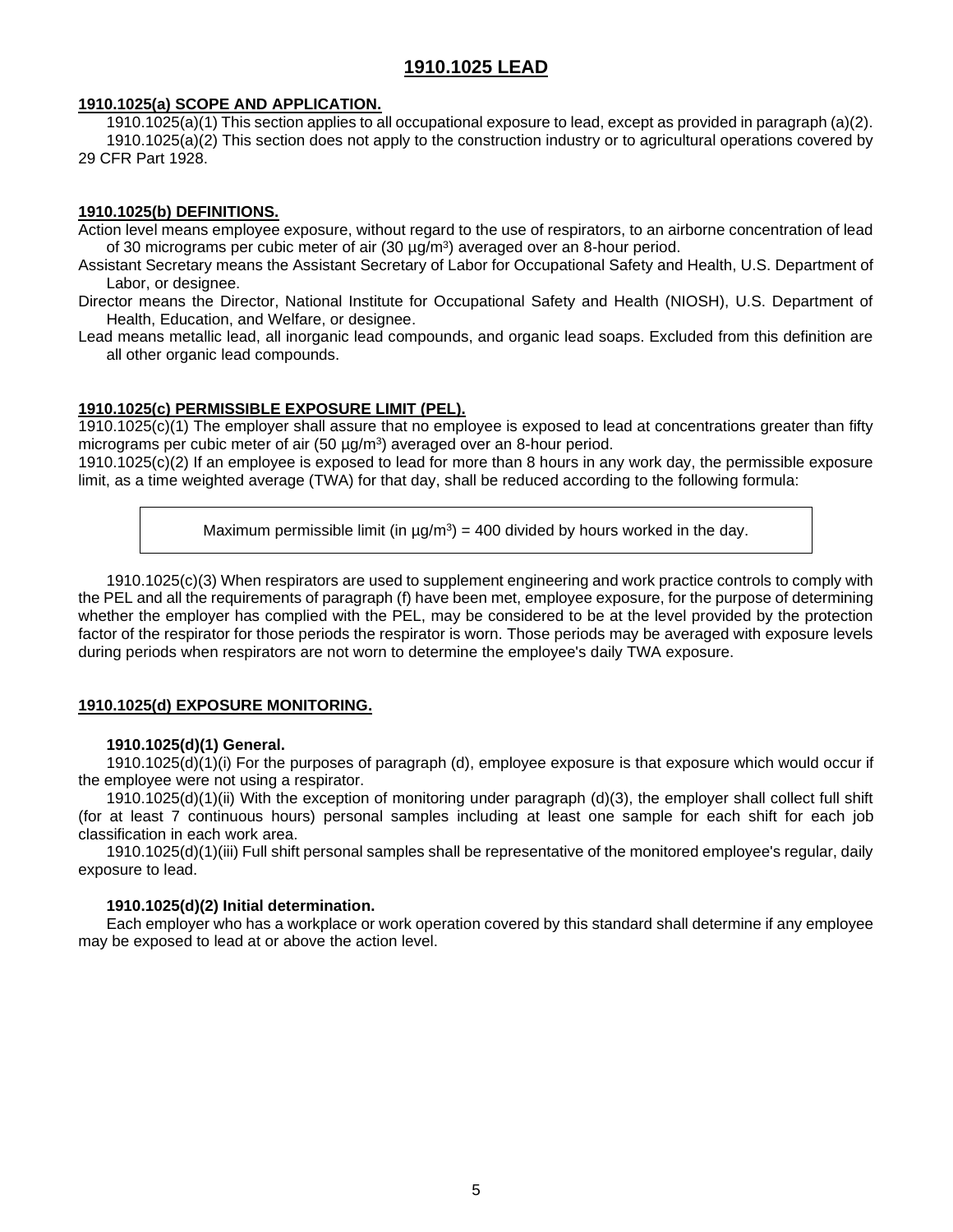# 1910.1025 LEAD

## 1910.1025(a) SCOPE AND APPLICATION.

1910.1025(a)(1) This section applies to all occupational exposure to lead, except as provided in paragraph (a)(2).

1910.1025(a)(2) This section does not apply to the construction industry or to agricultural operations covered by 29 CFR Part 1928.

## 1910.1025(b) DEFINITIONS.

Action level means employee exposure, without regard to the use of respirators, to an airborne concentration of lead of 30 micrograms per cubic meter of air (30 µg/m$^3$) averaged over an 8-hour period.

Assistant Secretary means the Assistant Secretary of Labor for Occupational Safety and Health, U.S. Department of Labor, or designee.

Director means the Director, National Institute for Occupational Safety and Health (NIOSH), U.S. Department of Health, Education, and Welfare, or designee.

Lead means metallic lead, all inorganic lead compounds, and organic lead soaps. Excluded from this definition are all other organic lead compounds.

## 1910.1025(c) PERMISSIBLE EXPOSURE LIMIT (PEL).

1910.1025(c)(1) The employer shall assure that no employee is exposed to lead at concentrations greater than fifty micrograms per cubic meter of air (50 µg/m$^3$) averaged over an 8-hour period.

1910.1025(c)(2) If an employee is exposed to lead for more than 8 hours in any work day, the permissible exposure limit, as a time weighted average (TWA) for that day, shall be reduced according to the following formula:

> Maximum permissible limit (in µg/m$^3$) = 400 divided by hours worked in the day.

1910.1025(c)(3) When respirators are used to supplement engineering and work practice controls to comply with the PEL and all the requirements of paragraph (f) have been met, employee exposure, for the purpose of determining whether the employer has complied with the PEL, may be considered to be at the level provided by the protection factor of the respirator for those periods the respirator is worn. Those periods may be averaged with exposure levels during periods when respirators are not worn to determine the employee's daily TWA exposure.

## 1910.1025(d) EXPOSURE MONITORING.

### 1910.1025(d)(1) General.

1910.1025(d)(1)(i) For the purposes of paragraph (d), employee exposure is that exposure which would occur if the employee were not using a respirator.

1910.1025(d)(1)(ii) With the exception of monitoring under paragraph (d)(3), the employer shall collect full shift (for at least 7 continuous hours) personal samples including at least one sample for each shift for each job classification in each work area.

1910.1025(d)(1)(iii) Full shift personal samples shall be representative of the monitored employee's regular, daily exposure to lead.

### 1910.1025(d)(2) Initial determination.

Each employer who has a workplace or work operation covered by this standard shall determine if any employee may be exposed to lead at or above the action level.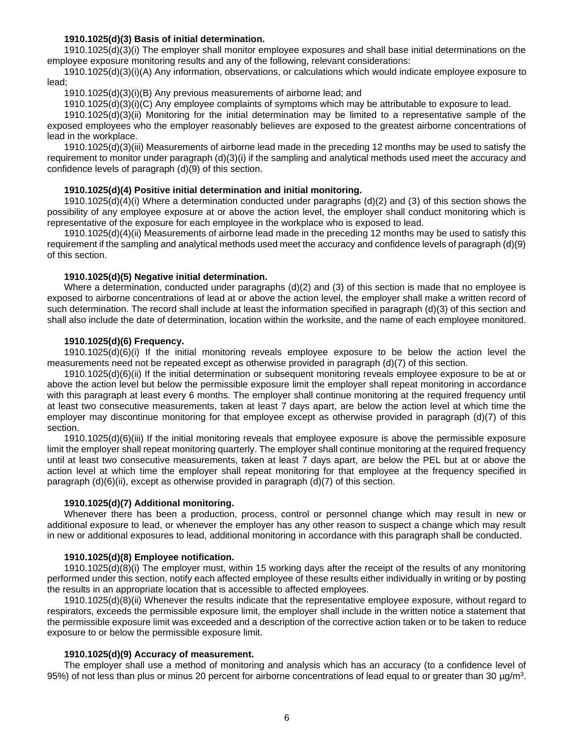**1910.1025(d)(3) Basis of initial determination.**

1910.1025(d)(3)(i) The employer shall monitor employee exposures and shall base initial determinations on the employee exposure monitoring results and any of the following, relevant considerations:

1910.1025(d)(3)(i)(A) Any information, observations, or calculations which would indicate employee exposure to lead;

1910.1025(d)(3)(i)(B) Any previous measurements of airborne lead; and

1910.1025(d)(3)(i)(C) Any employee complaints of symptoms which may be attributable to exposure to lead.

1910.1025(d)(3)(ii) Monitoring for the initial determination may be limited to a representative sample of the exposed employees who the employer reasonably believes are exposed to the greatest airborne concentrations of lead in the workplace.

1910.1025(d)(3)(iii) Measurements of airborne lead made in the preceding 12 months may be used to satisfy the requirement to monitor under paragraph (d)(3)(i) if the sampling and analytical methods used meet the accuracy and confidence levels of paragraph (d)(9) of this section.

**1910.1025(d)(4) Positive initial determination and initial monitoring.**

1910.1025(d)(4)(i) Where a determination conducted under paragraphs (d)(2) and (3) of this section shows the possibility of any employee exposure at or above the action level, the employer shall conduct monitoring which is representative of the exposure for each employee in the workplace who is exposed to lead.

1910.1025(d)(4)(ii) Measurements of airborne lead made in the preceding 12 months may be used to satisfy this requirement if the sampling and analytical methods used meet the accuracy and confidence levels of paragraph (d)(9) of this section.

**1910.1025(d)(5) Negative initial determination.**

Where a determination, conducted under paragraphs (d)(2) and (3) of this section is made that no employee is exposed to airborne concentrations of lead at or above the action level, the employer shall make a written record of such determination. The record shall include at least the information specified in paragraph (d)(3) of this section and shall also include the date of determination, location within the worksite, and the name of each employee monitored.

**1910.1025(d)(6) Frequency.**

1910.1025(d)(6)(i) If the initial monitoring reveals employee exposure to be below the action level the measurements need not be repeated except as otherwise provided in paragraph (d)(7) of this section.

1910.1025(d)(6)(ii) If the initial determination or subsequent monitoring reveals employee exposure to be at or above the action level but below the permissible exposure limit the employer shall repeat monitoring in accordance with this paragraph at least every 6 months. The employer shall continue monitoring at the required frequency until at least two consecutive measurements, taken at least 7 days apart, are below the action level at which time the employer may discontinue monitoring for that employee except as otherwise provided in paragraph (d)(7) of this section.

1910.1025(d)(6)(iii) If the initial monitoring reveals that employee exposure is above the permissible exposure limit the employer shall repeat monitoring quarterly. The employer shall continue monitoring at the required frequency until at least two consecutive measurements, taken at least 7 days apart, are below the PEL but at or above the action level at which time the employer shall repeat monitoring for that employee at the frequency specified in paragraph (d)(6)(ii), except as otherwise provided in paragraph (d)(7) of this section.

**1910.1025(d)(7) Additional monitoring.**

Whenever there has been a production, process, control or personnel change which may result in new or additional exposure to lead, or whenever the employer has any other reason to suspect a change which may result in new or additional exposures to lead, additional monitoring in accordance with this paragraph shall be conducted.

**1910.1025(d)(8) Employee notification.**

1910.1025(d)(8)(i) The employer must, within 15 working days after the receipt of the results of any monitoring performed under this section, notify each affected employee of these results either individually in writing or by posting the results in an appropriate location that is accessible to affected employees.

1910.1025(d)(8)(ii) Whenever the results indicate that the representative employee exposure, without regard to respirators, exceeds the permissible exposure limit, the employer shall include in the written notice a statement that the permissible exposure limit was exceeded and a description of the corrective action taken or to be taken to reduce exposure to or below the permissible exposure limit.

**1910.1025(d)(9) Accuracy of measurement.**

The employer shall use a method of monitoring and analysis which has an accuracy (to a confidence level of 95%) of not less than plus or minus 20 percent for airborne concentrations of lead equal to or greater than 30 $\mu g/m^3$.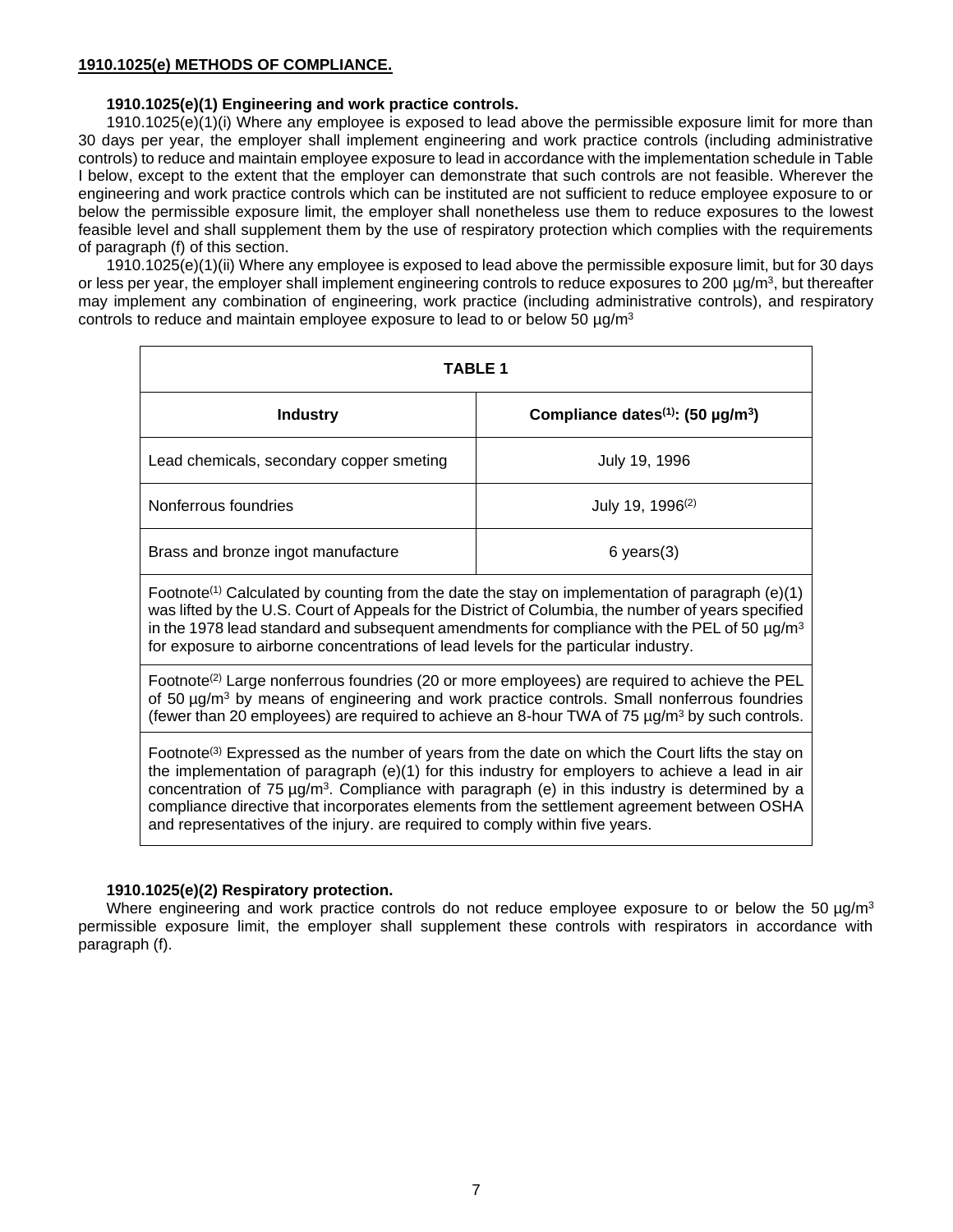## 1910.1025(e) METHODS OF COMPLIANCE.

### 1910.1025(e)(1) Engineering and work practice controls.

1910.1025(e)(1)(i) Where any employee is exposed to lead above the permissible exposure limit for more than 30 days per year, the employer shall implement engineering and work practice controls (including administrative controls) to reduce and maintain employee exposure to lead in accordance with the implementation schedule in Table I below, except to the extent that the employer can demonstrate that such controls are not feasible. Wherever the engineering and work practice controls which can be instituted are not sufficient to reduce employee exposure to or below the permissible exposure limit, the employer shall nonetheless use them to reduce exposures to the lowest feasible level and shall supplement them by the use of respiratory protection which complies with the requirements of paragraph (f) of this section.

1910.1025(e)(1)(ii) Where any employee is exposed to lead above the permissible exposure limit, but for 30 days or less per year, the employer shall implement engineering controls to reduce exposures to 200 µg/m$^3$, but thereafter may implement any combination of engineering, work practice (including administrative controls), and respiratory controls to reduce and maintain employee exposure to lead to or below 50 µg/m$^3$

| TABLE 1 | |
|---|---|
| **Industry** | **Compliance dates[(1)]: (50 µg/m$^3$)** |
| Lead chemicals, secondary copper smeting | July 19, 1996 |
| Nonferrous foundries | July 19, 1996[(2)] |
| Brass and bronze ingot manufacture | 6 years(3) |

Footnote[(1)] Calculated by counting from the date the stay on implementation of paragraph (e)(1) was lifted by the U.S. Court of Appeals for the District of Columbia, the number of years specified in the 1978 lead standard and subsequent amendments for compliance with the PEL of 50 µg/m$^3$ for exposure to airborne concentrations of lead levels for the particular industry.

Footnote[(2)] Large nonferrous foundries (20 or more employees) are required to achieve the PEL of 50 µg/m$^3$ by means of engineering and work practice controls. Small nonferrous foundries (fewer than 20 employees) are required to achieve an 8-hour TWA of 75 µg/m$^3$ by such controls.

Footnote[(3)] Expressed as the number of years from the date on which the Court lifts the stay on the implementation of paragraph (e)(1) for this industry for employers to achieve a lead in air concentration of 75 µg/m$^3$. Compliance with paragraph (e) in this industry is determined by a compliance directive that incorporates elements from the settlement agreement between OSHA and representatives of the injury. are required to comply within five years.

### 1910.1025(e)(2) Respiratory protection.

Where engineering and work practice controls do not reduce employee exposure to or below the 50 µg/m$^3$ permissible exposure limit, the employer shall supplement these controls with respirators in accordance with paragraph (f).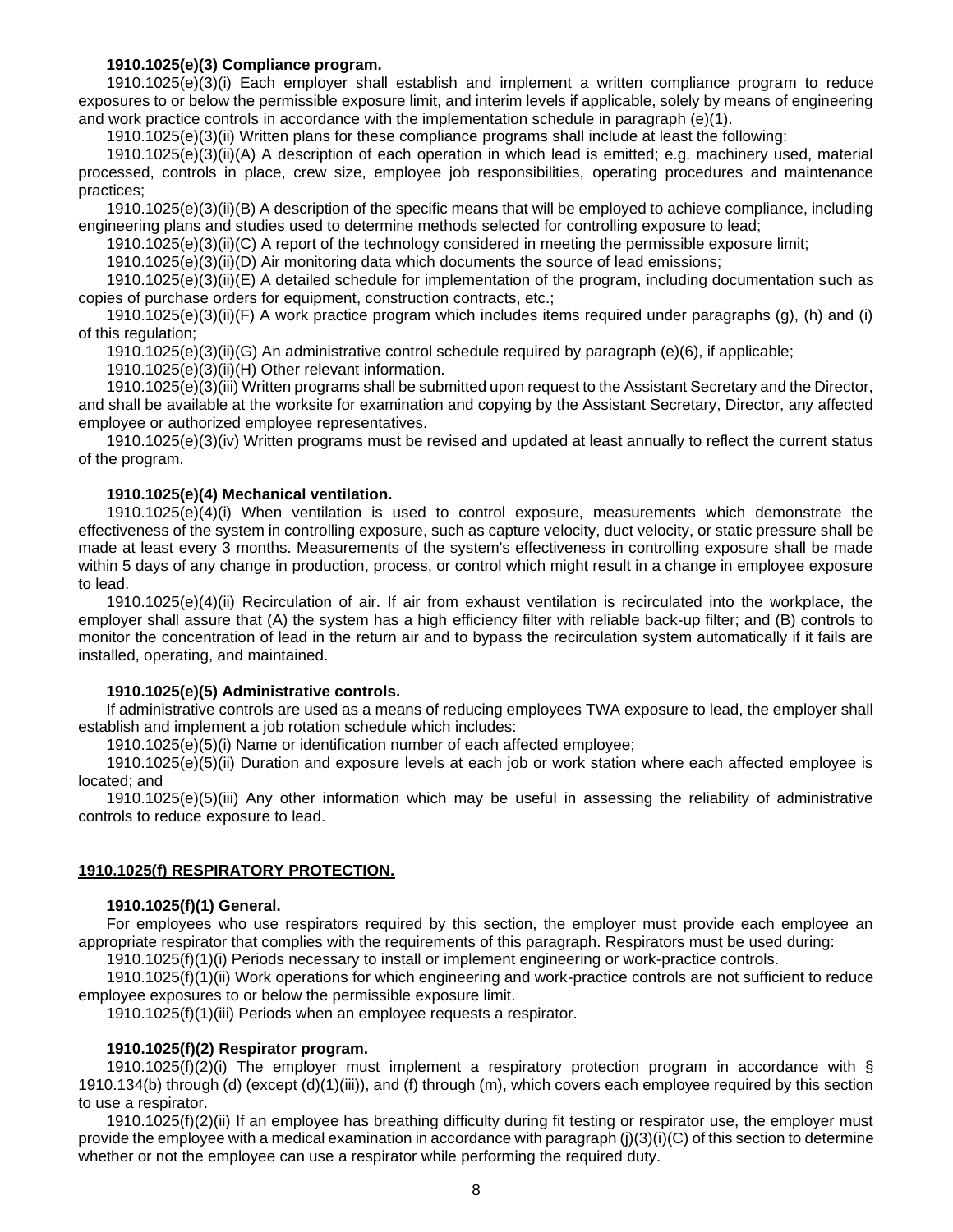#### 1910.1025(e)(3) Compliance program.

1910.1025(e)(3)(i) Each employer shall establish and implement a written compliance program to reduce exposures to or below the permissible exposure limit, and interim levels if applicable, solely by means of engineering and work practice controls in accordance with the implementation schedule in paragraph (e)(1).

1910.1025(e)(3)(ii) Written plans for these compliance programs shall include at least the following:

1910.1025(e)(3)(ii)(A) A description of each operation in which lead is emitted; e.g. machinery used, material processed, controls in place, crew size, employee job responsibilities, operating procedures and maintenance practices;

1910.1025(e)(3)(ii)(B) A description of the specific means that will be employed to achieve compliance, including engineering plans and studies used to determine methods selected for controlling exposure to lead;

1910.1025(e)(3)(ii)(C) A report of the technology considered in meeting the permissible exposure limit;

1910.1025(e)(3)(ii)(D) Air monitoring data which documents the source of lead emissions;

1910.1025(e)(3)(ii)(E) A detailed schedule for implementation of the program, including documentation such as copies of purchase orders for equipment, construction contracts, etc.;

1910.1025(e)(3)(ii)(F) A work practice program which includes items required under paragraphs (g), (h) and (i) of this regulation;

1910.1025(e)(3)(ii)(G) An administrative control schedule required by paragraph (e)(6), if applicable;

1910.1025(e)(3)(ii)(H) Other relevant information.

1910.1025(e)(3)(iii) Written programs shall be submitted upon request to the Assistant Secretary and the Director, and shall be available at the worksite for examination and copying by the Assistant Secretary, Director, any affected employee or authorized employee representatives.

1910.1025(e)(3)(iv) Written programs must be revised and updated at least annually to reflect the current status of the program.

#### 1910.1025(e)(4) Mechanical ventilation.

1910.1025(e)(4)(i) When ventilation is used to control exposure, measurements which demonstrate the effectiveness of the system in controlling exposure, such as capture velocity, duct velocity, or static pressure shall be made at least every 3 months. Measurements of the system's effectiveness in controlling exposure shall be made within 5 days of any change in production, process, or control which might result in a change in employee exposure to lead.

1910.1025(e)(4)(ii) Recirculation of air. If air from exhaust ventilation is recirculated into the workplace, the employer shall assure that (A) the system has a high efficiency filter with reliable back-up filter; and (B) controls to monitor the concentration of lead in the return air and to bypass the recirculation system automatically if it fails are installed, operating, and maintained.

#### 1910.1025(e)(5) Administrative controls.

If administrative controls are used as a means of reducing employees TWA exposure to lead, the employer shall establish and implement a job rotation schedule which includes:

1910.1025(e)(5)(i) Name or identification number of each affected employee;

1910.1025(e)(5)(ii) Duration and exposure levels at each job or work station where each affected employee is located; and

1910.1025(e)(5)(iii) Any other information which may be useful in assessing the reliability of administrative controls to reduce exposure to lead.

### 1910.1025(f) RESPIRATORY PROTECTION.

#### 1910.1025(f)(1) General.

For employees who use respirators required by this section, the employer must provide each employee an appropriate respirator that complies with the requirements of this paragraph. Respirators must be used during:

1910.1025(f)(1)(i) Periods necessary to install or implement engineering or work-practice controls.

1910.1025(f)(1)(ii) Work operations for which engineering and work-practice controls are not sufficient to reduce employee exposures to or below the permissible exposure limit.

1910.1025(f)(1)(iii) Periods when an employee requests a respirator.

#### 1910.1025(f)(2) Respirator program.

1910.1025(f)(2)(i) The employer must implement a respiratory protection program in accordance with § 1910.134(b) through (d) (except (d)(1)(iii)), and (f) through (m), which covers each employee required by this section to use a respirator.

1910.1025(f)(2)(ii) If an employee has breathing difficulty during fit testing or respirator use, the employer must provide the employee with a medical examination in accordance with paragraph (j)(3)(i)(C) of this section to determine whether or not the employee can use a respirator while performing the required duty.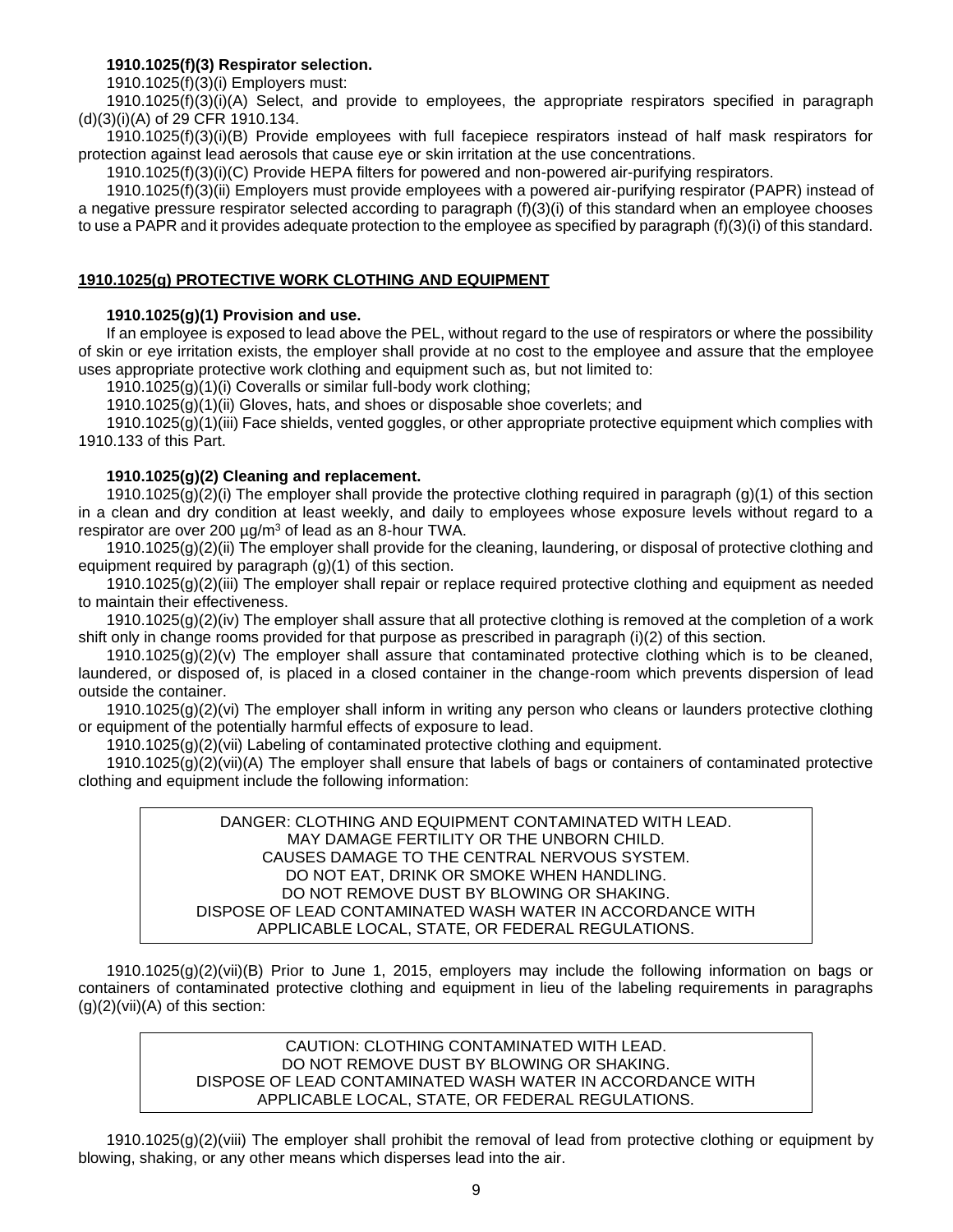**1910.1025(f)(3) Respirator selection.**

1910.1025(f)(3)(i) Employers must:

1910.1025(f)(3)(i)(A) Select, and provide to employees, the appropriate respirators specified in paragraph (d)(3)(i)(A) of 29 CFR 1910.134.

1910.1025(f)(3)(i)(B) Provide employees with full facepiece respirators instead of half mask respirators for protection against lead aerosols that cause eye or skin irritation at the use concentrations.

1910.1025(f)(3)(i)(C) Provide HEPA filters for powered and non-powered air-purifying respirators.

1910.1025(f)(3)(ii) Employers must provide employees with a powered air-purifying respirator (PAPR) instead of a negative pressure respirator selected according to paragraph (f)(3)(i) of this standard when an employee chooses to use a PAPR and it provides adequate protection to the employee as specified by paragraph (f)(3)(i) of this standard.

## 1910.1025(g) PROTECTIVE WORK CLOTHING AND EQUIPMENT

**1910.1025(g)(1) Provision and use.**

If an employee is exposed to lead above the PEL, without regard to the use of respirators or where the possibility of skin or eye irritation exists, the employer shall provide at no cost to the employee and assure that the employee uses appropriate protective work clothing and equipment such as, but not limited to:

1910.1025(g)(1)(i) Coveralls or similar full-body work clothing;

1910.1025(g)(1)(ii) Gloves, hats, and shoes or disposable shoe coverlets; and

1910.1025(g)(1)(iii) Face shields, vented goggles, or other appropriate protective equipment which complies with 1910.133 of this Part.

**1910.1025(g)(2) Cleaning and replacement.**

1910.1025(g)(2)(i) The employer shall provide the protective clothing required in paragraph (g)(1) of this section in a clean and dry condition at least weekly, and daily to employees whose exposure levels without regard to a respirator are over 200 µg/m$^3$ of lead as an 8-hour TWA.

1910.1025(g)(2)(ii) The employer shall provide for the cleaning, laundering, or disposal of protective clothing and equipment required by paragraph (g)(1) of this section.

1910.1025(g)(2)(iii) The employer shall repair or replace required protective clothing and equipment as needed to maintain their effectiveness.

1910.1025(g)(2)(iv) The employer shall assure that all protective clothing is removed at the completion of a work shift only in change rooms provided for that purpose as prescribed in paragraph (i)(2) of this section.

1910.1025(g)(2)(v) The employer shall assure that contaminated protective clothing which is to be cleaned, laundered, or disposed of, is placed in a closed container in the change-room which prevents dispersion of lead outside the container.

1910.1025(g)(2)(vi) The employer shall inform in writing any person who cleans or launders protective clothing or equipment of the potentially harmful effects of exposure to lead.

1910.1025(g)(2)(vii) Labeling of contaminated protective clothing and equipment.

1910.1025(g)(2)(vii)(A) The employer shall ensure that labels of bags or containers of contaminated protective clothing and equipment include the following information:

> DANGER: CLOTHING AND EQUIPMENT CONTAMINATED WITH LEAD.
> MAY DAMAGE FERTILITY OR THE UNBORN CHILD.
> CAUSES DAMAGE TO THE CENTRAL NERVOUS SYSTEM.
> DO NOT EAT, DRINK OR SMOKE WHEN HANDLING.
> DO NOT REMOVE DUST BY BLOWING OR SHAKING.
> DISPOSE OF LEAD CONTAMINATED WASH WATER IN ACCORDANCE WITH APPLICABLE LOCAL, STATE, OR FEDERAL REGULATIONS.

1910.1025(g)(2)(vii)(B) Prior to June 1, 2015, employers may include the following information on bags or containers of contaminated protective clothing and equipment in lieu of the labeling requirements in paragraphs (g)(2)(vii)(A) of this section:

> CAUTION: CLOTHING CONTAMINATED WITH LEAD.
> DO NOT REMOVE DUST BY BLOWING OR SHAKING.
> DISPOSE OF LEAD CONTAMINATED WASH WATER IN ACCORDANCE WITH APPLICABLE LOCAL, STATE, OR FEDERAL REGULATIONS.

1910.1025(g)(2)(viii) The employer shall prohibit the removal of lead from protective clothing or equipment by blowing, shaking, or any other means which disperses lead into the air.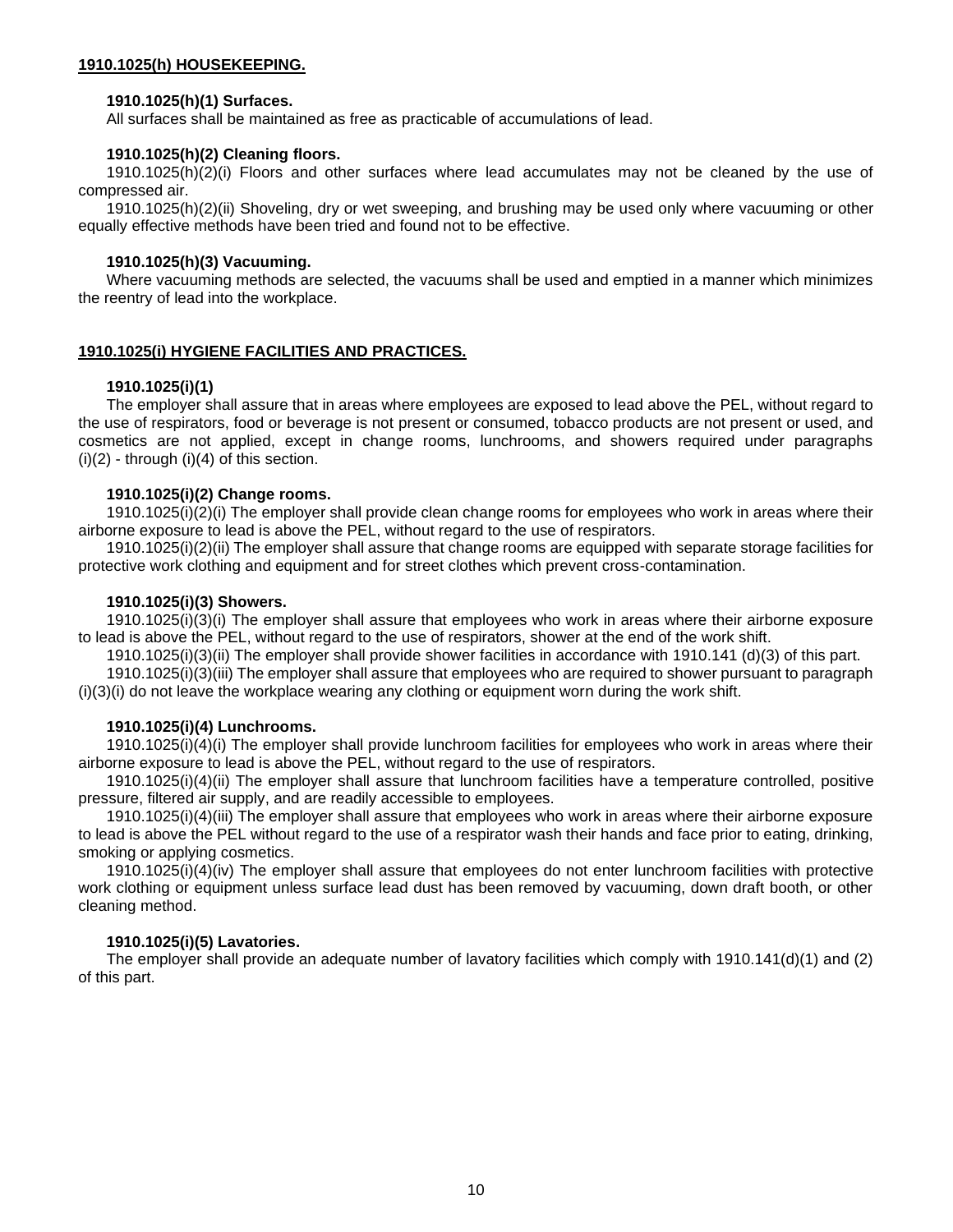## 1910.1025(h) HOUSEKEEPING.

### 1910.1025(h)(1) Surfaces.

All surfaces shall be maintained as free as practicable of accumulations of lead.

### 1910.1025(h)(2) Cleaning floors.

1910.1025(h)(2)(i) Floors and other surfaces where lead accumulates may not be cleaned by the use of compressed air.

1910.1025(h)(2)(ii) Shoveling, dry or wet sweeping, and brushing may be used only where vacuuming or other equally effective methods have been tried and found not to be effective.

### 1910.1025(h)(3) Vacuuming.

Where vacuuming methods are selected, the vacuums shall be used and emptied in a manner which minimizes the reentry of lead into the workplace.

## 1910.1025(i) HYGIENE FACILITIES AND PRACTICES.

### 1910.1025(i)(1)

The employer shall assure that in areas where employees are exposed to lead above the PEL, without regard to the use of respirators, food or beverage is not present or consumed, tobacco products are not present or used, and cosmetics are not applied, except in change rooms, lunchrooms, and showers required under paragraphs (i)(2) - through (i)(4) of this section.

### 1910.1025(i)(2) Change rooms.

1910.1025(i)(2)(i) The employer shall provide clean change rooms for employees who work in areas where their airborne exposure to lead is above the PEL, without regard to the use of respirators.

1910.1025(i)(2)(ii) The employer shall assure that change rooms are equipped with separate storage facilities for protective work clothing and equipment and for street clothes which prevent cross-contamination.

### 1910.1025(i)(3) Showers.

1910.1025(i)(3)(i) The employer shall assure that employees who work in areas where their airborne exposure to lead is above the PEL, without regard to the use of respirators, shower at the end of the work shift.

1910.1025(i)(3)(ii) The employer shall provide shower facilities in accordance with 1910.141 (d)(3) of this part.

1910.1025(i)(3)(iii) The employer shall assure that employees who are required to shower pursuant to paragraph (i)(3)(i) do not leave the workplace wearing any clothing or equipment worn during the work shift.

### 1910.1025(i)(4) Lunchrooms.

1910.1025(i)(4)(i) The employer shall provide lunchroom facilities for employees who work in areas where their airborne exposure to lead is above the PEL, without regard to the use of respirators.

1910.1025(i)(4)(ii) The employer shall assure that lunchroom facilities have a temperature controlled, positive pressure, filtered air supply, and are readily accessible to employees.

1910.1025(i)(4)(iii) The employer shall assure that employees who work in areas where their airborne exposure to lead is above the PEL without regard to the use of a respirator wash their hands and face prior to eating, drinking, smoking or applying cosmetics.

1910.1025(i)(4)(iv) The employer shall assure that employees do not enter lunchroom facilities with protective work clothing or equipment unless surface lead dust has been removed by vacuuming, down draft booth, or other cleaning method.

### 1910.1025(i)(5) Lavatories.

The employer shall provide an adequate number of lavatory facilities which comply with 1910.141(d)(1) and (2) of this part.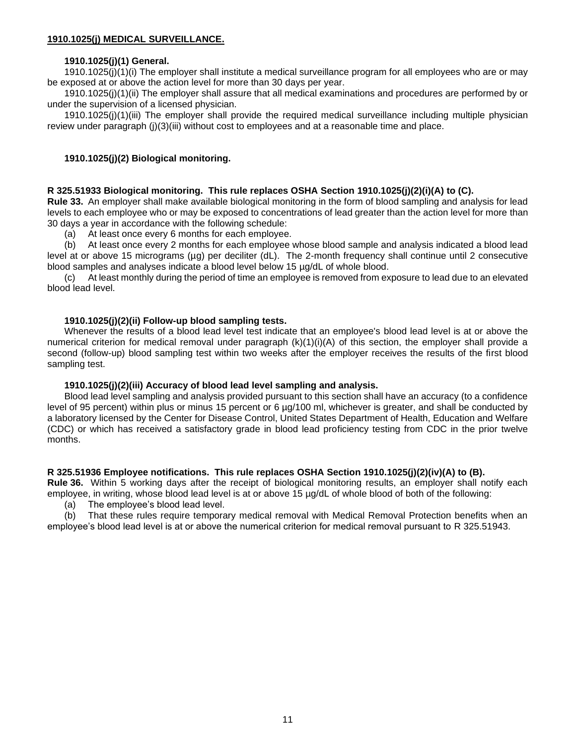## 1910.1025(j) MEDICAL SURVEILLANCE.

### 1910.1025(j)(1) General.

1910.1025(j)(1)(i) The employer shall institute a medical surveillance program for all employees who are or may be exposed at or above the action level for more than 30 days per year.

1910.1025(j)(1)(ii) The employer shall assure that all medical examinations and procedures are performed by or under the supervision of a licensed physician.

1910.1025(j)(1)(iii) The employer shall provide the required medical surveillance including multiple physician review under paragraph (j)(3)(iii) without cost to employees and at a reasonable time and place.

### 1910.1025(j)(2) Biological monitoring.

**R 325.51933 Biological monitoring. This rule replaces OSHA Section 1910.1025(j)(2)(i)(A) to (C).**

**Rule 33.** An employer shall make available biological monitoring in the form of blood sampling and analysis for lead levels to each employee who or may be exposed to concentrations of lead greater than the action level for more than 30 days a year in accordance with the following schedule:

(a) At least once every 6 months for each employee.

(b) At least once every 2 months for each employee whose blood sample and analysis indicated a blood lead level at or above 15 micrograms (µg) per deciliter (dL). The 2-month frequency shall continue until 2 consecutive blood samples and analyses indicate a blood level below 15 µg/dL of whole blood.

(c) At least monthly during the period of time an employee is removed from exposure to lead due to an elevated blood lead level.

### 1910.1025(j)(2)(ii) Follow-up blood sampling tests.

Whenever the results of a blood lead level test indicate that an employee's blood lead level is at or above the numerical criterion for medical removal under paragraph (k)(1)(i)(A) of this section, the employer shall provide a second (follow-up) blood sampling test within two weeks after the employer receives the results of the first blood sampling test.

### 1910.1025(j)(2)(iii) Accuracy of blood lead level sampling and analysis.

Blood lead level sampling and analysis provided pursuant to this section shall have an accuracy (to a confidence level of 95 percent) within plus or minus 15 percent or 6 µg/100 ml, whichever is greater, and shall be conducted by a laboratory licensed by the Center for Disease Control, United States Department of Health, Education and Welfare (CDC) or which has received a satisfactory grade in blood lead proficiency testing from CDC in the prior twelve months.

**R 325.51936 Employee notifications. This rule replaces OSHA Section 1910.1025(j)(2)(iv)(A) to (B).**

**Rule 36.** Within 5 working days after the receipt of biological monitoring results, an employer shall notify each employee, in writing, whose blood lead level is at or above 15 µg/dL of whole blood of both of the following:

(a) The employee's blood lead level.

(b) That these rules require temporary medical removal with Medical Removal Protection benefits when an employee's blood lead level is at or above the numerical criterion for medical removal pursuant to R 325.51943.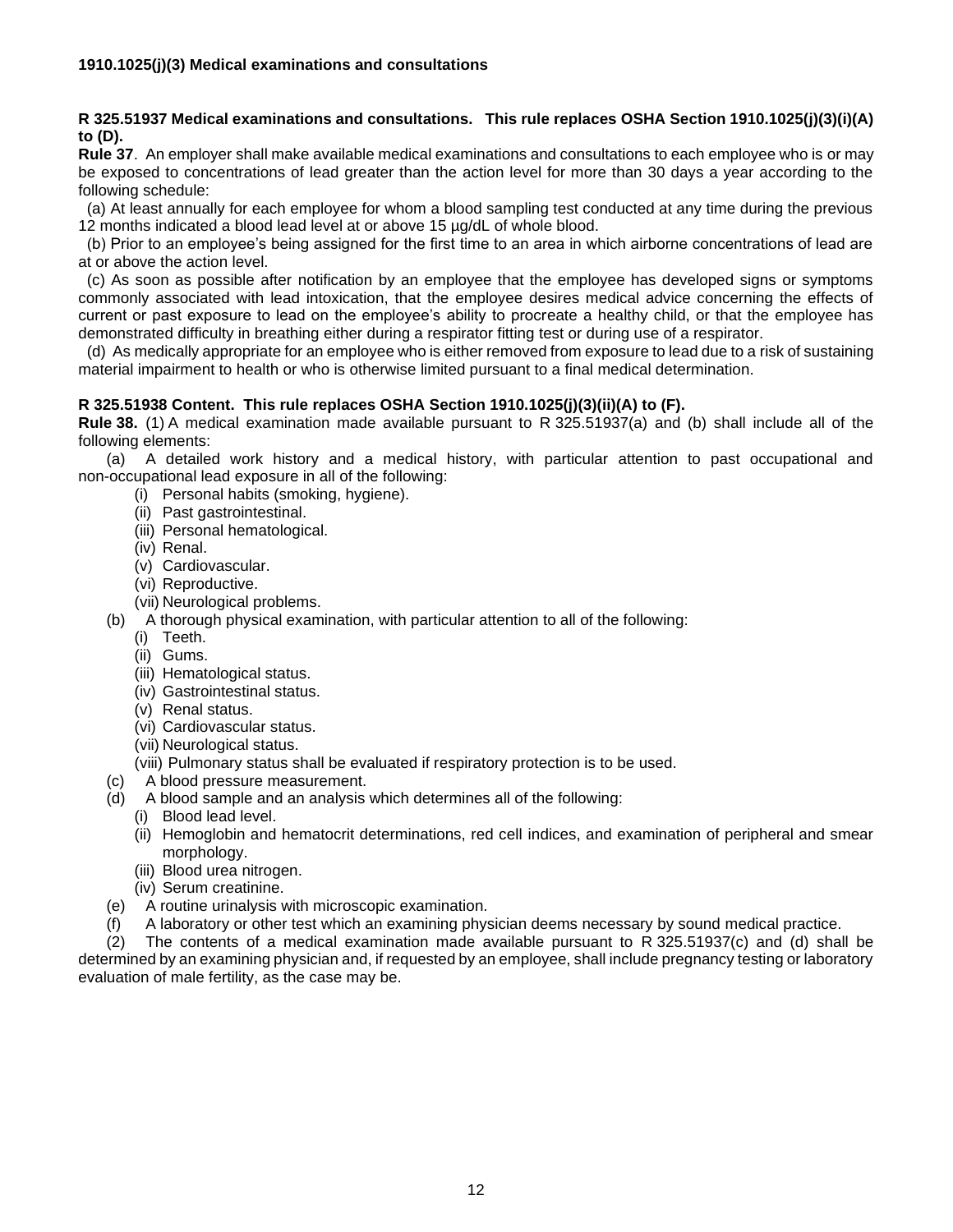**1910.1025(j)(3) Medical examinations and consultations**

**R 325.51937 Medical examinations and consultations. This rule replaces OSHA Section 1910.1025(j)(3)(i)(A) to (D).**

**Rule 37**. An employer shall make available medical examinations and consultations to each employee who is or may be exposed to concentrations of lead greater than the action level for more than 30 days a year according to the following schedule:

(a) At least annually for each employee for whom a blood sampling test conducted at any time during the previous 12 months indicated a blood lead level at or above 15 µg/dL of whole blood.

(b) Prior to an employee's being assigned for the first time to an area in which airborne concentrations of lead are at or above the action level.

(c) As soon as possible after notification by an employee that the employee has developed signs or symptoms commonly associated with lead intoxication, that the employee desires medical advice concerning the effects of current or past exposure to lead on the employee's ability to procreate a healthy child, or that the employee has demonstrated difficulty in breathing either during a respirator fitting test or during use of a respirator.

(d) As medically appropriate for an employee who is either removed from exposure to lead due to a risk of sustaining material impairment to health or who is otherwise limited pursuant to a final medical determination.

**R 325.51938 Content. This rule replaces OSHA Section 1910.1025(j)(3)(ii)(A) to (F).**

**Rule 38.** (1) A medical examination made available pursuant to R 325.51937(a) and (b) shall include all of the following elements:

(a) A detailed work history and a medical history, with particular attention to past occupational and non-occupational lead exposure in all of the following:
- (i) Personal habits (smoking, hygiene).
- (ii) Past gastrointestinal.
- (iii) Personal hematological.
- (iv) Renal.
- (v) Cardiovascular.
- (vi) Reproductive.
- (vii) Neurological problems.

(b) A thorough physical examination, with particular attention to all of the following:
- (i) Teeth.
- (ii) Gums.
- (iii) Hematological status.
- (iv) Gastrointestinal status.
- (v) Renal status.
- (vi) Cardiovascular status.
- (vii) Neurological status.
- (viii) Pulmonary status shall be evaluated if respiratory protection is to be used.

(c) A blood pressure measurement.

(d) A blood sample and an analysis which determines all of the following:
- (i) Blood lead level.
- (ii) Hemoglobin and hematocrit determinations, red cell indices, and examination of peripheral and smear morphology.
- (iii) Blood urea nitrogen.
- (iv) Serum creatinine.

(e) A routine urinalysis with microscopic examination.

(f) A laboratory or other test which an examining physician deems necessary by sound medical practice.

(2) The contents of a medical examination made available pursuant to R 325.51937(c) and (d) shall be determined by an examining physician and, if requested by an employee, shall include pregnancy testing or laboratory evaluation of male fertility, as the case may be.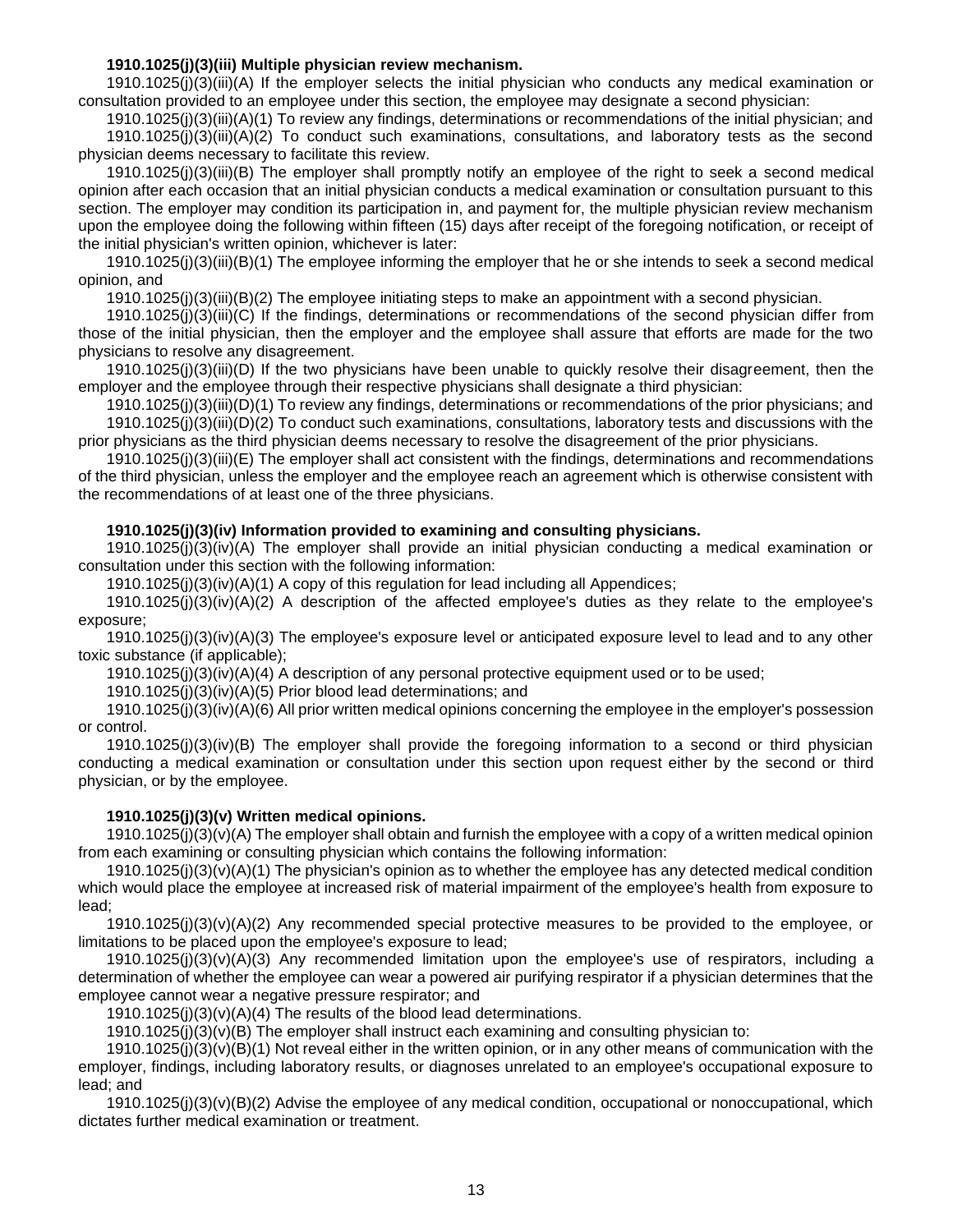**1910.1025(j)(3)(iii) Multiple physician review mechanism.**

1910.1025(j)(3)(iii)(A) If the employer selects the initial physician who conducts any medical examination or consultation provided to an employee under this section, the employee may designate a second physician:

1910.1025(j)(3)(iii)(A)(1) To review any findings, determinations or recommendations of the initial physician; and

1910.1025(j)(3)(iii)(A)(2) To conduct such examinations, consultations, and laboratory tests as the second physician deems necessary to facilitate this review.

1910.1025(j)(3)(iii)(B) The employer shall promptly notify an employee of the right to seek a second medical opinion after each occasion that an initial physician conducts a medical examination or consultation pursuant to this section. The employer may condition its participation in, and payment for, the multiple physician review mechanism upon the employee doing the following within fifteen (15) days after receipt of the foregoing notification, or receipt of the initial physician's written opinion, whichever is later:

1910.1025(j)(3)(iii)(B)(1) The employee informing the employer that he or she intends to seek a second medical opinion, and

1910.1025(j)(3)(iii)(B)(2) The employee initiating steps to make an appointment with a second physician.

1910.1025(j)(3)(iii)(C) If the findings, determinations or recommendations of the second physician differ from those of the initial physician, then the employer and the employee shall assure that efforts are made for the two physicians to resolve any disagreement.

1910.1025(j)(3)(iii)(D) If the two physicians have been unable to quickly resolve their disagreement, then the employer and the employee through their respective physicians shall designate a third physician:

1910.1025(j)(3)(iii)(D)(1) To review any findings, determinations or recommendations of the prior physicians; and

1910.1025(j)(3)(iii)(D)(2) To conduct such examinations, consultations, laboratory tests and discussions with the prior physicians as the third physician deems necessary to resolve the disagreement of the prior physicians.

1910.1025(j)(3)(iii)(E) The employer shall act consistent with the findings, determinations and recommendations of the third physician, unless the employer and the employee reach an agreement which is otherwise consistent with the recommendations of at least one of the three physicians.

**1910.1025(j)(3)(iv) Information provided to examining and consulting physicians.**

1910.1025(j)(3)(iv)(A) The employer shall provide an initial physician conducting a medical examination or consultation under this section with the following information:

1910.1025(j)(3)(iv)(A)(1) A copy of this regulation for lead including all Appendices;

1910.1025(j)(3)(iv)(A)(2) A description of the affected employee's duties as they relate to the employee's exposure;

1910.1025(j)(3)(iv)(A)(3) The employee's exposure level or anticipated exposure level to lead and to any other toxic substance (if applicable);

1910.1025(j)(3)(iv)(A)(4) A description of any personal protective equipment used or to be used;

1910.1025(j)(3)(iv)(A)(5) Prior blood lead determinations; and

1910.1025(j)(3)(iv)(A)(6) All prior written medical opinions concerning the employee in the employer's possession or control.

1910.1025(j)(3)(iv)(B) The employer shall provide the foregoing information to a second or third physician conducting a medical examination or consultation under this section upon request either by the second or third physician, or by the employee.

**1910.1025(j)(3)(v) Written medical opinions.**

1910.1025(j)(3)(v)(A) The employer shall obtain and furnish the employee with a copy of a written medical opinion from each examining or consulting physician which contains the following information:

1910.1025(j)(3)(v)(A)(1) The physician's opinion as to whether the employee has any detected medical condition which would place the employee at increased risk of material impairment of the employee's health from exposure to lead;

1910.1025(j)(3)(v)(A)(2) Any recommended special protective measures to be provided to the employee, or limitations to be placed upon the employee's exposure to lead;

1910.1025(j)(3)(v)(A)(3) Any recommended limitation upon the employee's use of respirators, including a determination of whether the employee can wear a powered air purifying respirator if a physician determines that the employee cannot wear a negative pressure respirator; and

1910.1025(j)(3)(v)(A)(4) The results of the blood lead determinations.

1910.1025(j)(3)(v)(B) The employer shall instruct each examining and consulting physician to:

1910.1025(j)(3)(v)(B)(1) Not reveal either in the written opinion, or in any other means of communication with the employer, findings, including laboratory results, or diagnoses unrelated to an employee's occupational exposure to lead; and

1910.1025(j)(3)(v)(B)(2) Advise the employee of any medical condition, occupational or nonoccupational, which dictates further medical examination or treatment.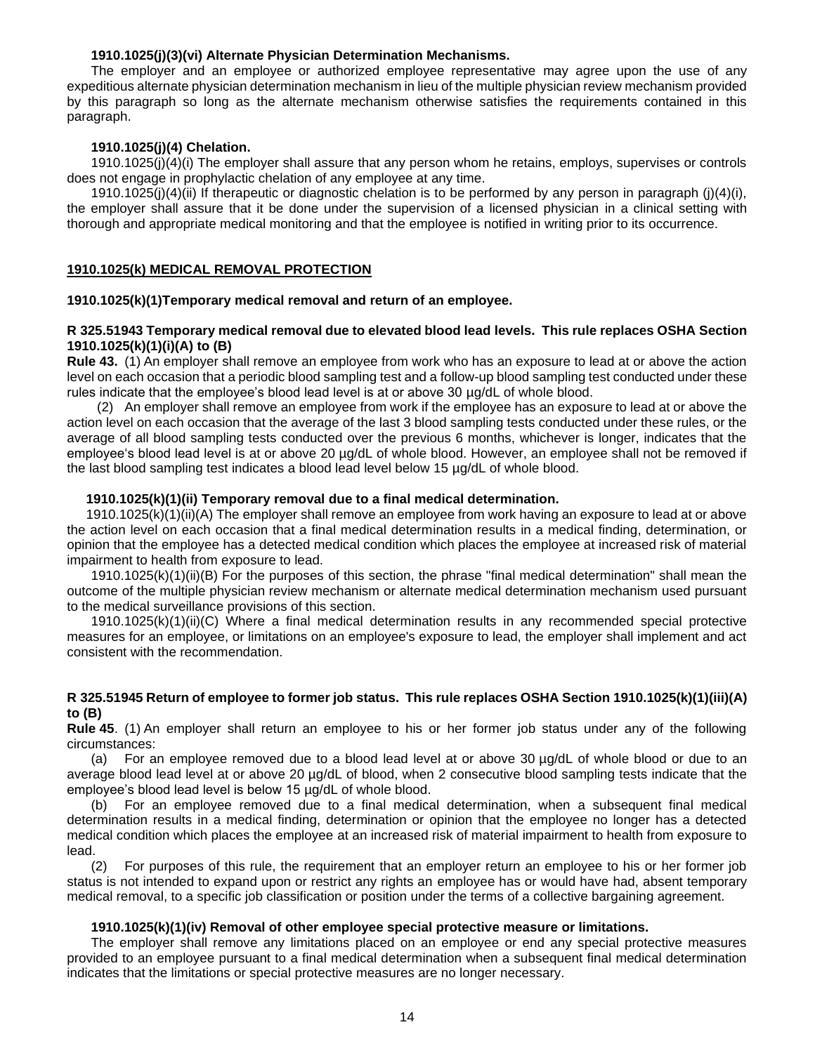**1910.1025(j)(3)(vi) Alternate Physician Determination Mechanisms.**

The employer and an employee or authorized employee representative may agree upon the use of any expeditious alternate physician determination mechanism in lieu of the multiple physician review mechanism provided by this paragraph so long as the alternate mechanism otherwise satisfies the requirements contained in this paragraph.

**1910.1025(j)(4) Chelation.**

1910.1025(j)(4)(i) The employer shall assure that any person whom he retains, employs, supervises or controls does not engage in prophylactic chelation of any employee at any time.

1910.1025(j)(4)(ii) If therapeutic or diagnostic chelation is to be performed by any person in paragraph (j)(4)(i), the employer shall assure that it be done under the supervision of a licensed physician in a clinical setting with thorough and appropriate medical monitoring and that the employee is notified in writing prior to its occurrence.

## 1910.1025(k) MEDICAL REMOVAL PROTECTION

**1910.1025(k)(1)Temporary medical removal and return of an employee.**

**R 325.51943 Temporary medical removal due to elevated blood lead levels. This rule replaces OSHA Section 1910.1025(k)(1)(i)(A) to (B)**

**Rule 43.** (1) An employer shall remove an employee from work who has an exposure to lead at or above the action level on each occasion that a periodic blood sampling test and a follow-up blood sampling test conducted under these rules indicate that the employee's blood lead level is at or above 30 µg/dL of whole blood.

(2) An employer shall remove an employee from work if the employee has an exposure to lead at or above the action level on each occasion that the average of the last 3 blood sampling tests conducted under these rules, or the average of all blood sampling tests conducted over the previous 6 months, whichever is longer, indicates that the employee's blood lead level is at or above 20 µg/dL of whole blood. However, an employee shall not be removed if the last blood sampling test indicates a blood lead level below 15 µg/dL of whole blood.

**1910.1025(k)(1)(ii) Temporary removal due to a final medical determination.**

1910.1025(k)(1)(ii)(A) The employer shall remove an employee from work having an exposure to lead at or above the action level on each occasion that a final medical determination results in a medical finding, determination, or opinion that the employee has a detected medical condition which places the employee at increased risk of material impairment to health from exposure to lead.

1910.1025(k)(1)(ii)(B) For the purposes of this section, the phrase "final medical determination" shall mean the outcome of the multiple physician review mechanism or alternate medical determination mechanism used pursuant to the medical surveillance provisions of this section.

1910.1025(k)(1)(ii)(C) Where a final medical determination results in any recommended special protective measures for an employee, or limitations on an employee's exposure to lead, the employer shall implement and act consistent with the recommendation.

**R 325.51945 Return of employee to former job status. This rule replaces OSHA Section 1910.1025(k)(1)(iii)(A) to (B)**

**Rule 45**. (1) An employer shall return an employee to his or her former job status under any of the following circumstances:

(a) For an employee removed due to a blood lead level at or above 30 µg/dL of whole blood or due to an average blood lead level at or above 20 µg/dL of blood, when 2 consecutive blood sampling tests indicate that the employee's blood lead level is below 15 µg/dL of whole blood.

(b) For an employee removed due to a final medical determination, when a subsequent final medical determination results in a medical finding, determination or opinion that the employee no longer has a detected medical condition which places the employee at an increased risk of material impairment to health from exposure to lead.

(2) For purposes of this rule, the requirement that an employer return an employee to his or her former job status is not intended to expand upon or restrict any rights an employee has or would have had, absent temporary medical removal, to a specific job classification or position under the terms of a collective bargaining agreement.

**1910.1025(k)(1)(iv) Removal of other employee special protective measure or limitations.**

The employer shall remove any limitations placed on an employee or end any special protective measures provided to an employee pursuant to a final medical determination when a subsequent final medical determination indicates that the limitations or special protective measures are no longer necessary.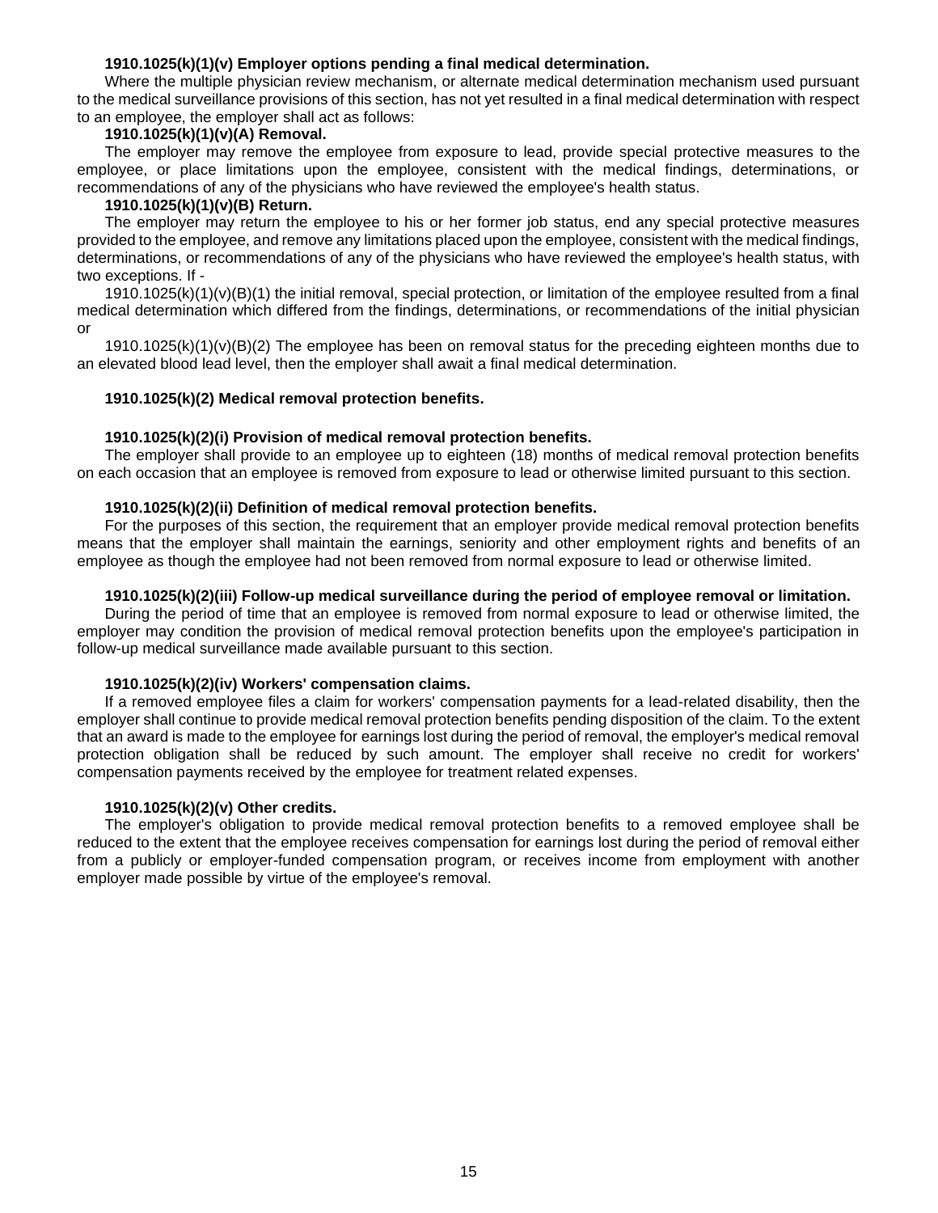**1910.1025(k)(1)(v) Employer options pending a final medical determination.**

Where the multiple physician review mechanism, or alternate medical determination mechanism used pursuant to the medical surveillance provisions of this section, has not yet resulted in a final medical determination with respect to an employee, the employer shall act as follows:

**1910.1025(k)(1)(v)(A) Removal.**

The employer may remove the employee from exposure to lead, provide special protective measures to the employee, or place limitations upon the employee, consistent with the medical findings, determinations, or recommendations of any of the physicians who have reviewed the employee's health status.

**1910.1025(k)(1)(v)(B) Return.**

The employer may return the employee to his or her former job status, end any special protective measures provided to the employee, and remove any limitations placed upon the employee, consistent with the medical findings, determinations, or recommendations of any of the physicians who have reviewed the employee's health status, with two exceptions. If -

1910.1025(k)(1)(v)(B)(1) the initial removal, special protection, or limitation of the employee resulted from a final medical determination which differed from the findings, determinations, or recommendations of the initial physician or

1910.1025(k)(1)(v)(B)(2) The employee has been on removal status for the preceding eighteen months due to an elevated blood lead level, then the employer shall await a final medical determination.

**1910.1025(k)(2) Medical removal protection benefits.**

**1910.1025(k)(2)(i) Provision of medical removal protection benefits.**

The employer shall provide to an employee up to eighteen (18) months of medical removal protection benefits on each occasion that an employee is removed from exposure to lead or otherwise limited pursuant to this section.

**1910.1025(k)(2)(ii) Definition of medical removal protection benefits.**

For the purposes of this section, the requirement that an employer provide medical removal protection benefits means that the employer shall maintain the earnings, seniority and other employment rights and benefits of an employee as though the employee had not been removed from normal exposure to lead or otherwise limited.

**1910.1025(k)(2)(iii) Follow-up medical surveillance during the period of employee removal or limitation.**

During the period of time that an employee is removed from normal exposure to lead or otherwise limited, the employer may condition the provision of medical removal protection benefits upon the employee's participation in follow-up medical surveillance made available pursuant to this section.

**1910.1025(k)(2)(iv) Workers' compensation claims.**

If a removed employee files a claim for workers' compensation payments for a lead-related disability, then the employer shall continue to provide medical removal protection benefits pending disposition of the claim. To the extent that an award is made to the employee for earnings lost during the period of removal, the employer's medical removal protection obligation shall be reduced by such amount. The employer shall receive no credit for workers' compensation payments received by the employee for treatment related expenses.

**1910.1025(k)(2)(v) Other credits.**

The employer's obligation to provide medical removal protection benefits to a removed employee shall be reduced to the extent that the employee receives compensation for earnings lost during the period of removal either from a publicly or employer-funded compensation program, or receives income from employment with another employer made possible by virtue of the employee's removal.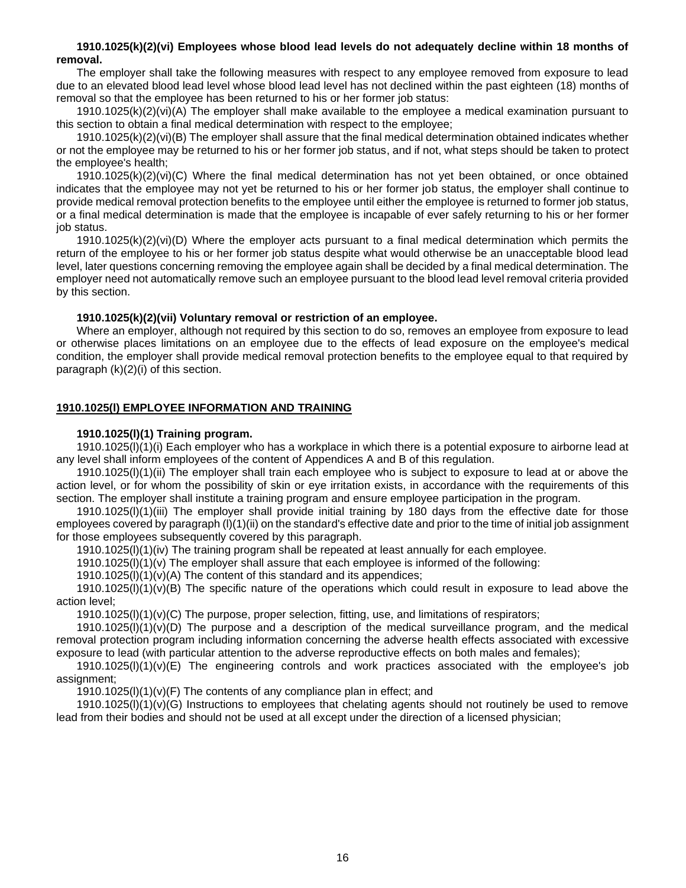**1910.1025(k)(2)(vi) Employees whose blood lead levels do not adequately decline within 18 months of removal.**

The employer shall take the following measures with respect to any employee removed from exposure to lead due to an elevated blood lead level whose blood lead level has not declined within the past eighteen (18) months of removal so that the employee has been returned to his or her former job status:

1910.1025(k)(2)(vi)(A) The employer shall make available to the employee a medical examination pursuant to this section to obtain a final medical determination with respect to the employee;

1910.1025(k)(2)(vi)(B) The employer shall assure that the final medical determination obtained indicates whether or not the employee may be returned to his or her former job status, and if not, what steps should be taken to protect the employee's health;

1910.1025(k)(2)(vi)(C) Where the final medical determination has not yet been obtained, or once obtained indicates that the employee may not yet be returned to his or her former job status, the employer shall continue to provide medical removal protection benefits to the employee until either the employee is returned to former job status, or a final medical determination is made that the employee is incapable of ever safely returning to his or her former job status.

1910.1025(k)(2)(vi)(D) Where the employer acts pursuant to a final medical determination which permits the return of the employee to his or her former job status despite what would otherwise be an unacceptable blood lead level, later questions concerning removing the employee again shall be decided by a final medical determination. The employer need not automatically remove such an employee pursuant to the blood lead level removal criteria provided by this section.

**1910.1025(k)(2)(vii) Voluntary removal or restriction of an employee.**

Where an employer, although not required by this section to do so, removes an employee from exposure to lead or otherwise places limitations on an employee due to the effects of lead exposure on the employee's medical condition, the employer shall provide medical removal protection benefits to the employee equal to that required by paragraph (k)(2)(i) of this section.

## 1910.1025(l) EMPLOYEE INFORMATION AND TRAINING

**1910.1025(l)(1) Training program.**

1910.1025(l)(1)(i) Each employer who has a workplace in which there is a potential exposure to airborne lead at any level shall inform employees of the content of Appendices A and B of this regulation.

1910.1025(l)(1)(ii) The employer shall train each employee who is subject to exposure to lead at or above the action level, or for whom the possibility of skin or eye irritation exists, in accordance with the requirements of this section. The employer shall institute a training program and ensure employee participation in the program.

1910.1025(l)(1)(iii) The employer shall provide initial training by 180 days from the effective date for those employees covered by paragraph (l)(1)(ii) on the standard's effective date and prior to the time of initial job assignment for those employees subsequently covered by this paragraph.

1910.1025(l)(1)(iv) The training program shall be repeated at least annually for each employee.

1910.1025(l)(1)(v) The employer shall assure that each employee is informed of the following:

1910.1025(l)(1)(v)(A) The content of this standard and its appendices;

1910.1025(l)(1)(v)(B) The specific nature of the operations which could result in exposure to lead above the action level;

1910.1025(l)(1)(v)(C) The purpose, proper selection, fitting, use, and limitations of respirators;

1910.1025(l)(1)(v)(D) The purpose and a description of the medical surveillance program, and the medical removal protection program including information concerning the adverse health effects associated with excessive exposure to lead (with particular attention to the adverse reproductive effects on both males and females);

1910.1025(l)(1)(v)(E) The engineering controls and work practices associated with the employee's job assignment;

1910.1025(l)(1)(v)(F) The contents of any compliance plan in effect; and

1910.1025(l)(1)(v)(G) Instructions to employees that chelating agents should not routinely be used to remove lead from their bodies and should not be used at all except under the direction of a licensed physician;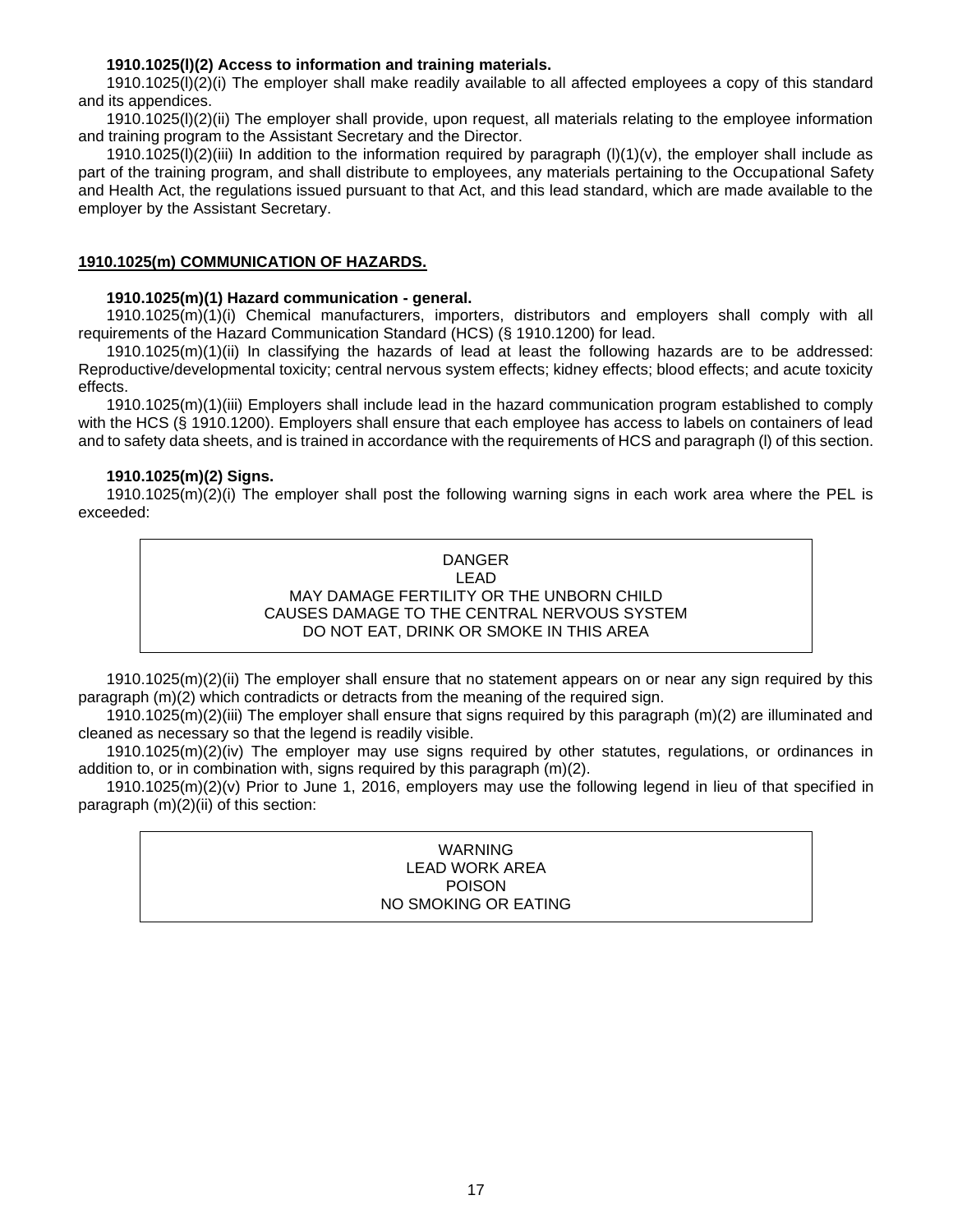**1910.1025(l)(2) Access to information and training materials.**

1910.1025(l)(2)(i) The employer shall make readily available to all affected employees a copy of this standard and its appendices.

1910.1025(l)(2)(ii) The employer shall provide, upon request, all materials relating to the employee information and training program to the Assistant Secretary and the Director.

1910.1025(l)(2)(iii) In addition to the information required by paragraph (l)(1)(v), the employer shall include as part of the training program, and shall distribute to employees, any materials pertaining to the Occupational Safety and Health Act, the regulations issued pursuant to that Act, and this lead standard, which are made available to the employer by the Assistant Secretary.

## 1910.1025(m) COMMUNICATION OF HAZARDS.

**1910.1025(m)(1) Hazard communication - general.**

1910.1025(m)(1)(i) Chemical manufacturers, importers, distributors and employers shall comply with all requirements of the Hazard Communication Standard (HCS) (§ 1910.1200) for lead.

1910.1025(m)(1)(ii) In classifying the hazards of lead at least the following hazards are to be addressed: Reproductive/developmental toxicity; central nervous system effects; kidney effects; blood effects; and acute toxicity effects.

1910.1025(m)(1)(iii) Employers shall include lead in the hazard communication program established to comply with the HCS (§ 1910.1200). Employers shall ensure that each employee has access to labels on containers of lead and to safety data sheets, and is trained in accordance with the requirements of HCS and paragraph (l) of this section.

**1910.1025(m)(2) Signs.**

1910.1025(m)(2)(i) The employer shall post the following warning signs in each work area where the PEL is exceeded:

| DANGER<br>LEAD<br>MAY DAMAGE FERTILITY OR THE UNBORN CHILD<br>CAUSES DAMAGE TO THE CENTRAL NERVOUS SYSTEM<br>DO NOT EAT, DRINK OR SMOKE IN THIS AREA |
|---|

1910.1025(m)(2)(ii) The employer shall ensure that no statement appears on or near any sign required by this paragraph (m)(2) which contradicts or detracts from the meaning of the required sign.

1910.1025(m)(2)(iii) The employer shall ensure that signs required by this paragraph (m)(2) are illuminated and cleaned as necessary so that the legend is readily visible.

1910.1025(m)(2)(iv) The employer may use signs required by other statutes, regulations, or ordinances in addition to, or in combination with, signs required by this paragraph (m)(2).

1910.1025(m)(2)(v) Prior to June 1, 2016, employers may use the following legend in lieu of that specified in paragraph (m)(2)(ii) of this section:

| WARNING<br>LEAD WORK AREA<br>POISON<br>NO SMOKING OR EATING |
|---|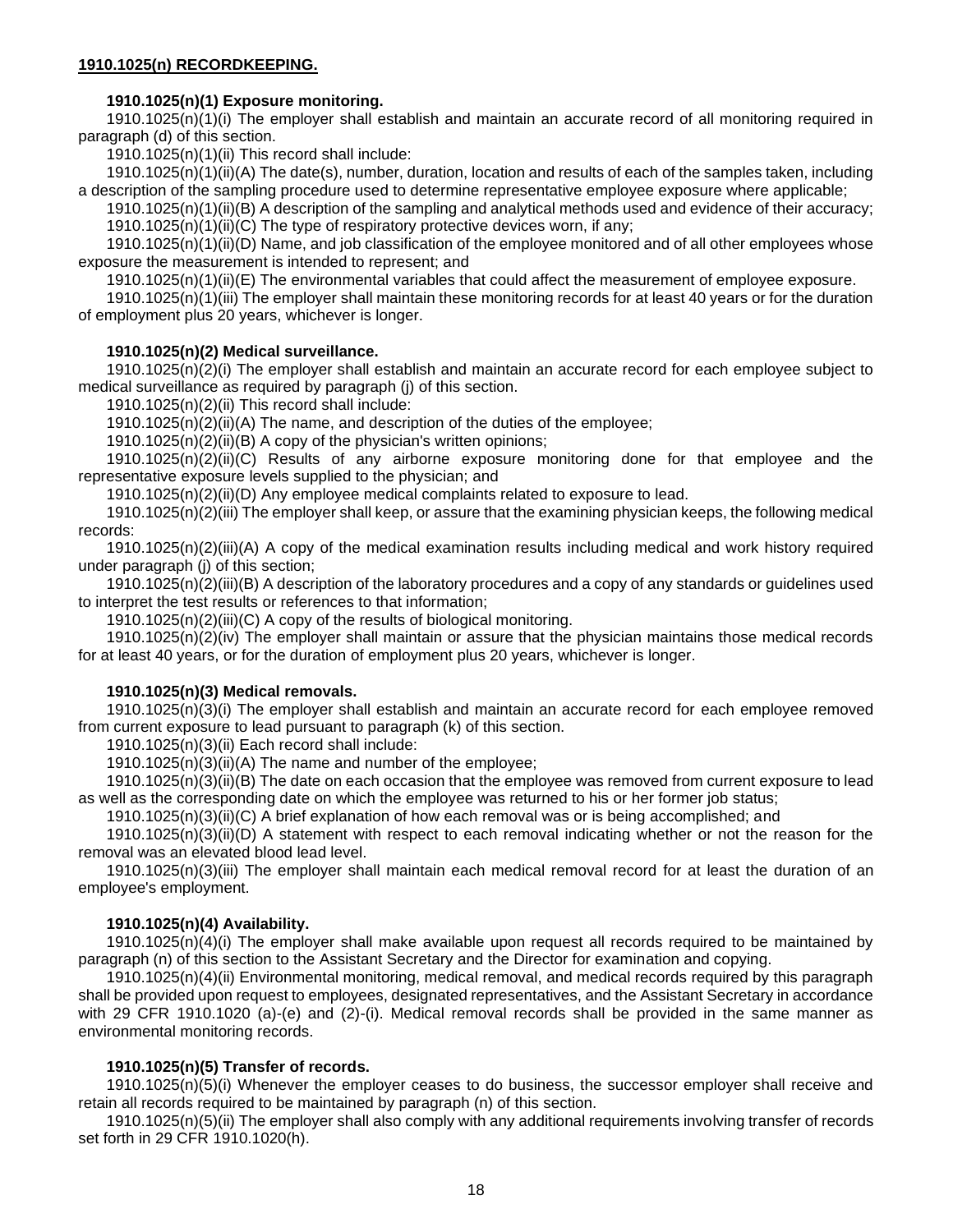## 1910.1025(n) RECORDKEEPING.

### 1910.1025(n)(1) Exposure monitoring.

1910.1025(n)(1)(i) The employer shall establish and maintain an accurate record of all monitoring required in paragraph (d) of this section.

1910.1025(n)(1)(ii) This record shall include:

1910.1025(n)(1)(ii)(A) The date(s), number, duration, location and results of each of the samples taken, including a description of the sampling procedure used to determine representative employee exposure where applicable;

1910.1025(n)(1)(ii)(B) A description of the sampling and analytical methods used and evidence of their accuracy;

1910.1025(n)(1)(ii)(C) The type of respiratory protective devices worn, if any;

1910.1025(n)(1)(ii)(D) Name, and job classification of the employee monitored and of all other employees whose exposure the measurement is intended to represent; and

1910.1025(n)(1)(ii)(E) The environmental variables that could affect the measurement of employee exposure.

1910.1025(n)(1)(iii) The employer shall maintain these monitoring records for at least 40 years or for the duration of employment plus 20 years, whichever is longer.

### 1910.1025(n)(2) Medical surveillance.

1910.1025(n)(2)(i) The employer shall establish and maintain an accurate record for each employee subject to medical surveillance as required by paragraph (j) of this section.

1910.1025(n)(2)(ii) This record shall include:

1910.1025(n)(2)(ii)(A) The name, and description of the duties of the employee;

1910.1025(n)(2)(ii)(B) A copy of the physician's written opinions;

1910.1025(n)(2)(ii)(C) Results of any airborne exposure monitoring done for that employee and the representative exposure levels supplied to the physician; and

1910.1025(n)(2)(ii)(D) Any employee medical complaints related to exposure to lead.

1910.1025(n)(2)(iii) The employer shall keep, or assure that the examining physician keeps, the following medical records:

1910.1025(n)(2)(iii)(A) A copy of the medical examination results including medical and work history required under paragraph (j) of this section;

1910.1025(n)(2)(iii)(B) A description of the laboratory procedures and a copy of any standards or guidelines used to interpret the test results or references to that information;

1910.1025(n)(2)(iii)(C) A copy of the results of biological monitoring.

1910.1025(n)(2)(iv) The employer shall maintain or assure that the physician maintains those medical records for at least 40 years, or for the duration of employment plus 20 years, whichever is longer.

### 1910.1025(n)(3) Medical removals.

1910.1025(n)(3)(i) The employer shall establish and maintain an accurate record for each employee removed from current exposure to lead pursuant to paragraph (k) of this section.

1910.1025(n)(3)(ii) Each record shall include:

1910.1025(n)(3)(ii)(A) The name and number of the employee;

1910.1025(n)(3)(ii)(B) The date on each occasion that the employee was removed from current exposure to lead as well as the corresponding date on which the employee was returned to his or her former job status;

1910.1025(n)(3)(ii)(C) A brief explanation of how each removal was or is being accomplished; and

1910.1025(n)(3)(ii)(D) A statement with respect to each removal indicating whether or not the reason for the removal was an elevated blood lead level.

1910.1025(n)(3)(iii) The employer shall maintain each medical removal record for at least the duration of an employee's employment.

### 1910.1025(n)(4) Availability.

1910.1025(n)(4)(i) The employer shall make available upon request all records required to be maintained by paragraph (n) of this section to the Assistant Secretary and the Director for examination and copying.

1910.1025(n)(4)(ii) Environmental monitoring, medical removal, and medical records required by this paragraph shall be provided upon request to employees, designated representatives, and the Assistant Secretary in accordance with 29 CFR 1910.1020 (a)-(e) and (2)-(i). Medical removal records shall be provided in the same manner as environmental monitoring records.

### 1910.1025(n)(5) Transfer of records.

1910.1025(n)(5)(i) Whenever the employer ceases to do business, the successor employer shall receive and retain all records required to be maintained by paragraph (n) of this section.

1910.1025(n)(5)(ii) The employer shall also comply with any additional requirements involving transfer of records set forth in 29 CFR 1910.1020(h).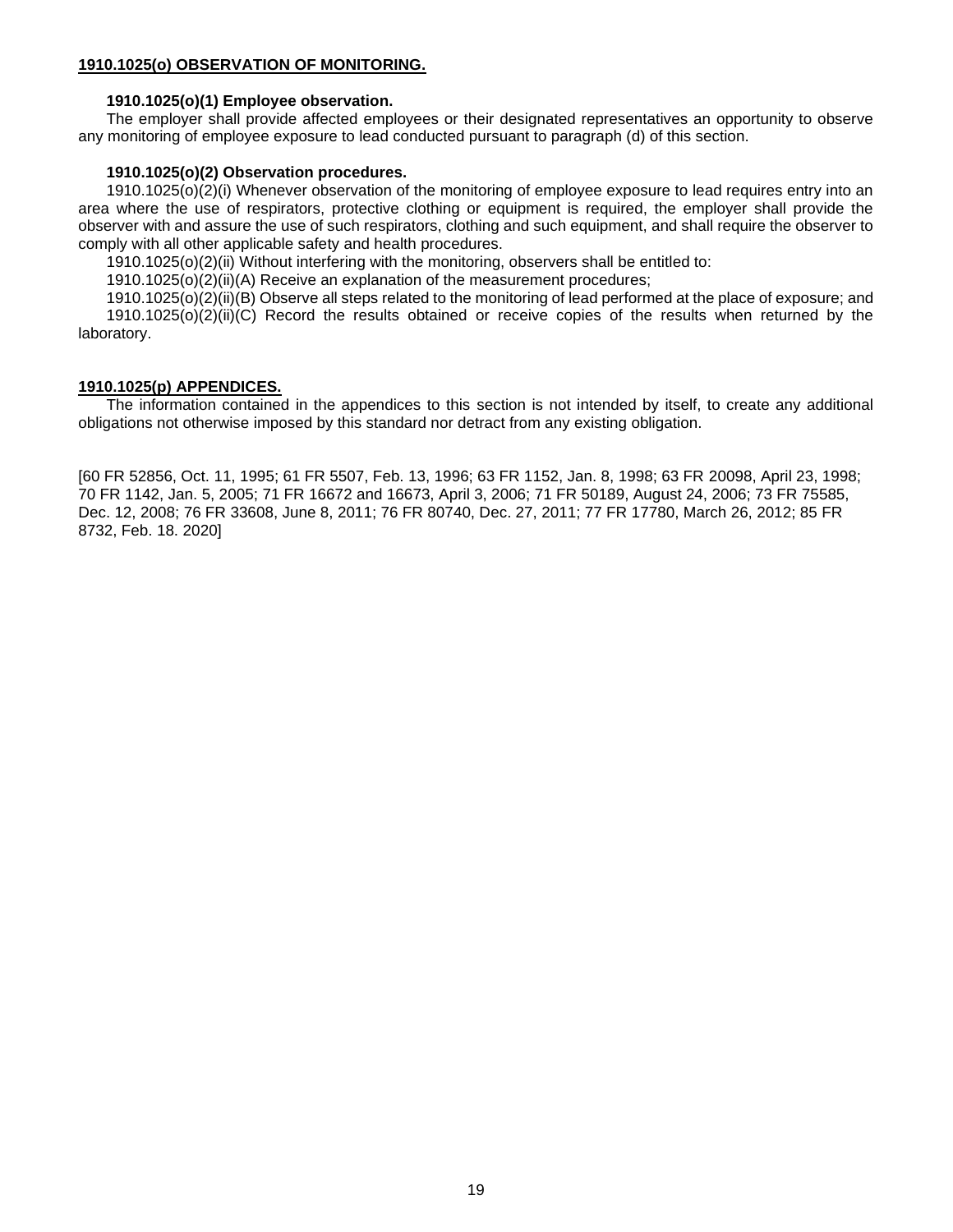**1910.1025(o) OBSERVATION OF MONITORING.**

**1910.1025(o)(1) Employee observation.**

The employer shall provide affected employees or their designated representatives an opportunity to observe any monitoring of employee exposure to lead conducted pursuant to paragraph (d) of this section.

**1910.1025(o)(2) Observation procedures.**

1910.1025(o)(2)(i) Whenever observation of the monitoring of employee exposure to lead requires entry into an area where the use of respirators, protective clothing or equipment is required, the employer shall provide the observer with and assure the use of such respirators, clothing and such equipment, and shall require the observer to comply with all other applicable safety and health procedures.

1910.1025(o)(2)(ii) Without interfering with the monitoring, observers shall be entitled to:

1910.1025(o)(2)(ii)(A) Receive an explanation of the measurement procedures;

1910.1025(o)(2)(ii)(B) Observe all steps related to the monitoring of lead performed at the place of exposure; and

1910.1025(o)(2)(ii)(C) Record the results obtained or receive copies of the results when returned by the laboratory.

**1910.1025(p) APPENDICES.**

The information contained in the appendices to this section is not intended by itself, to create any additional obligations not otherwise imposed by this standard nor detract from any existing obligation.

[60 FR 52856, Oct. 11, 1995; 61 FR 5507, Feb. 13, 1996; 63 FR 1152, Jan. 8, 1998; 63 FR 20098, April 23, 1998; 70 FR 1142, Jan. 5, 2005; 71 FR 16672 and 16673, April 3, 2006; 71 FR 50189, August 24, 2006; 73 FR 75585, Dec. 12, 2008; 76 FR 33608, June 8, 2011; 76 FR 80740, Dec. 27, 2011; 77 FR 17780, March 26, 2012; 85 FR 8732, Feb. 18. 2020]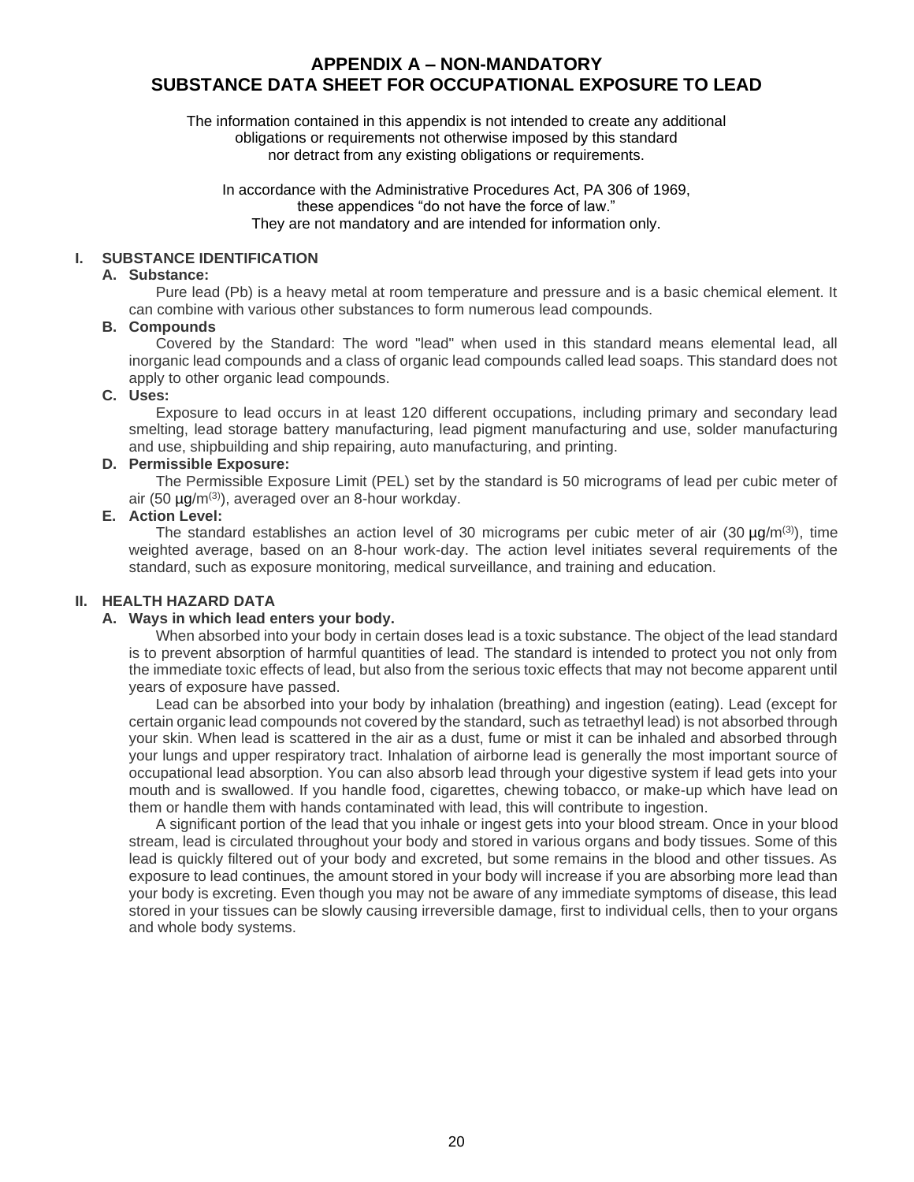# APPENDIX A – NON-MANDATORY
# SUBSTANCE DATA SHEET FOR OCCUPATIONAL EXPOSURE TO LEAD

The information contained in this appendix is not intended to create any additional obligations or requirements not otherwise imposed by this standard nor detract from any existing obligations or requirements.

In accordance with the Administrative Procedures Act, PA 306 of 1969, these appendices "do not have the force of law." They are not mandatory and are intended for information only.

## I. SUBSTANCE IDENTIFICATION

### A. Substance:

Pure lead (Pb) is a heavy metal at room temperature and pressure and is a basic chemical element. It can combine with various other substances to form numerous lead compounds.

### B. Compounds

Covered by the Standard: The word "lead" when used in this standard means elemental lead, all inorganic lead compounds and a class of organic lead compounds called lead soaps. This standard does not apply to other organic lead compounds.

### C. Uses:

Exposure to lead occurs in at least 120 different occupations, including primary and secondary lead smelting, lead storage battery manufacturing, lead pigment manufacturing and use, solder manufacturing and use, shipbuilding and ship repairing, auto manufacturing, and printing.

### D. Permissible Exposure:

The Permissible Exposure Limit (PEL) set by the standard is 50 micrograms of lead per cubic meter of air (50 µg/m(3)), averaged over an 8-hour workday.

### E. Action Level:

The standard establishes an action level of 30 micrograms per cubic meter of air (30 µg/m(3)), time weighted average, based on an 8-hour work-day. The action level initiates several requirements of the standard, such as exposure monitoring, medical surveillance, and training and education.

## II. HEALTH HAZARD DATA

### A. Ways in which lead enters your body.

When absorbed into your body in certain doses lead is a toxic substance. The object of the lead standard is to prevent absorption of harmful quantities of lead. The standard is intended to protect you not only from the immediate toxic effects of lead, but also from the serious toxic effects that may not become apparent until years of exposure have passed.

Lead can be absorbed into your body by inhalation (breathing) and ingestion (eating). Lead (except for certain organic lead compounds not covered by the standard, such as tetraethyl lead) is not absorbed through your skin. When lead is scattered in the air as a dust, fume or mist it can be inhaled and absorbed through your lungs and upper respiratory tract. Inhalation of airborne lead is generally the most important source of occupational lead absorption. You can also absorb lead through your digestive system if lead gets into your mouth and is swallowed. If you handle food, cigarettes, chewing tobacco, or make-up which have lead on them or handle them with hands contaminated with lead, this will contribute to ingestion.

A significant portion of the lead that you inhale or ingest gets into your blood stream. Once in your blood stream, lead is circulated throughout your body and stored in various organs and body tissues. Some of this lead is quickly filtered out of your body and excreted, but some remains in the blood and other tissues. As exposure to lead continues, the amount stored in your body will increase if you are absorbing more lead than your body is excreting. Even though you may not be aware of any immediate symptoms of disease, this lead stored in your tissues can be slowly causing irreversible damage, first to individual cells, then to your organs and whole body systems.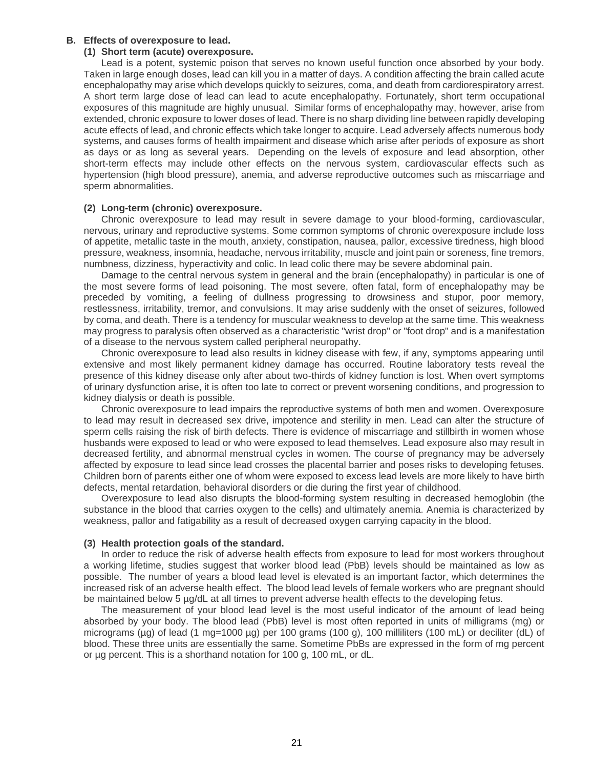**B. Effects of overexposure to lead.**

**(1) Short term (acute) overexposure.**

Lead is a potent, systemic poison that serves no known useful function once absorbed by your body. Taken in large enough doses, lead can kill you in a matter of days. A condition affecting the brain called acute encephalopathy may arise which develops quickly to seizures, coma, and death from cardiorespiratory arrest. A short term large dose of lead can lead to acute encephalopathy. Fortunately, short term occupational exposures of this magnitude are highly unusual. Similar forms of encephalopathy may, however, arise from extended, chronic exposure to lower doses of lead. There is no sharp dividing line between rapidly developing acute effects of lead, and chronic effects which take longer to acquire. Lead adversely affects numerous body systems, and causes forms of health impairment and disease which arise after periods of exposure as short as days or as long as several years. Depending on the levels of exposure and lead absorption, other short-term effects may include other effects on the nervous system, cardiovascular effects such as hypertension (high blood pressure), anemia, and adverse reproductive outcomes such as miscarriage and sperm abnormalities.

**(2) Long-term (chronic) overexposure.**

Chronic overexposure to lead may result in severe damage to your blood-forming, cardiovascular, nervous, urinary and reproductive systems. Some common symptoms of chronic overexposure include loss of appetite, metallic taste in the mouth, anxiety, constipation, nausea, pallor, excessive tiredness, high blood pressure, weakness, insomnia, headache, nervous irritability, muscle and joint pain or soreness, fine tremors, numbness, dizziness, hyperactivity and colic. In lead colic there may be severe abdominal pain.

Damage to the central nervous system in general and the brain (encephalopathy) in particular is one of the most severe forms of lead poisoning. The most severe, often fatal, form of encephalopathy may be preceded by vomiting, a feeling of dullness progressing to drowsiness and stupor, poor memory, restlessness, irritability, tremor, and convulsions. It may arise suddenly with the onset of seizures, followed by coma, and death. There is a tendency for muscular weakness to develop at the same time. This weakness may progress to paralysis often observed as a characteristic "wrist drop" or "foot drop" and is a manifestation of a disease to the nervous system called peripheral neuropathy.

Chronic overexposure to lead also results in kidney disease with few, if any, symptoms appearing until extensive and most likely permanent kidney damage has occurred. Routine laboratory tests reveal the presence of this kidney disease only after about two-thirds of kidney function is lost. When overt symptoms of urinary dysfunction arise, it is often too late to correct or prevent worsening conditions, and progression to kidney dialysis or death is possible.

Chronic overexposure to lead impairs the reproductive systems of both men and women. Overexposure to lead may result in decreased sex drive, impotence and sterility in men. Lead can alter the structure of sperm cells raising the risk of birth defects. There is evidence of miscarriage and stillbirth in women whose husbands were exposed to lead or who were exposed to lead themselves. Lead exposure also may result in decreased fertility, and abnormal menstrual cycles in women. The course of pregnancy may be adversely affected by exposure to lead since lead crosses the placental barrier and poses risks to developing fetuses. Children born of parents either one of whom were exposed to excess lead levels are more likely to have birth defects, mental retardation, behavioral disorders or die during the first year of childhood.

Overexposure to lead also disrupts the blood-forming system resulting in decreased hemoglobin (the substance in the blood that carries oxygen to the cells) and ultimately anemia. Anemia is characterized by weakness, pallor and fatigability as a result of decreased oxygen carrying capacity in the blood.

**(3) Health protection goals of the standard.**

In order to reduce the risk of adverse health effects from exposure to lead for most workers throughout a working lifetime, studies suggest that worker blood lead (PbB) levels should be maintained as low as possible. The number of years a blood lead level is elevated is an important factor, which determines the increased risk of an adverse health effect. The blood lead levels of female workers who are pregnant should be maintained below 5 µg/dL at all times to prevent adverse health effects to the developing fetus.

The measurement of your blood lead level is the most useful indicator of the amount of lead being absorbed by your body. The blood lead (PbB) level is most often reported in units of milligrams (mg) or micrograms (µg) of lead (1 mg=1000 µg) per 100 grams (100 g), 100 milliliters (100 mL) or deciliter (dL) of blood. These three units are essentially the same. Sometime PbBs are expressed in the form of mg percent or µg percent. This is a shorthand notation for 100 g, 100 mL, or dL.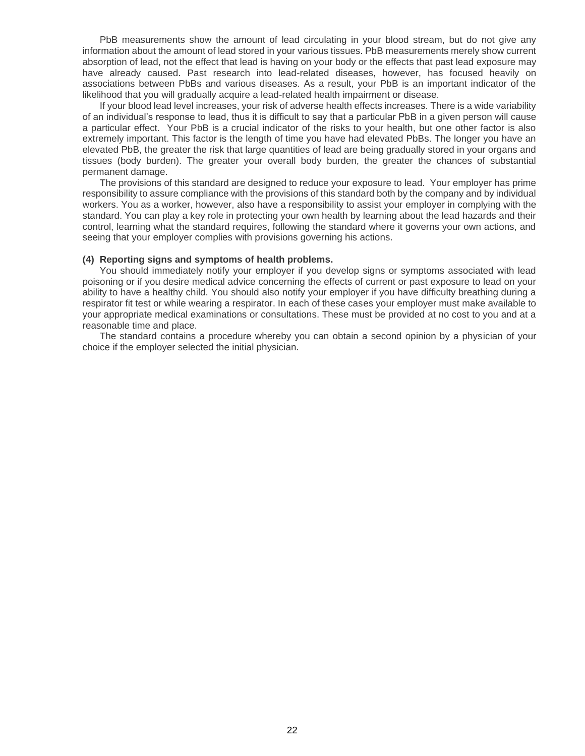PbB measurements show the amount of lead circulating in your blood stream, but do not give any information about the amount of lead stored in your various tissues. PbB measurements merely show current absorption of lead, not the effect that lead is having on your body or the effects that past lead exposure may have already caused. Past research into lead-related diseases, however, has focused heavily on associations between PbBs and various diseases. As a result, your PbB is an important indicator of the likelihood that you will gradually acquire a lead-related health impairment or disease.

If your blood lead level increases, your risk of adverse health effects increases. There is a wide variability of an individual's response to lead, thus it is difficult to say that a particular PbB in a given person will cause a particular effect. Your PbB is a crucial indicator of the risks to your health, but one other factor is also extremely important. This factor is the length of time you have had elevated PbBs. The longer you have an elevated PbB, the greater the risk that large quantities of lead are being gradually stored in your organs and tissues (body burden). The greater your overall body burden, the greater the chances of substantial permanent damage.

The provisions of this standard are designed to reduce your exposure to lead. Your employer has prime responsibility to assure compliance with the provisions of this standard both by the company and by individual workers. You as a worker, however, also have a responsibility to assist your employer in complying with the standard. You can play a key role in protecting your own health by learning about the lead hazards and their control, learning what the standard requires, following the standard where it governs your own actions, and seeing that your employer complies with provisions governing his actions.

**(4) Reporting signs and symptoms of health problems.**

You should immediately notify your employer if you develop signs or symptoms associated with lead poisoning or if you desire medical advice concerning the effects of current or past exposure to lead on your ability to have a healthy child. You should also notify your employer if you have difficulty breathing during a respirator fit test or while wearing a respirator. In each of these cases your employer must make available to your appropriate medical examinations or consultations. These must be provided at no cost to you and at a reasonable time and place.

The standard contains a procedure whereby you can obtain a second opinion by a physician of your choice if the employer selected the initial physician.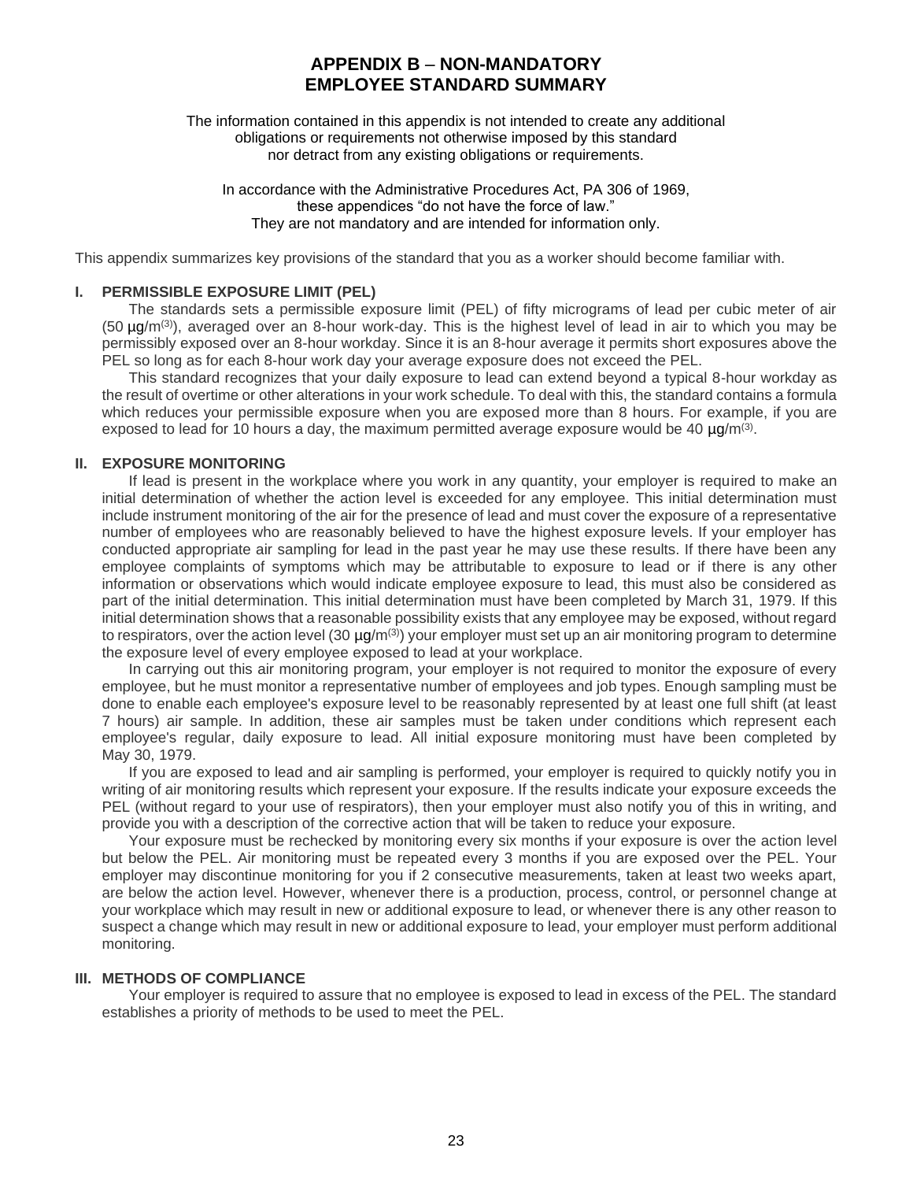# APPENDIX B – NON-MANDATORY
# EMPLOYEE STANDARD SUMMARY

The information contained in this appendix is not intended to create any additional obligations or requirements not otherwise imposed by this standard nor detract from any existing obligations or requirements.

In accordance with the Administrative Procedures Act, PA 306 of 1969, these appendices "do not have the force of law." They are not mandatory and are intended for information only.

This appendix summarizes key provisions of the standard that you as a worker should become familiar with.

## I. PERMISSIBLE EXPOSURE LIMIT (PEL)

The standards sets a permissible exposure limit (PEL) of fifty micrograms of lead per cubic meter of air (50 μg/m(3)), averaged over an 8-hour work-day. This is the highest level of lead in air to which you may be permissibly exposed over an 8-hour workday. Since it is an 8-hour average it permits short exposures above the PEL so long as for each 8-hour work day your average exposure does not exceed the PEL.

This standard recognizes that your daily exposure to lead can extend beyond a typical 8-hour workday as the result of overtime or other alterations in your work schedule. To deal with this, the standard contains a formula which reduces your permissible exposure when you are exposed more than 8 hours. For example, if you are exposed to lead for 10 hours a day, the maximum permitted average exposure would be 40 μg/m(3).

## II. EXPOSURE MONITORING

If lead is present in the workplace where you work in any quantity, your employer is required to make an initial determination of whether the action level is exceeded for any employee. This initial determination must include instrument monitoring of the air for the presence of lead and must cover the exposure of a representative number of employees who are reasonably believed to have the highest exposure levels. If your employer has conducted appropriate air sampling for lead in the past year he may use these results. If there have been any employee complaints of symptoms which may be attributable to exposure to lead or if there is any other information or observations which would indicate employee exposure to lead, this must also be considered as part of the initial determination. This initial determination must have been completed by March 31, 1979. If this initial determination shows that a reasonable possibility exists that any employee may be exposed, without regard to respirators, over the action level (30 μg/m(3)) your employer must set up an air monitoring program to determine the exposure level of every employee exposed to lead at your workplace.

In carrying out this air monitoring program, your employer is not required to monitor the exposure of every employee, but he must monitor a representative number of employees and job types. Enough sampling must be done to enable each employee's exposure level to be reasonably represented by at least one full shift (at least 7 hours) air sample. In addition, these air samples must be taken under conditions which represent each employee's regular, daily exposure to lead. All initial exposure monitoring must have been completed by May 30, 1979.

If you are exposed to lead and air sampling is performed, your employer is required to quickly notify you in writing of air monitoring results which represent your exposure. If the results indicate your exposure exceeds the PEL (without regard to your use of respirators), then your employer must also notify you of this in writing, and provide you with a description of the corrective action that will be taken to reduce your exposure.

Your exposure must be rechecked by monitoring every six months if your exposure is over the action level but below the PEL. Air monitoring must be repeated every 3 months if you are exposed over the PEL. Your employer may discontinue monitoring for you if 2 consecutive measurements, taken at least two weeks apart, are below the action level. However, whenever there is a production, process, control, or personnel change at your workplace which may result in new or additional exposure to lead, or whenever there is any other reason to suspect a change which may result in new or additional exposure to lead, your employer must perform additional monitoring.

## III. METHODS OF COMPLIANCE

Your employer is required to assure that no employee is exposed to lead in excess of the PEL. The standard establishes a priority of methods to be used to meet the PEL.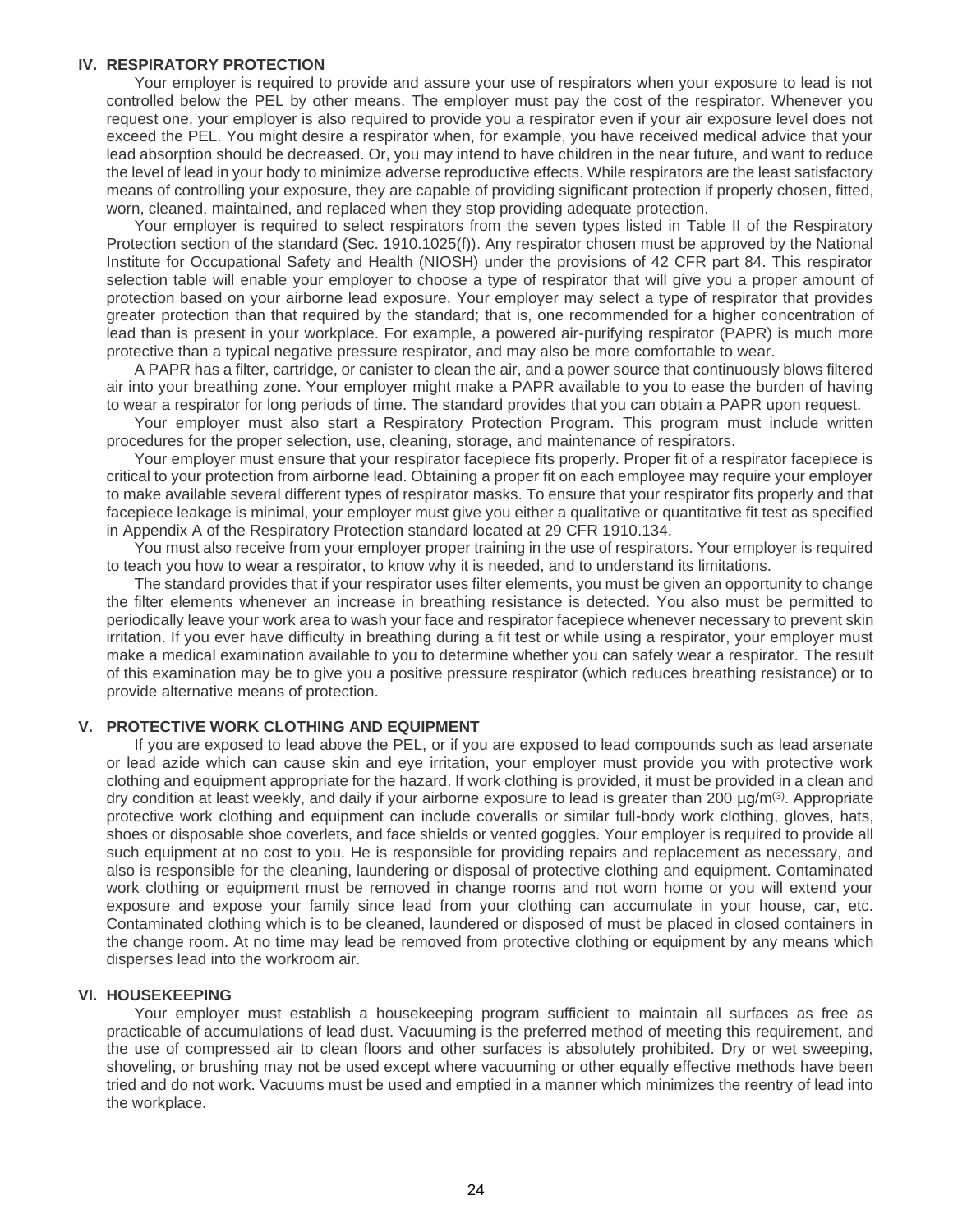## IV. RESPIRATORY PROTECTION

Your employer is required to provide and assure your use of respirators when your exposure to lead is not controlled below the PEL by other means. The employer must pay the cost of the respirator. Whenever you request one, your employer is also required to provide you a respirator even if your air exposure level does not exceed the PEL. You might desire a respirator when, for example, you have received medical advice that your lead absorption should be decreased. Or, you may intend to have children in the near future, and want to reduce the level of lead in your body to minimize adverse reproductive effects. While respirators are the least satisfactory means of controlling your exposure, they are capable of providing significant protection if properly chosen, fitted, worn, cleaned, maintained, and replaced when they stop providing adequate protection.

Your employer is required to select respirators from the seven types listed in Table II of the Respiratory Protection section of the standard (Sec. 1910.1025(f)). Any respirator chosen must be approved by the National Institute for Occupational Safety and Health (NIOSH) under the provisions of 42 CFR part 84. This respirator selection table will enable your employer to choose a type of respirator that will give you a proper amount of protection based on your airborne lead exposure. Your employer may select a type of respirator that provides greater protection than that required by the standard; that is, one recommended for a higher concentration of lead than is present in your workplace. For example, a powered air-purifying respirator (PAPR) is much more protective than a typical negative pressure respirator, and may also be more comfortable to wear.

A PAPR has a filter, cartridge, or canister to clean the air, and a power source that continuously blows filtered air into your breathing zone. Your employer might make a PAPR available to you to ease the burden of having to wear a respirator for long periods of time. The standard provides that you can obtain a PAPR upon request.

Your employer must also start a Respiratory Protection Program. This program must include written procedures for the proper selection, use, cleaning, storage, and maintenance of respirators.

Your employer must ensure that your respirator facepiece fits properly. Proper fit of a respirator facepiece is critical to your protection from airborne lead. Obtaining a proper fit on each employee may require your employer to make available several different types of respirator masks. To ensure that your respirator fits properly and that facepiece leakage is minimal, your employer must give you either a qualitative or quantitative fit test as specified in Appendix A of the Respiratory Protection standard located at 29 CFR 1910.134.

You must also receive from your employer proper training in the use of respirators. Your employer is required to teach you how to wear a respirator, to know why it is needed, and to understand its limitations.

The standard provides that if your respirator uses filter elements, you must be given an opportunity to change the filter elements whenever an increase in breathing resistance is detected. You also must be permitted to periodically leave your work area to wash your face and respirator facepiece whenever necessary to prevent skin irritation. If you ever have difficulty in breathing during a fit test or while using a respirator, your employer must make a medical examination available to you to determine whether you can safely wear a respirator. The result of this examination may be to give you a positive pressure respirator (which reduces breathing resistance) or to provide alternative means of protection.

## V. PROTECTIVE WORK CLOTHING AND EQUIPMENT

If you are exposed to lead above the PEL, or if you are exposed to lead compounds such as lead arsenate or lead azide which can cause skin and eye irritation, your employer must provide you with protective work clothing and equipment appropriate for the hazard. If work clothing is provided, it must be provided in a clean and dry condition at least weekly, and daily if your airborne exposure to lead is greater than 200 µg/m(3). Appropriate protective work clothing and equipment can include coveralls or similar full-body work clothing, gloves, hats, shoes or disposable shoe coverlets, and face shields or vented goggles. Your employer is required to provide all such equipment at no cost to you. He is responsible for providing repairs and replacement as necessary, and also is responsible for the cleaning, laundering or disposal of protective clothing and equipment. Contaminated work clothing or equipment must be removed in change rooms and not worn home or you will extend your exposure and expose your family since lead from your clothing can accumulate in your house, car, etc. Contaminated clothing which is to be cleaned, laundered or disposed of must be placed in closed containers in the change room. At no time may lead be removed from protective clothing or equipment by any means which disperses lead into the workroom air.

## VI. HOUSEKEEPING

Your employer must establish a housekeeping program sufficient to maintain all surfaces as free as practicable of accumulations of lead dust. Vacuuming is the preferred method of meeting this requirement, and the use of compressed air to clean floors and other surfaces is absolutely prohibited. Dry or wet sweeping, shoveling, or brushing may not be used except where vacuuming or other equally effective methods have been tried and do not work. Vacuums must be used and emptied in a manner which minimizes the reentry of lead into the workplace.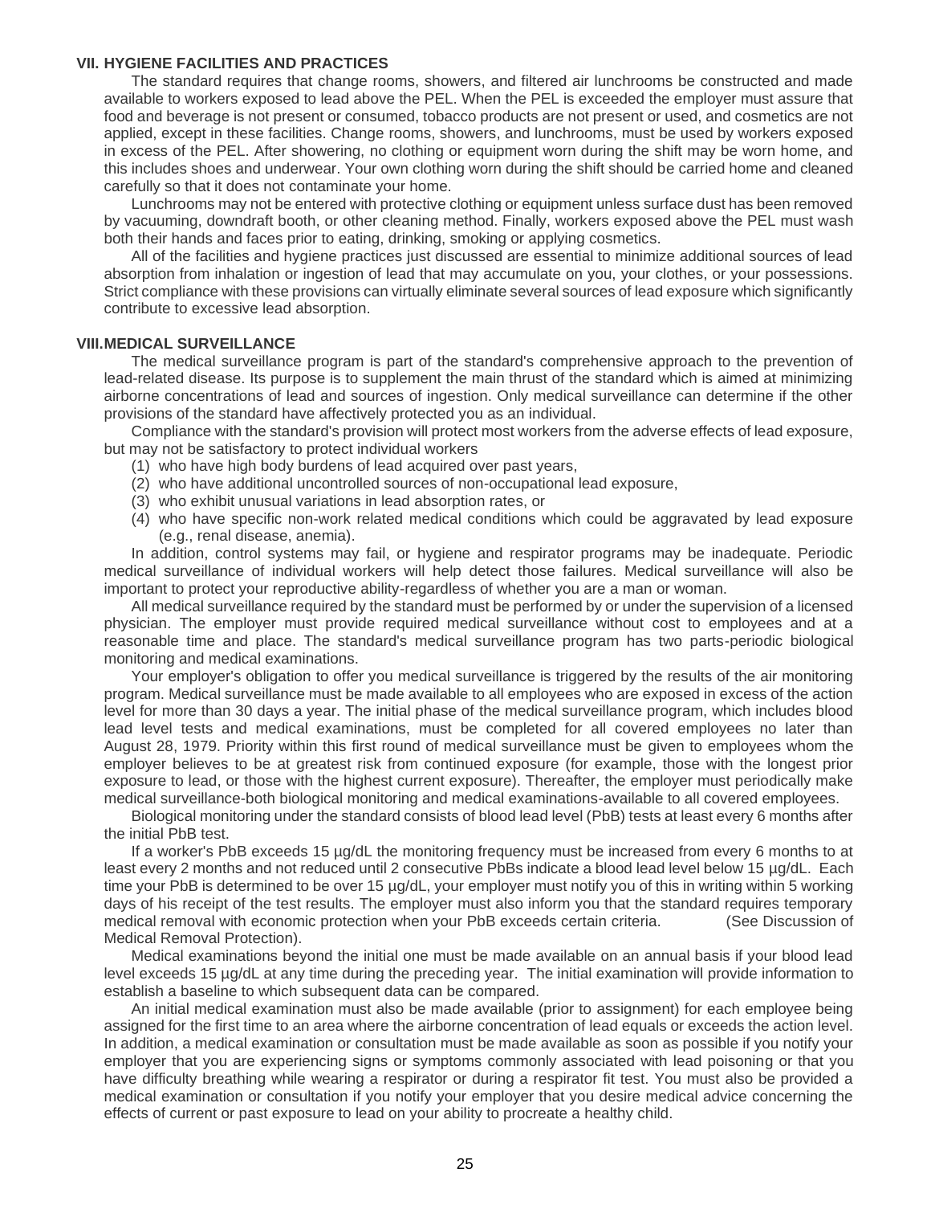## VII. HYGIENE FACILITIES AND PRACTICES

The standard requires that change rooms, showers, and filtered air lunchrooms be constructed and made available to workers exposed to lead above the PEL. When the PEL is exceeded the employer must assure that food and beverage is not present or consumed, tobacco products are not present or used, and cosmetics are not applied, except in these facilities. Change rooms, showers, and lunchrooms, must be used by workers exposed in excess of the PEL. After showering, no clothing or equipment worn during the shift may be worn home, and this includes shoes and underwear. Your own clothing worn during the shift should be carried home and cleaned carefully so that it does not contaminate your home.

Lunchrooms may not be entered with protective clothing or equipment unless surface dust has been removed by vacuuming, downdraft booth, or other cleaning method. Finally, workers exposed above the PEL must wash both their hands and faces prior to eating, drinking, smoking or applying cosmetics.

All of the facilities and hygiene practices just discussed are essential to minimize additional sources of lead absorption from inhalation or ingestion of lead that may accumulate on you, your clothes, or your possessions. Strict compliance with these provisions can virtually eliminate several sources of lead exposure which significantly contribute to excessive lead absorption.

## VIII. MEDICAL SURVEILLANCE

The medical surveillance program is part of the standard's comprehensive approach to the prevention of lead-related disease. Its purpose is to supplement the main thrust of the standard which is aimed at minimizing airborne concentrations of lead and sources of ingestion. Only medical surveillance can determine if the other provisions of the standard have affectively protected you as an individual.

Compliance with the standard's provision will protect most workers from the adverse effects of lead exposure, but may not be satisfactory to protect individual workers

(1) who have high body burdens of lead acquired over past years,
(2) who have additional uncontrolled sources of non-occupational lead exposure,
(3) who exhibit unusual variations in lead absorption rates, or
(4) who have specific non-work related medical conditions which could be aggravated by lead exposure (e.g., renal disease, anemia).

In addition, control systems may fail, or hygiene and respirator programs may be inadequate. Periodic medical surveillance of individual workers will help detect those failures. Medical surveillance will also be important to protect your reproductive ability-regardless of whether you are a man or woman.

All medical surveillance required by the standard must be performed by or under the supervision of a licensed physician. The employer must provide required medical surveillance without cost to employees and at a reasonable time and place. The standard's medical surveillance program has two parts-periodic biological monitoring and medical examinations.

Your employer's obligation to offer you medical surveillance is triggered by the results of the air monitoring program. Medical surveillance must be made available to all employees who are exposed in excess of the action level for more than 30 days a year. The initial phase of the medical surveillance program, which includes blood lead level tests and medical examinations, must be completed for all covered employees no later than August 28, 1979. Priority within this first round of medical surveillance must be given to employees whom the employer believes to be at greatest risk from continued exposure (for example, those with the longest prior exposure to lead, or those with the highest current exposure). Thereafter, the employer must periodically make medical surveillance-both biological monitoring and medical examinations-available to all covered employees.

Biological monitoring under the standard consists of blood lead level (PbB) tests at least every 6 months after the initial PbB test.

If a worker's PbB exceeds 15 µg/dL the monitoring frequency must be increased from every 6 months to at least every 2 months and not reduced until 2 consecutive PbBs indicate a blood lead level below 15 µg/dL. Each time your PbB is determined to be over 15 µg/dL, your employer must notify you of this in writing within 5 working days of his receipt of the test results. The employer must also inform you that the standard requires temporary medical removal with economic protection when your PbB exceeds certain criteria. (See Discussion of Medical Removal Protection).

Medical examinations beyond the initial one must be made available on an annual basis if your blood lead level exceeds 15 µg/dL at any time during the preceding year. The initial examination will provide information to establish a baseline to which subsequent data can be compared.

An initial medical examination must also be made available (prior to assignment) for each employee being assigned for the first time to an area where the airborne concentration of lead equals or exceeds the action level. In addition, a medical examination or consultation must be made available as soon as possible if you notify your employer that you are experiencing signs or symptoms commonly associated with lead poisoning or that you have difficulty breathing while wearing a respirator or during a respirator fit test. You must also be provided a medical examination or consultation if you notify your employer that you desire medical advice concerning the effects of current or past exposure to lead on your ability to procreate a healthy child.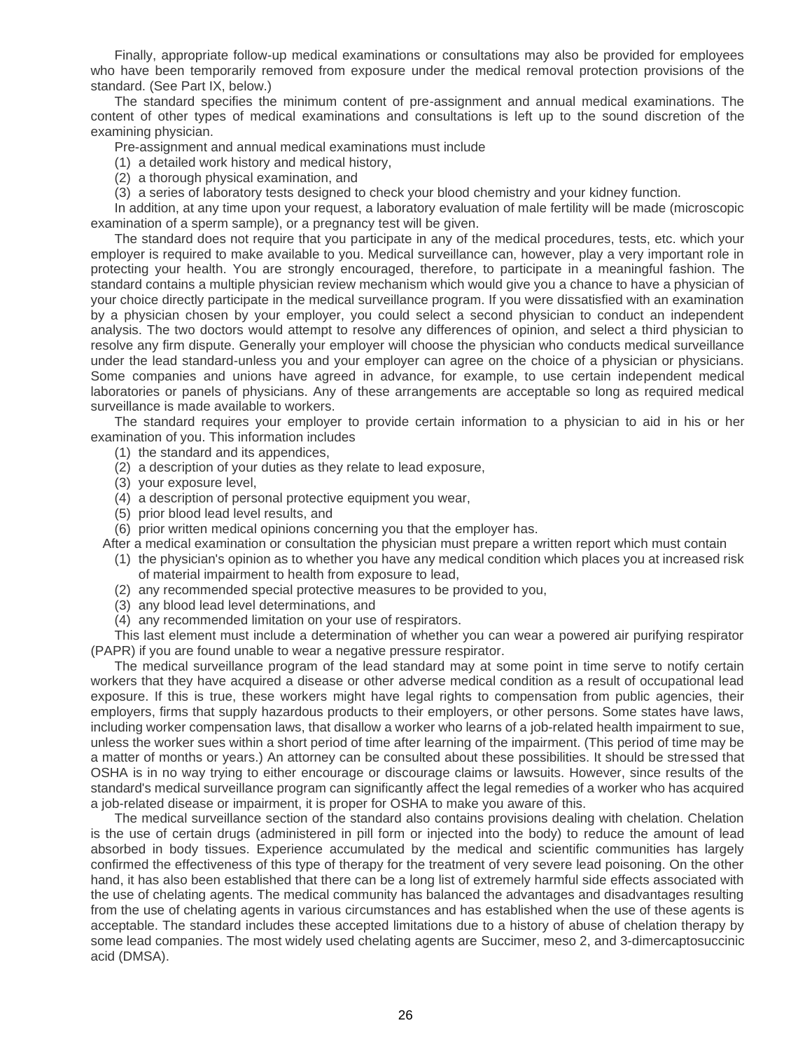Finally, appropriate follow-up medical examinations or consultations may also be provided for employees who have been temporarily removed from exposure under the medical removal protection provisions of the standard. (See Part IX, below.)

The standard specifies the minimum content of pre-assignment and annual medical examinations. The content of other types of medical examinations and consultations is left up to the sound discretion of the examining physician.

Pre-assignment and annual medical examinations must include

(1) a detailed work history and medical history,
(2) a thorough physical examination, and
(3) a series of laboratory tests designed to check your blood chemistry and your kidney function.

In addition, at any time upon your request, a laboratory evaluation of male fertility will be made (microscopic examination of a sperm sample), or a pregnancy test will be given.

The standard does not require that you participate in any of the medical procedures, tests, etc. which your employer is required to make available to you. Medical surveillance can, however, play a very important role in protecting your health. You are strongly encouraged, therefore, to participate in a meaningful fashion. The standard contains a multiple physician review mechanism which would give you a chance to have a physician of your choice directly participate in the medical surveillance program. If you were dissatisfied with an examination by a physician chosen by your employer, you could select a second physician to conduct an independent analysis. The two doctors would attempt to resolve any differences of opinion, and select a third physician to resolve any firm dispute. Generally your employer will choose the physician who conducts medical surveillance under the lead standard-unless you and your employer can agree on the choice of a physician or physicians. Some companies and unions have agreed in advance, for example, to use certain independent medical laboratories or panels of physicians. Any of these arrangements are acceptable so long as required medical surveillance is made available to workers.

The standard requires your employer to provide certain information to a physician to aid in his or her examination of you. This information includes

(1) the standard and its appendices,
(2) a description of your duties as they relate to lead exposure,
(3) your exposure level,
(4) a description of personal protective equipment you wear,
(5) prior blood lead level results, and
(6) prior written medical opinions concerning you that the employer has.

After a medical examination or consultation the physician must prepare a written report which must contain

(1) the physician's opinion as to whether you have any medical condition which places you at increased risk of material impairment to health from exposure to lead,
(2) any recommended special protective measures to be provided to you,
(3) any blood lead level determinations, and
(4) any recommended limitation on your use of respirators.

This last element must include a determination of whether you can wear a powered air purifying respirator (PAPR) if you are found unable to wear a negative pressure respirator.

The medical surveillance program of the lead standard may at some point in time serve to notify certain workers that they have acquired a disease or other adverse medical condition as a result of occupational lead exposure. If this is true, these workers might have legal rights to compensation from public agencies, their employers, firms that supply hazardous products to their employers, or other persons. Some states have laws, including worker compensation laws, that disallow a worker who learns of a job-related health impairment to sue, unless the worker sues within a short period of time after learning of the impairment. (This period of time may be a matter of months or years.) An attorney can be consulted about these possibilities. It should be stressed that OSHA is in no way trying to either encourage or discourage claims or lawsuits. However, since results of the standard's medical surveillance program can significantly affect the legal remedies of a worker who has acquired a job-related disease or impairment, it is proper for OSHA to make you aware of this.

The medical surveillance section of the standard also contains provisions dealing with chelation. Chelation is the use of certain drugs (administered in pill form or injected into the body) to reduce the amount of lead absorbed in body tissues. Experience accumulated by the medical and scientific communities has largely confirmed the effectiveness of this type of therapy for the treatment of very severe lead poisoning. On the other hand, it has also been established that there can be a long list of extremely harmful side effects associated with the use of chelating agents. The medical community has balanced the advantages and disadvantages resulting from the use of chelating agents in various circumstances and has established when the use of these agents is acceptable. The standard includes these accepted limitations due to a history of abuse of chelation therapy by some lead companies. The most widely used chelating agents are Succimer, meso 2, and 3-dimercaptosuccinic acid (DMSA).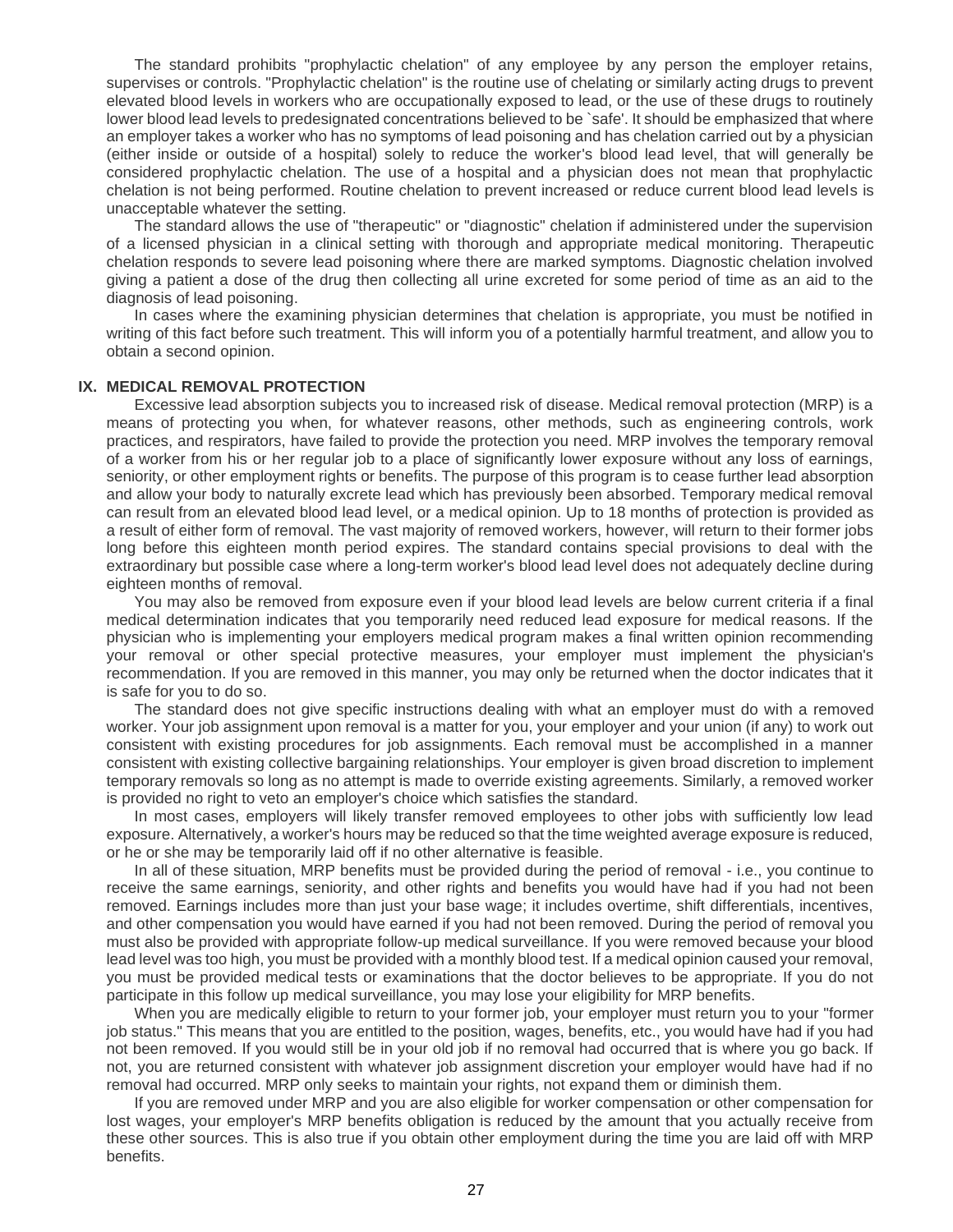The standard prohibits "prophylactic chelation" of any employee by any person the employer retains, supervises or controls. "Prophylactic chelation" is the routine use of chelating or similarly acting drugs to prevent elevated blood levels in workers who are occupationally exposed to lead, or the use of these drugs to routinely lower blood lead levels to predesignated concentrations believed to be `safe'. It should be emphasized that where an employer takes a worker who has no symptoms of lead poisoning and has chelation carried out by a physician (either inside or outside of a hospital) solely to reduce the worker's blood lead level, that will generally be considered prophylactic chelation. The use of a hospital and a physician does not mean that prophylactic chelation is not being performed. Routine chelation to prevent increased or reduce current blood lead levels is unacceptable whatever the setting.

The standard allows the use of "therapeutic" or "diagnostic" chelation if administered under the supervision of a licensed physician in a clinical setting with thorough and appropriate medical monitoring. Therapeutic chelation responds to severe lead poisoning where there are marked symptoms. Diagnostic chelation involved giving a patient a dose of the drug then collecting all urine excreted for some period of time as an aid to the diagnosis of lead poisoning.

In cases where the examining physician determines that chelation is appropriate, you must be notified in writing of this fact before such treatment. This will inform you of a potentially harmful treatment, and allow you to obtain a second opinion.

## IX. MEDICAL REMOVAL PROTECTION

Excessive lead absorption subjects you to increased risk of disease. Medical removal protection (MRP) is a means of protecting you when, for whatever reasons, other methods, such as engineering controls, work practices, and respirators, have failed to provide the protection you need. MRP involves the temporary removal of a worker from his or her regular job to a place of significantly lower exposure without any loss of earnings, seniority, or other employment rights or benefits. The purpose of this program is to cease further lead absorption and allow your body to naturally excrete lead which has previously been absorbed. Temporary medical removal can result from an elevated blood lead level, or a medical opinion. Up to 18 months of protection is provided as a result of either form of removal. The vast majority of removed workers, however, will return to their former jobs long before this eighteen month period expires. The standard contains special provisions to deal with the extraordinary but possible case where a long-term worker's blood lead level does not adequately decline during eighteen months of removal.

You may also be removed from exposure even if your blood lead levels are below current criteria if a final medical determination indicates that you temporarily need reduced lead exposure for medical reasons. If the physician who is implementing your employers medical program makes a final written opinion recommending your removal or other special protective measures, your employer must implement the physician's recommendation. If you are removed in this manner, you may only be returned when the doctor indicates that it is safe for you to do so.

The standard does not give specific instructions dealing with what an employer must do with a removed worker. Your job assignment upon removal is a matter for you, your employer and your union (if any) to work out consistent with existing procedures for job assignments. Each removal must be accomplished in a manner consistent with existing collective bargaining relationships. Your employer is given broad discretion to implement temporary removals so long as no attempt is made to override existing agreements. Similarly, a removed worker is provided no right to veto an employer's choice which satisfies the standard.

In most cases, employers will likely transfer removed employees to other jobs with sufficiently low lead exposure. Alternatively, a worker's hours may be reduced so that the time weighted average exposure is reduced, or he or she may be temporarily laid off if no other alternative is feasible.

In all of these situation, MRP benefits must be provided during the period of removal - i.e., you continue to receive the same earnings, seniority, and other rights and benefits you would have had if you had not been removed. Earnings includes more than just your base wage; it includes overtime, shift differentials, incentives, and other compensation you would have earned if you had not been removed. During the period of removal you must also be provided with appropriate follow-up medical surveillance. If you were removed because your blood lead level was too high, you must be provided with a monthly blood test. If a medical opinion caused your removal, you must be provided medical tests or examinations that the doctor believes to be appropriate. If you do not participate in this follow up medical surveillance, you may lose your eligibility for MRP benefits.

When you are medically eligible to return to your former job, your employer must return you to your "former job status." This means that you are entitled to the position, wages, benefits, etc., you would have had if you had not been removed. If you would still be in your old job if no removal had occurred that is where you go back. If not, you are returned consistent with whatever job assignment discretion your employer would have had if no removal had occurred. MRP only seeks to maintain your rights, not expand them or diminish them.

If you are removed under MRP and you are also eligible for worker compensation or other compensation for lost wages, your employer's MRP benefits obligation is reduced by the amount that you actually receive from these other sources. This is also true if you obtain other employment during the time you are laid off with MRP benefits.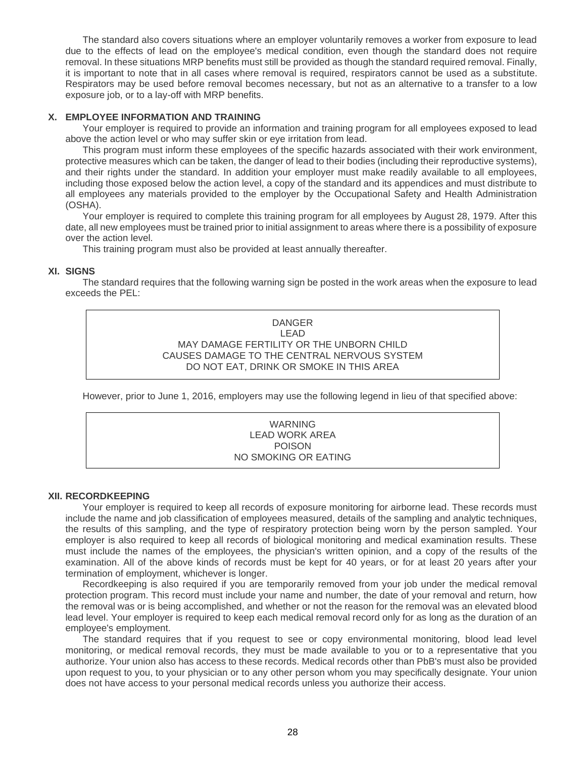The standard also covers situations where an employer voluntarily removes a worker from exposure to lead due to the effects of lead on the employee's medical condition, even though the standard does not require removal. In these situations MRP benefits must still be provided as though the standard required removal. Finally, it is important to note that in all cases where removal is required, respirators cannot be used as a substitute. Respirators may be used before removal becomes necessary, but not as an alternative to a transfer to a low exposure job, or to a lay-off with MRP benefits.

## X. EMPLOYEE INFORMATION AND TRAINING

Your employer is required to provide an information and training program for all employees exposed to lead above the action level or who may suffer skin or eye irritation from lead.

This program must inform these employees of the specific hazards associated with their work environment, protective measures which can be taken, the danger of lead to their bodies (including their reproductive systems), and their rights under the standard. In addition your employer must make readily available to all employees, including those exposed below the action level, a copy of the standard and its appendices and must distribute to all employees any materials provided to the employer by the Occupational Safety and Health Administration (OSHA).

Your employer is required to complete this training program for all employees by August 28, 1979. After this date, all new employees must be trained prior to initial assignment to areas where there is a possibility of exposure over the action level.

This training program must also be provided at least annually thereafter.

## XI. SIGNS

The standard requires that the following warning sign be posted in the work areas when the exposure to lead exceeds the PEL:

| |
|---|
| DANGER<br>LEAD<br>MAY DAMAGE FERTILITY OR THE UNBORN CHILD<br>CAUSES DAMAGE TO THE CENTRAL NERVOUS SYSTEM<br>DO NOT EAT, DRINK OR SMOKE IN THIS AREA |

However, prior to June 1, 2016, employers may use the following legend in lieu of that specified above:

| |
|---|
| WARNING<br>LEAD WORK AREA<br>POISON<br>NO SMOKING OR EATING |

## XII. RECORDKEEPING

Your employer is required to keep all records of exposure monitoring for airborne lead. These records must include the name and job classification of employees measured, details of the sampling and analytic techniques, the results of this sampling, and the type of respiratory protection being worn by the person sampled. Your employer is also required to keep all records of biological monitoring and medical examination results. These must include the names of the employees, the physician's written opinion, and a copy of the results of the examination. All of the above kinds of records must be kept for 40 years, or for at least 20 years after your termination of employment, whichever is longer.

Recordkeeping is also required if you are temporarily removed from your job under the medical removal protection program. This record must include your name and number, the date of your removal and return, how the removal was or is being accomplished, and whether or not the reason for the removal was an elevated blood lead level. Your employer is required to keep each medical removal record only for as long as the duration of an employee's employment.

The standard requires that if you request to see or copy environmental monitoring, blood lead level monitoring, or medical removal records, they must be made available to you or to a representative that you authorize. Your union also has access to these records. Medical records other than PbB's must also be provided upon request to you, to your physician or to any other person whom you may specifically designate. Your union does not have access to your personal medical records unless you authorize their access.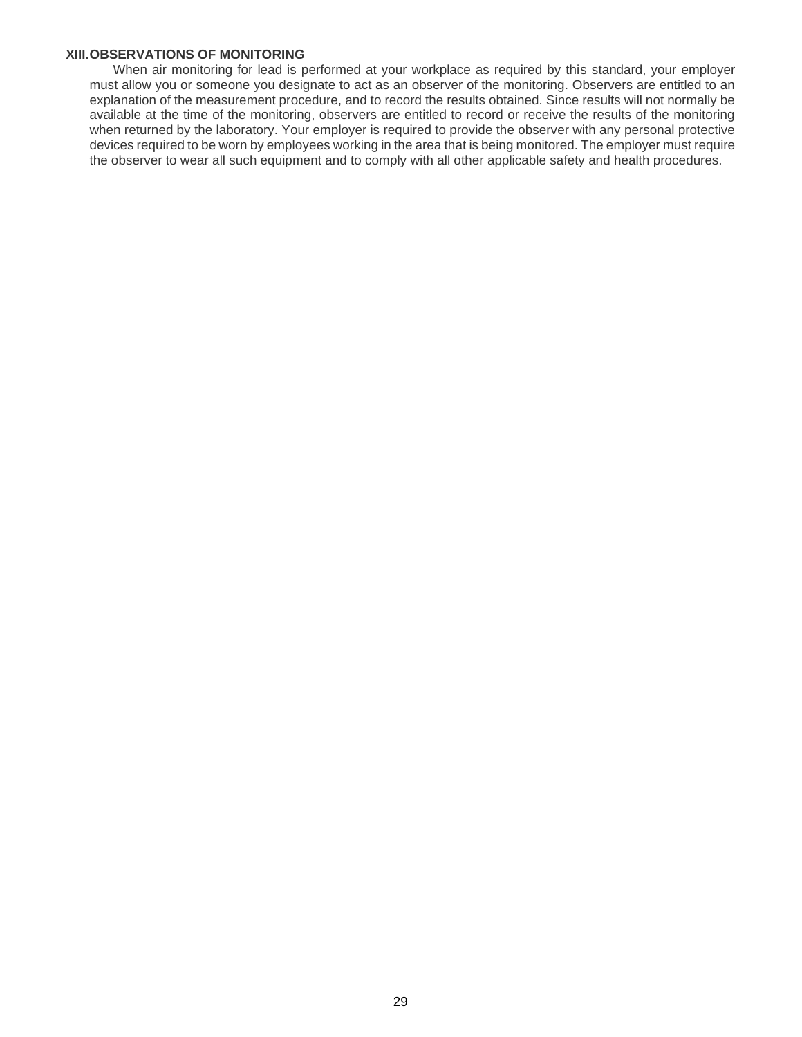### XIII. OBSERVATIONS OF MONITORING

When air monitoring for lead is performed at your workplace as required by this standard, your employer must allow you or someone you designate to act as an observer of the monitoring. Observers are entitled to an explanation of the measurement procedure, and to record the results obtained. Since results will not normally be available at the time of the monitoring, observers are entitled to record or receive the results of the monitoring when returned by the laboratory. Your employer is required to provide the observer with any personal protective devices required to be worn by employees working in the area that is being monitored. The employer must require the observer to wear all such equipment and to comply with all other applicable safety and health procedures.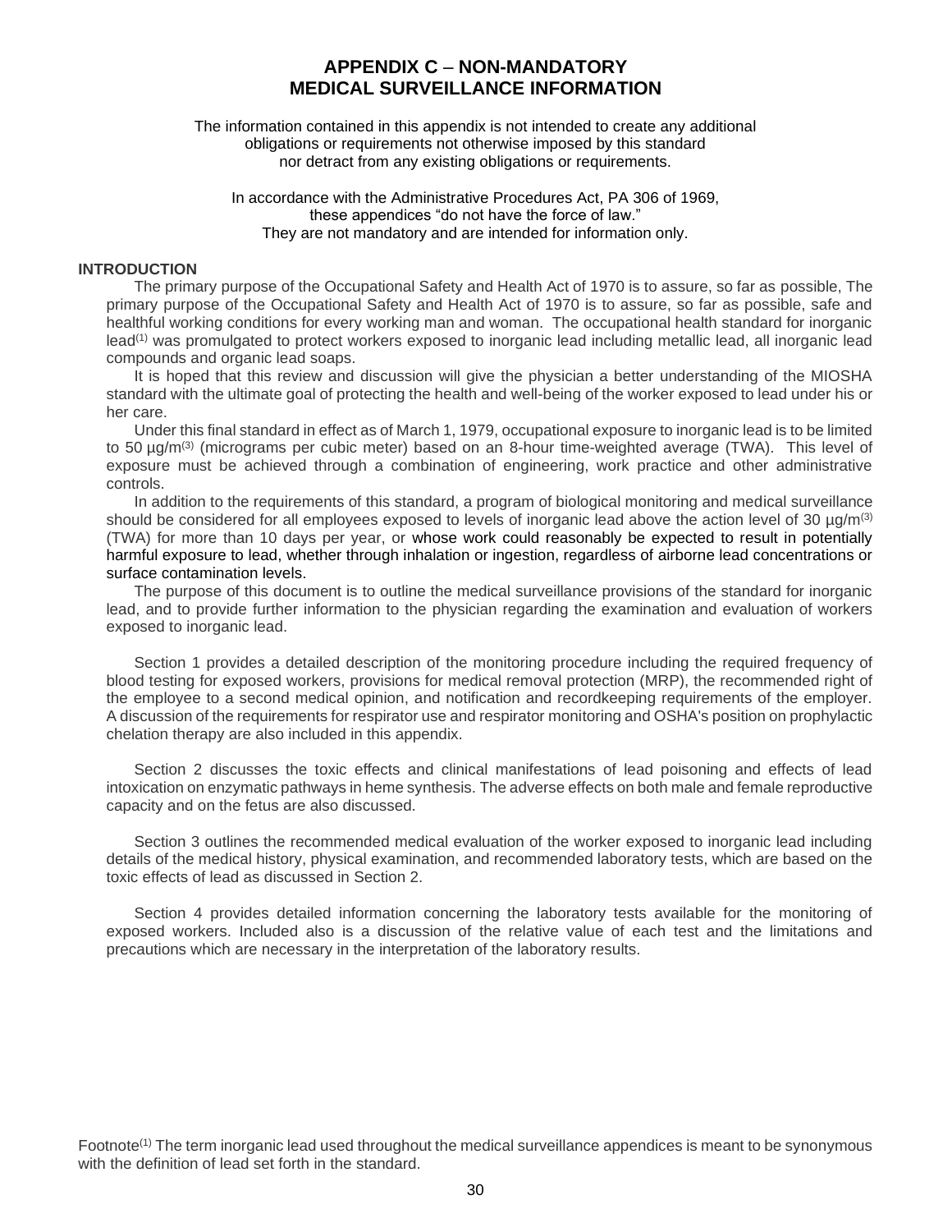# APPENDIX C – NON-MANDATORY MEDICAL SURVEILLANCE INFORMATION

The information contained in this appendix is not intended to create any additional obligations or requirements not otherwise imposed by this standard nor detract from any existing obligations or requirements.

In accordance with the Administrative Procedures Act, PA 306 of 1969, these appendices “do not have the force of law.” They are not mandatory and are intended for information only.

**INTRODUCTION**

The primary purpose of the Occupational Safety and Health Act of 1970 is to assure, so far as possible, The primary purpose of the Occupational Safety and Health Act of 1970 is to assure, so far as possible, safe and healthful working conditions for every working man and woman. The occupational health standard for inorganic lead[(1)] was promulgated to protect workers exposed to inorganic lead including metallic lead, all inorganic lead compounds and organic lead soaps.

It is hoped that this review and discussion will give the physician a better understanding of the MIOSHA standard with the ultimate goal of protecting the health and well-being of the worker exposed to lead under his or her care.

Under this final standard in effect as of March 1, 1979, occupational exposure to inorganic lead is to be limited to 50 µg/m[(3)] (micrograms per cubic meter) based on an 8-hour time-weighted average (TWA). This level of exposure must be achieved through a combination of engineering, work practice and other administrative controls.

In addition to the requirements of this standard, a program of biological monitoring and medical surveillance should be considered for all employees exposed to levels of inorganic lead above the action level of 30 µg/m[(3)] (TWA) for more than 10 days per year, or whose work could reasonably be expected to result in potentially harmful exposure to lead, whether through inhalation or ingestion, regardless of airborne lead concentrations or surface contamination levels.

The purpose of this document is to outline the medical surveillance provisions of the standard for inorganic lead, and to provide further information to the physician regarding the examination and evaluation of workers exposed to inorganic lead.

Section 1 provides a detailed description of the monitoring procedure including the required frequency of blood testing for exposed workers, provisions for medical removal protection (MRP), the recommended right of the employee to a second medical opinion, and notification and recordkeeping requirements of the employer. A discussion of the requirements for respirator use and respirator monitoring and OSHA's position on prophylactic chelation therapy are also included in this appendix.

Section 2 discusses the toxic effects and clinical manifestations of lead poisoning and effects of lead intoxication on enzymatic pathways in heme synthesis. The adverse effects on both male and female reproductive capacity and on the fetus are also discussed.

Section 3 outlines the recommended medical evaluation of the worker exposed to inorganic lead including details of the medical history, physical examination, and recommended laboratory tests, which are based on the toxic effects of lead as discussed in Section 2.

Section 4 provides detailed information concerning the laboratory tests available for the monitoring of exposed workers. Included also is a discussion of the relative value of each test and the limitations and precautions which are necessary in the interpretation of the laboratory results.

Footnote[(1)] The term inorganic lead used throughout the medical surveillance appendices is meant to be synonymous with the definition of lead set forth in the standard.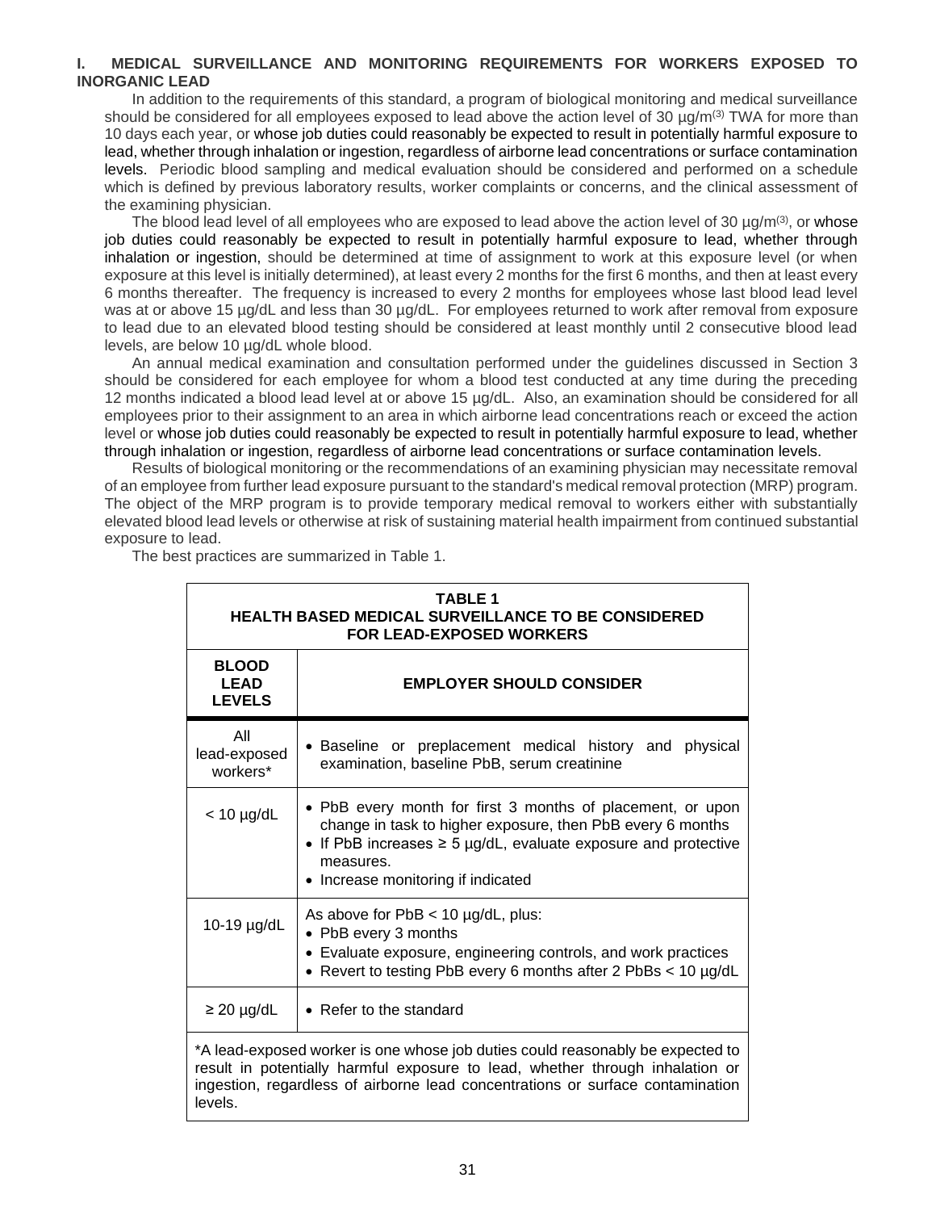## I. MEDICAL SURVEILLANCE AND MONITORING REQUIREMENTS FOR WORKERS EXPOSED TO INORGANIC LEAD

In addition to the requirements of this standard, a program of biological monitoring and medical surveillance should be considered for all employees exposed to lead above the action level of 30 µg/m(3) TWA for more than 10 days each year, or whose job duties could reasonably be expected to result in potentially harmful exposure to lead, whether through inhalation or ingestion, regardless of airborne lead concentrations or surface contamination levels. Periodic blood sampling and medical evaluation should be considered and performed on a schedule which is defined by previous laboratory results, worker complaints or concerns, and the clinical assessment of the examining physician.

The blood lead level of all employees who are exposed to lead above the action level of 30 µg/m(3), or whose job duties could reasonably be expected to result in potentially harmful exposure to lead, whether through inhalation or ingestion, should be determined at time of assignment to work at this exposure level (or when exposure at this level is initially determined), at least every 2 months for the first 6 months, and then at least every 6 months thereafter. The frequency is increased to every 2 months for employees whose last blood lead level was at or above 15 µg/dL and less than 30 µg/dL. For employees returned to work after removal from exposure to lead due to an elevated blood testing should be considered at least monthly until 2 consecutive blood lead levels, are below 10 µg/dL whole blood.

An annual medical examination and consultation performed under the guidelines discussed in Section 3 should be considered for each employee for whom a blood test conducted at any time during the preceding 12 months indicated a blood lead level at or above 15 µg/dL. Also, an examination should be considered for all employees prior to their assignment to an area in which airborne lead concentrations reach or exceed the action level or whose job duties could reasonably be expected to result in potentially harmful exposure to lead, whether through inhalation or ingestion, regardless of airborne lead concentrations or surface contamination levels.

Results of biological monitoring or the recommendations of an examining physician may necessitate removal of an employee from further lead exposure pursuant to the standard's medical removal protection (MRP) program. The object of the MRP program is to provide temporary medical removal to workers either with substantially elevated blood lead levels or otherwise at risk of sustaining material health impairment from continued substantial exposure to lead.

The best practices are summarized in Table 1.

**TABLE 1**
**HEALTH BASED MEDICAL SURVEILLANCE TO BE CONSIDERED FOR LEAD-EXPOSED WORKERS**

| BLOOD LEAD LEVELS | EMPLOYER SHOULD CONSIDER |
|---|---|
| All lead-exposed workers* | • Baseline or preplacement medical history and physical examination, baseline PbB, serum creatinine |
| < 10 µg/dL | • PbB every month for first 3 months of placement, or upon change in task to higher exposure, then PbB every 6 months<br>• If PbB increases ≥ 5 µg/dL, evaluate exposure and protective measures.<br>• Increase monitoring if indicated |
| 10-19 µg/dL | As above for PbB < 10 µg/dL, plus:<br>• PbB every 3 months<br>• Evaluate exposure, engineering controls, and work practices<br>• Revert to testing PbB every 6 months after 2 PbBs < 10 µg/dL |
| ≥ 20 µg/dL | • Refer to the standard |

*A lead-exposed worker is one whose job duties could reasonably be expected to result in potentially harmful exposure to lead, whether through inhalation or ingestion, regardless of airborne lead concentrations or surface contamination levels.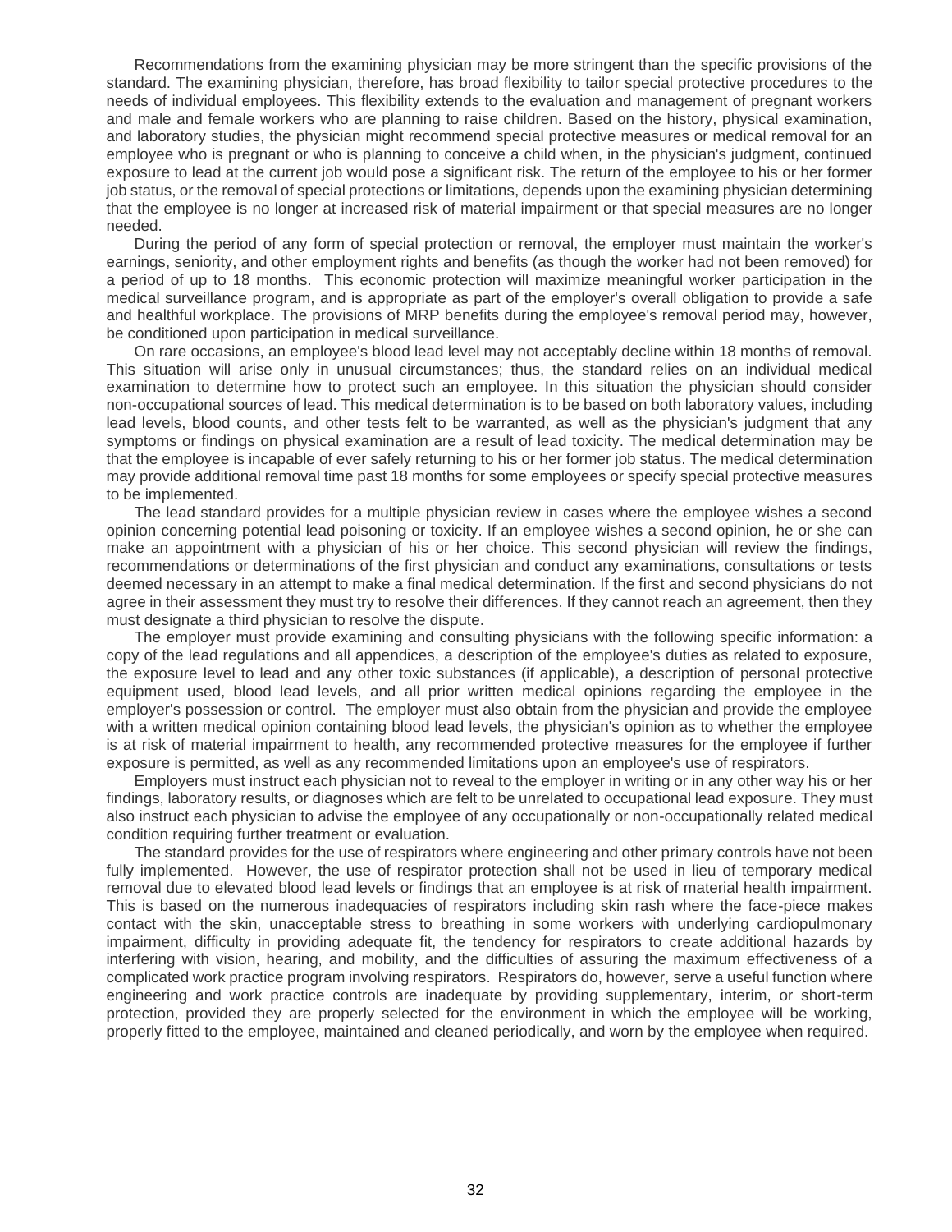Recommendations from the examining physician may be more stringent than the specific provisions of the standard. The examining physician, therefore, has broad flexibility to tailor special protective procedures to the needs of individual employees. This flexibility extends to the evaluation and management of pregnant workers and male and female workers who are planning to raise children. Based on the history, physical examination, and laboratory studies, the physician might recommend special protective measures or medical removal for an employee who is pregnant or who is planning to conceive a child when, in the physician's judgment, continued exposure to lead at the current job would pose a significant risk. The return of the employee to his or her former job status, or the removal of special protections or limitations, depends upon the examining physician determining that the employee is no longer at increased risk of material impairment or that special measures are no longer needed.

During the period of any form of special protection or removal, the employer must maintain the worker's earnings, seniority, and other employment rights and benefits (as though the worker had not been removed) for a period of up to 18 months. This economic protection will maximize meaningful worker participation in the medical surveillance program, and is appropriate as part of the employer's overall obligation to provide a safe and healthful workplace. The provisions of MRP benefits during the employee's removal period may, however, be conditioned upon participation in medical surveillance.

On rare occasions, an employee's blood lead level may not acceptably decline within 18 months of removal. This situation will arise only in unusual circumstances; thus, the standard relies on an individual medical examination to determine how to protect such an employee. In this situation the physician should consider non-occupational sources of lead. This medical determination is to be based on both laboratory values, including lead levels, blood counts, and other tests felt to be warranted, as well as the physician's judgment that any symptoms or findings on physical examination are a result of lead toxicity. The medical determination may be that the employee is incapable of ever safely returning to his or her former job status. The medical determination may provide additional removal time past 18 months for some employees or specify special protective measures to be implemented.

The lead standard provides for a multiple physician review in cases where the employee wishes a second opinion concerning potential lead poisoning or toxicity. If an employee wishes a second opinion, he or she can make an appointment with a physician of his or her choice. This second physician will review the findings, recommendations or determinations of the first physician and conduct any examinations, consultations or tests deemed necessary in an attempt to make a final medical determination. If the first and second physicians do not agree in their assessment they must try to resolve their differences. If they cannot reach an agreement, then they must designate a third physician to resolve the dispute.

The employer must provide examining and consulting physicians with the following specific information: a copy of the lead regulations and all appendices, a description of the employee's duties as related to exposure, the exposure level to lead and any other toxic substances (if applicable), a description of personal protective equipment used, blood lead levels, and all prior written medical opinions regarding the employee in the employer's possession or control. The employer must also obtain from the physician and provide the employee with a written medical opinion containing blood lead levels, the physician's opinion as to whether the employee is at risk of material impairment to health, any recommended protective measures for the employee if further exposure is permitted, as well as any recommended limitations upon an employee's use of respirators.

Employers must instruct each physician not to reveal to the employer in writing or in any other way his or her findings, laboratory results, or diagnoses which are felt to be unrelated to occupational lead exposure. They must also instruct each physician to advise the employee of any occupationally or non-occupationally related medical condition requiring further treatment or evaluation.

The standard provides for the use of respirators where engineering and other primary controls have not been fully implemented. However, the use of respirator protection shall not be used in lieu of temporary medical removal due to elevated blood lead levels or findings that an employee is at risk of material health impairment. This is based on the numerous inadequacies of respirators including skin rash where the face-piece makes contact with the skin, unacceptable stress to breathing in some workers with underlying cardiopulmonary impairment, difficulty in providing adequate fit, the tendency for respirators to create additional hazards by interfering with vision, hearing, and mobility, and the difficulties of assuring the maximum effectiveness of a complicated work practice program involving respirators. Respirators do, however, serve a useful function where engineering and work practice controls are inadequate by providing supplementary, interim, or short-term protection, provided they are properly selected for the environment in which the employee will be working, properly fitted to the employee, maintained and cleaned periodically, and worn by the employee when required.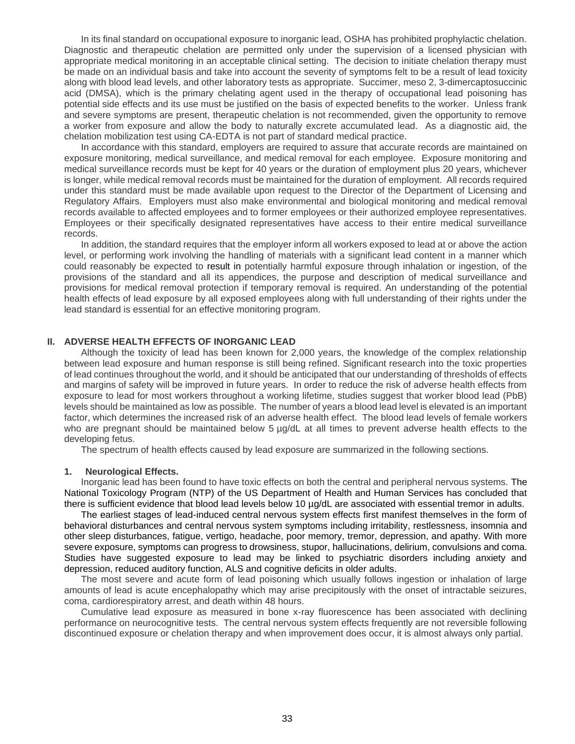In its final standard on occupational exposure to inorganic lead, OSHA has prohibited prophylactic chelation. Diagnostic and therapeutic chelation are permitted only under the supervision of a licensed physician with appropriate medical monitoring in an acceptable clinical setting. The decision to initiate chelation therapy must be made on an individual basis and take into account the severity of symptoms felt to be a result of lead toxicity along with blood lead levels, and other laboratory tests as appropriate. Succimer, meso 2, 3-dimercaptosuccinic acid (DMSA), which is the primary chelating agent used in the therapy of occupational lead poisoning has potential side effects and its use must be justified on the basis of expected benefits to the worker. Unless frank and severe symptoms are present, therapeutic chelation is not recommended, given the opportunity to remove a worker from exposure and allow the body to naturally excrete accumulated lead. As a diagnostic aid, the chelation mobilization test using CA-EDTA is not part of standard medical practice.

In accordance with this standard, employers are required to assure that accurate records are maintained on exposure monitoring, medical surveillance, and medical removal for each employee. Exposure monitoring and medical surveillance records must be kept for 40 years or the duration of employment plus 20 years, whichever is longer, while medical removal records must be maintained for the duration of employment. All records required under this standard must be made available upon request to the Director of the Department of Licensing and Regulatory Affairs. Employers must also make environmental and biological monitoring and medical removal records available to affected employees and to former employees or their authorized employee representatives. Employees or their specifically designated representatives have access to their entire medical surveillance records.

In addition, the standard requires that the employer inform all workers exposed to lead at or above the action level, or performing work involving the handling of materials with a significant lead content in a manner which could reasonably be expected to result in potentially harmful exposure through inhalation or ingestion, of the provisions of the standard and all its appendices, the purpose and description of medical surveillance and provisions for medical removal protection if temporary removal is required. An understanding of the potential health effects of lead exposure by all exposed employees along with full understanding of their rights under the lead standard is essential for an effective monitoring program.

## II. ADVERSE HEALTH EFFECTS OF INORGANIC LEAD

Although the toxicity of lead has been known for 2,000 years, the knowledge of the complex relationship between lead exposure and human response is still being refined. Significant research into the toxic properties of lead continues throughout the world, and it should be anticipated that our understanding of thresholds of effects and margins of safety will be improved in future years. In order to reduce the risk of adverse health effects from exposure to lead for most workers throughout a working lifetime, studies suggest that worker blood lead (PbB) levels should be maintained as low as possible. The number of years a blood lead level is elevated is an important factor, which determines the increased risk of an adverse health effect. The blood lead levels of female workers who are pregnant should be maintained below 5 µg/dL at all times to prevent adverse health effects to the developing fetus.

The spectrum of health effects caused by lead exposure are summarized in the following sections.

### 1. Neurological Effects.

Inorganic lead has been found to have toxic effects on both the central and peripheral nervous systems. The National Toxicology Program (NTP) of the US Department of Health and Human Services has concluded that there is sufficient evidence that blood lead levels below 10 µg/dL are associated with essential tremor in adults.

The earliest stages of lead-induced central nervous system effects first manifest themselves in the form of behavioral disturbances and central nervous system symptoms including irritability, restlessness, insomnia and other sleep disturbances, fatigue, vertigo, headache, poor memory, tremor, depression, and apathy. With more severe exposure, symptoms can progress to drowsiness, stupor, hallucinations, delirium, convulsions and coma. Studies have suggested exposure to lead may be linked to psychiatric disorders including anxiety and depression, reduced auditory function, ALS and cognitive deficits in older adults.

The most severe and acute form of lead poisoning which usually follows ingestion or inhalation of large amounts of lead is acute encephalopathy which may arise precipitously with the onset of intractable seizures, coma, cardiorespiratory arrest, and death within 48 hours.

Cumulative lead exposure as measured in bone x-ray fluorescence has been associated with declining performance on neurocognitive tests. The central nervous system effects frequently are not reversible following discontinued exposure or chelation therapy and when improvement does occur, it is almost always only partial.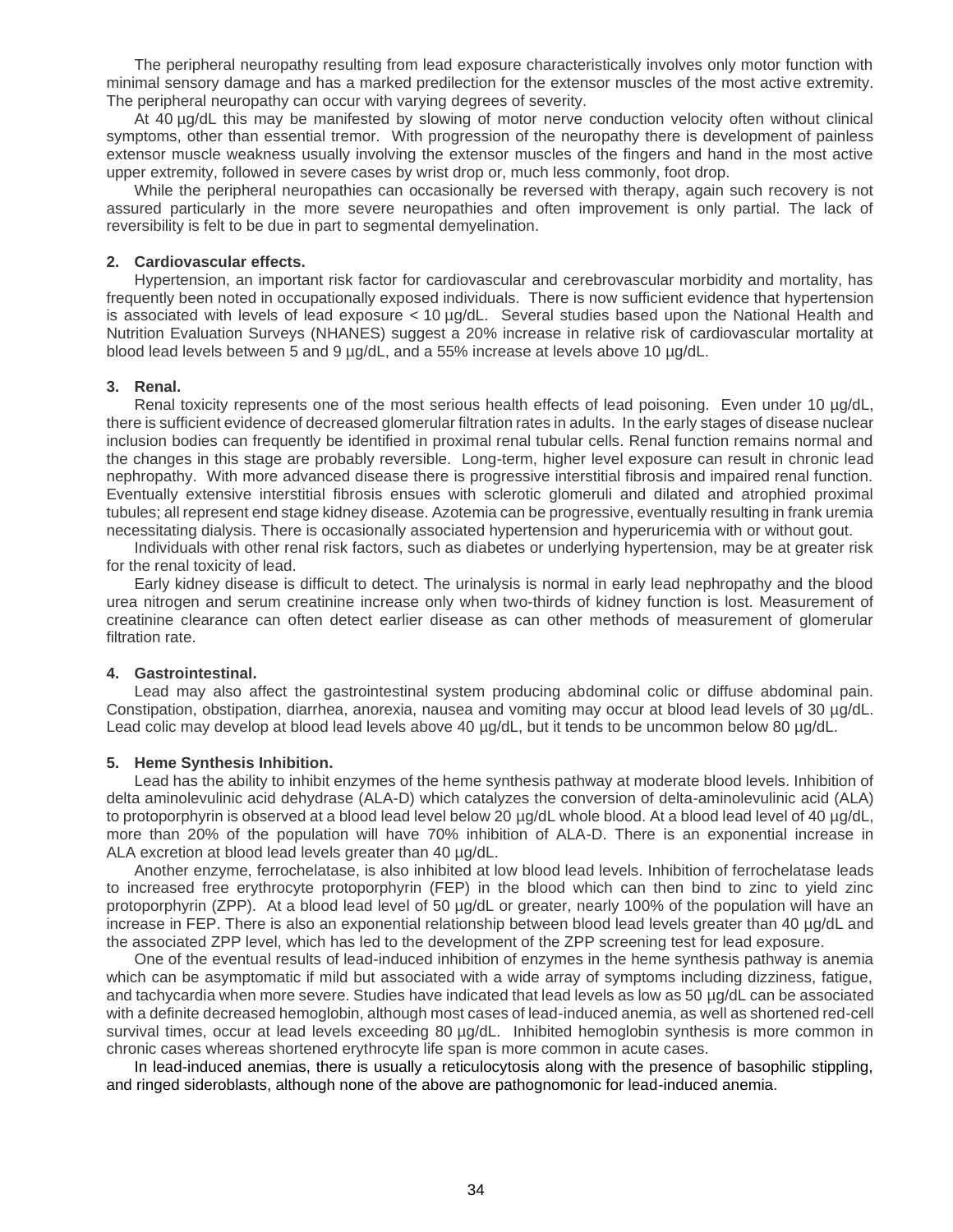The peripheral neuropathy resulting from lead exposure characteristically involves only motor function with minimal sensory damage and has a marked predilection for the extensor muscles of the most active extremity. The peripheral neuropathy can occur with varying degrees of severity.

At 40 µg/dL this may be manifested by slowing of motor nerve conduction velocity often without clinical symptoms, other than essential tremor. With progression of the neuropathy there is development of painless extensor muscle weakness usually involving the extensor muscles of the fingers and hand in the most active upper extremity, followed in severe cases by wrist drop or, much less commonly, foot drop.

While the peripheral neuropathies can occasionally be reversed with therapy, again such recovery is not assured particularly in the more severe neuropathies and often improvement is only partial. The lack of reversibility is felt to be due in part to segmental demyelination.

**2. Cardiovascular effects.**

Hypertension, an important risk factor for cardiovascular and cerebrovascular morbidity and mortality, has frequently been noted in occupationally exposed individuals. There is now sufficient evidence that hypertension is associated with levels of lead exposure < 10 µg/dL. Several studies based upon the National Health and Nutrition Evaluation Surveys (NHANES) suggest a 20% increase in relative risk of cardiovascular mortality at blood lead levels between 5 and 9 µg/dL, and a 55% increase at levels above 10 µg/dL.

**3. Renal.**

Renal toxicity represents one of the most serious health effects of lead poisoning. Even under 10 µg/dL, there is sufficient evidence of decreased glomerular filtration rates in adults. In the early stages of disease nuclear inclusion bodies can frequently be identified in proximal renal tubular cells. Renal function remains normal and the changes in this stage are probably reversible. Long-term, higher level exposure can result in chronic lead nephropathy. With more advanced disease there is progressive interstitial fibrosis and impaired renal function. Eventually extensive interstitial fibrosis ensues with sclerotic glomeruli and dilated and atrophied proximal tubules; all represent end stage kidney disease. Azotemia can be progressive, eventually resulting in frank uremia necessitating dialysis. There is occasionally associated hypertension and hyperuricemia with or without gout.

Individuals with other renal risk factors, such as diabetes or underlying hypertension, may be at greater risk for the renal toxicity of lead.

Early kidney disease is difficult to detect. The urinalysis is normal in early lead nephropathy and the blood urea nitrogen and serum creatinine increase only when two-thirds of kidney function is lost. Measurement of creatinine clearance can often detect earlier disease as can other methods of measurement of glomerular filtration rate.

**4. Gastrointestinal.**

Lead may also affect the gastrointestinal system producing abdominal colic or diffuse abdominal pain. Constipation, obstipation, diarrhea, anorexia, nausea and vomiting may occur at blood lead levels of 30 µg/dL. Lead colic may develop at blood lead levels above 40 µg/dL, but it tends to be uncommon below 80 µg/dL.

**5. Heme Synthesis Inhibition.**

Lead has the ability to inhibit enzymes of the heme synthesis pathway at moderate blood levels. Inhibition of delta aminolevulinic acid dehydrase (ALA-D) which catalyzes the conversion of delta-aminolevulinic acid (ALA) to protoporphyrin is observed at a blood lead level below 20 µg/dL whole blood. At a blood lead level of 40 µg/dL, more than 20% of the population will have 70% inhibition of ALA-D. There is an exponential increase in ALA excretion at blood lead levels greater than 40 µg/dL.

Another enzyme, ferrochelatase, is also inhibited at low blood lead levels. Inhibition of ferrochelatase leads to increased free erythrocyte protoporphyrin (FEP) in the blood which can then bind to zinc to yield zinc protoporphyrin (ZPP). At a blood lead level of 50 µg/dL or greater, nearly 100% of the population will have an increase in FEP. There is also an exponential relationship between blood lead levels greater than 40 µg/dL and the associated ZPP level, which has led to the development of the ZPP screening test for lead exposure.

One of the eventual results of lead-induced inhibition of enzymes in the heme synthesis pathway is anemia which can be asymptomatic if mild but associated with a wide array of symptoms including dizziness, fatigue, and tachycardia when more severe. Studies have indicated that lead levels as low as 50 µg/dL can be associated with a definite decreased hemoglobin, although most cases of lead-induced anemia, as well as shortened red-cell survival times, occur at lead levels exceeding 80 µg/dL. Inhibited hemoglobin synthesis is more common in chronic cases whereas shortened erythrocyte life span is more common in acute cases.

In lead-induced anemias, there is usually a reticulocytosis along with the presence of basophilic stippling, and ringed sideroblasts, although none of the above are pathognomonic for lead-induced anemia.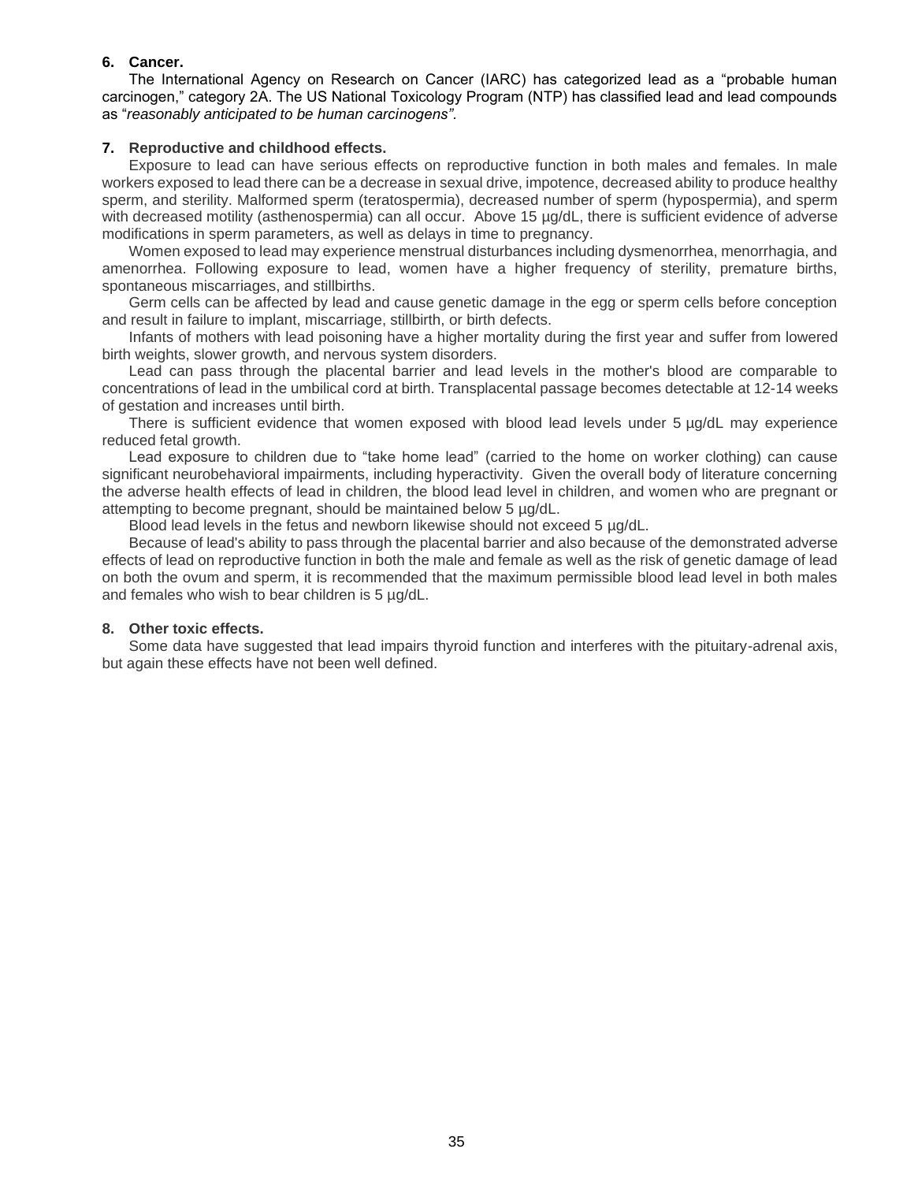**6. Cancer.**

The International Agency on Research on Cancer (IARC) has categorized lead as a "probable human carcinogen," category 2A. The US National Toxicology Program (NTP) has classified lead and lead compounds as "*reasonably anticipated to be human carcinogens"*.

**7. Reproductive and childhood effects.**

Exposure to lead can have serious effects on reproductive function in both males and females. In male workers exposed to lead there can be a decrease in sexual drive, impotence, decreased ability to produce healthy sperm, and sterility. Malformed sperm (teratospermia), decreased number of sperm (hypospermia), and sperm with decreased motility (asthenospermia) can all occur. Above 15 µg/dL, there is sufficient evidence of adverse modifications in sperm parameters, as well as delays in time to pregnancy.

Women exposed to lead may experience menstrual disturbances including dysmenorrhea, menorrhagia, and amenorrhea. Following exposure to lead, women have a higher frequency of sterility, premature births, spontaneous miscarriages, and stillbirths.

Germ cells can be affected by lead and cause genetic damage in the egg or sperm cells before conception and result in failure to implant, miscarriage, stillbirth, or birth defects.

Infants of mothers with lead poisoning have a higher mortality during the first year and suffer from lowered birth weights, slower growth, and nervous system disorders.

Lead can pass through the placental barrier and lead levels in the mother's blood are comparable to concentrations of lead in the umbilical cord at birth. Transplacental passage becomes detectable at 12-14 weeks of gestation and increases until birth.

There is sufficient evidence that women exposed with blood lead levels under 5 µg/dL may experience reduced fetal growth.

Lead exposure to children due to "take home lead" (carried to the home on worker clothing) can cause significant neurobehavioral impairments, including hyperactivity. Given the overall body of literature concerning the adverse health effects of lead in children, the blood lead level in children, and women who are pregnant or attempting to become pregnant, should be maintained below 5 µg/dL.

Blood lead levels in the fetus and newborn likewise should not exceed 5 µg/dL.

Because of lead's ability to pass through the placental barrier and also because of the demonstrated adverse effects of lead on reproductive function in both the male and female as well as the risk of genetic damage of lead on both the ovum and sperm, it is recommended that the maximum permissible blood lead level in both males and females who wish to bear children is 5 µg/dL.

**8. Other toxic effects.**

Some data have suggested that lead impairs thyroid function and interferes with the pituitary-adrenal axis, but again these effects have not been well defined.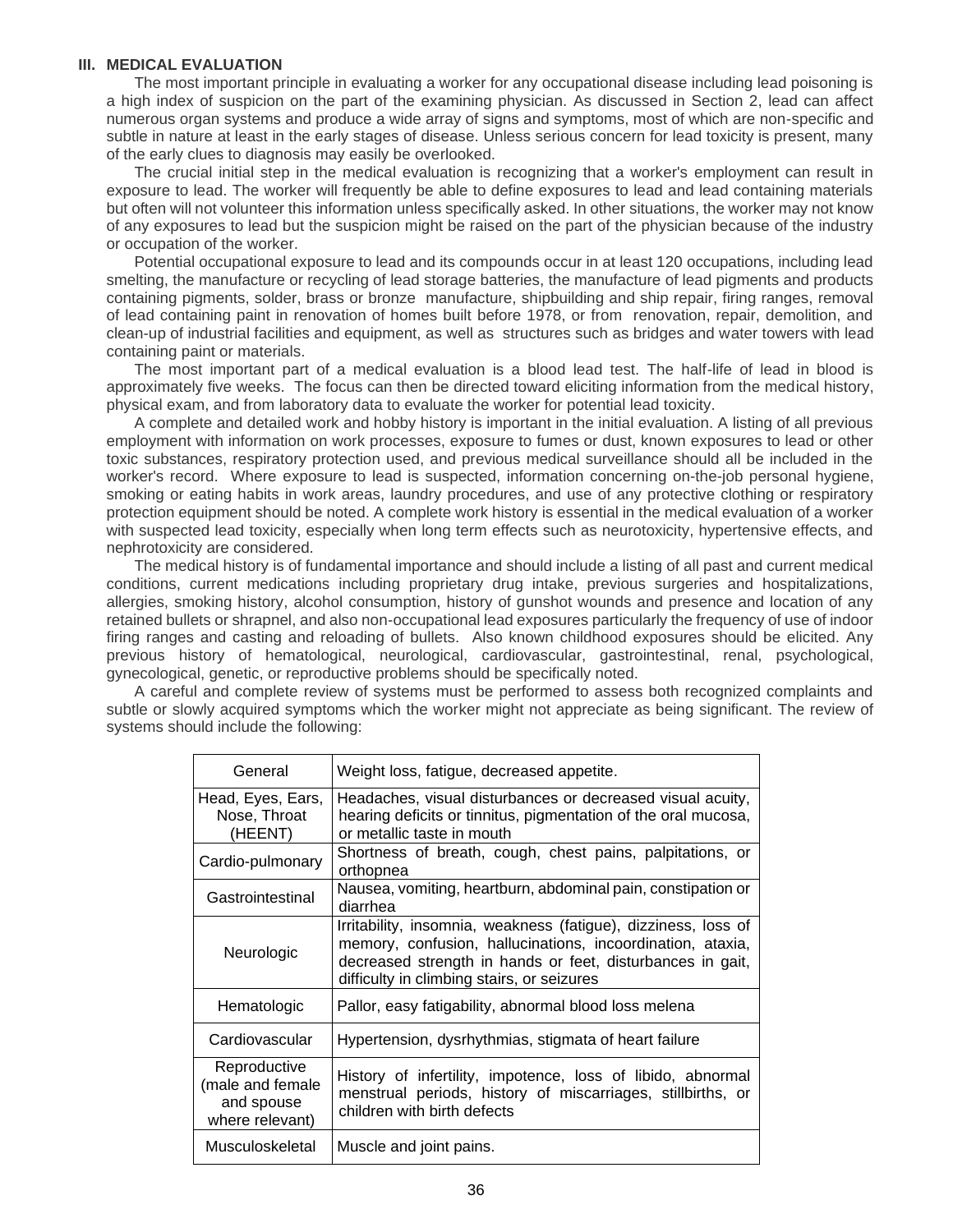### III. MEDICAL EVALUATION

The most important principle in evaluating a worker for any occupational disease including lead poisoning is a high index of suspicion on the part of the examining physician. As discussed in Section 2, lead can affect numerous organ systems and produce a wide array of signs and symptoms, most of which are non-specific and subtle in nature at least in the early stages of disease. Unless serious concern for lead toxicity is present, many of the early clues to diagnosis may easily be overlooked.

The crucial initial step in the medical evaluation is recognizing that a worker's employment can result in exposure to lead. The worker will frequently be able to define exposures to lead and lead containing materials but often will not volunteer this information unless specifically asked. In other situations, the worker may not know of any exposures to lead but the suspicion might be raised on the part of the physician because of the industry or occupation of the worker.

Potential occupational exposure to lead and its compounds occur in at least 120 occupations, including lead smelting, the manufacture or recycling of lead storage batteries, the manufacture of lead pigments and products containing pigments, solder, brass or bronze manufacture, shipbuilding and ship repair, firing ranges, removal of lead containing paint in renovation of homes built before 1978, or from renovation, repair, demolition, and clean-up of industrial facilities and equipment, as well as structures such as bridges and water towers with lead containing paint or materials.

The most important part of a medical evaluation is a blood lead test. The half-life of lead in blood is approximately five weeks. The focus can then be directed toward eliciting information from the medical history, physical exam, and from laboratory data to evaluate the worker for potential lead toxicity.

A complete and detailed work and hobby history is important in the initial evaluation. A listing of all previous employment with information on work processes, exposure to fumes or dust, known exposures to lead or other toxic substances, respiratory protection used, and previous medical surveillance should all be included in the worker's record. Where exposure to lead is suspected, information concerning on-the-job personal hygiene, smoking or eating habits in work areas, laundry procedures, and use of any protective clothing or respiratory protection equipment should be noted. A complete work history is essential in the medical evaluation of a worker with suspected lead toxicity, especially when long term effects such as neurotoxicity, hypertensive effects, and nephrotoxicity are considered.

The medical history is of fundamental importance and should include a listing of all past and current medical conditions, current medications including proprietary drug intake, previous surgeries and hospitalizations, allergies, smoking history, alcohol consumption, history of gunshot wounds and presence and location of any retained bullets or shrapnel, and also non-occupational lead exposures particularly the frequency of use of indoor firing ranges and casting and reloading of bullets. Also known childhood exposures should be elicited. Any previous history of hematological, neurological, cardiovascular, gastrointestinal, renal, psychological, gynecological, genetic, or reproductive problems should be specifically noted.

A careful and complete review of systems must be performed to assess both recognized complaints and subtle or slowly acquired symptoms which the worker might not appreciate as being significant. The review of systems should include the following:

| System | Symptoms |
|---|---|
| General | Weight loss, fatigue, decreased appetite. |
| Head, Eyes, Ears, Nose, Throat (HEENT) | Headaches, visual disturbances or decreased visual acuity, hearing deficits or tinnitus, pigmentation of the oral mucosa, or metallic taste in mouth |
| Cardio-pulmonary | Shortness of breath, cough, chest pains, palpitations, or orthopnea |
| Gastrointestinal | Nausea, vomiting, heartburn, abdominal pain, constipation or diarrhea |
| Neurologic | Irritability, insomnia, weakness (fatigue), dizziness, loss of memory, confusion, hallucinations, incoordination, ataxia, decreased strength in hands or feet, disturbances in gait, difficulty in climbing stairs, or seizures |
| Hematologic | Pallor, easy fatigability, abnormal blood loss melena |
| Cardiovascular | Hypertension, dysrhythmias, stigmata of heart failure |
| Reproductive (male and female and spouse where relevant) | History of infertility, impotence, loss of libido, abnormal menstrual periods, history of miscarriages, stillbirths, or children with birth defects |
| Musculoskeletal | Muscle and joint pains. |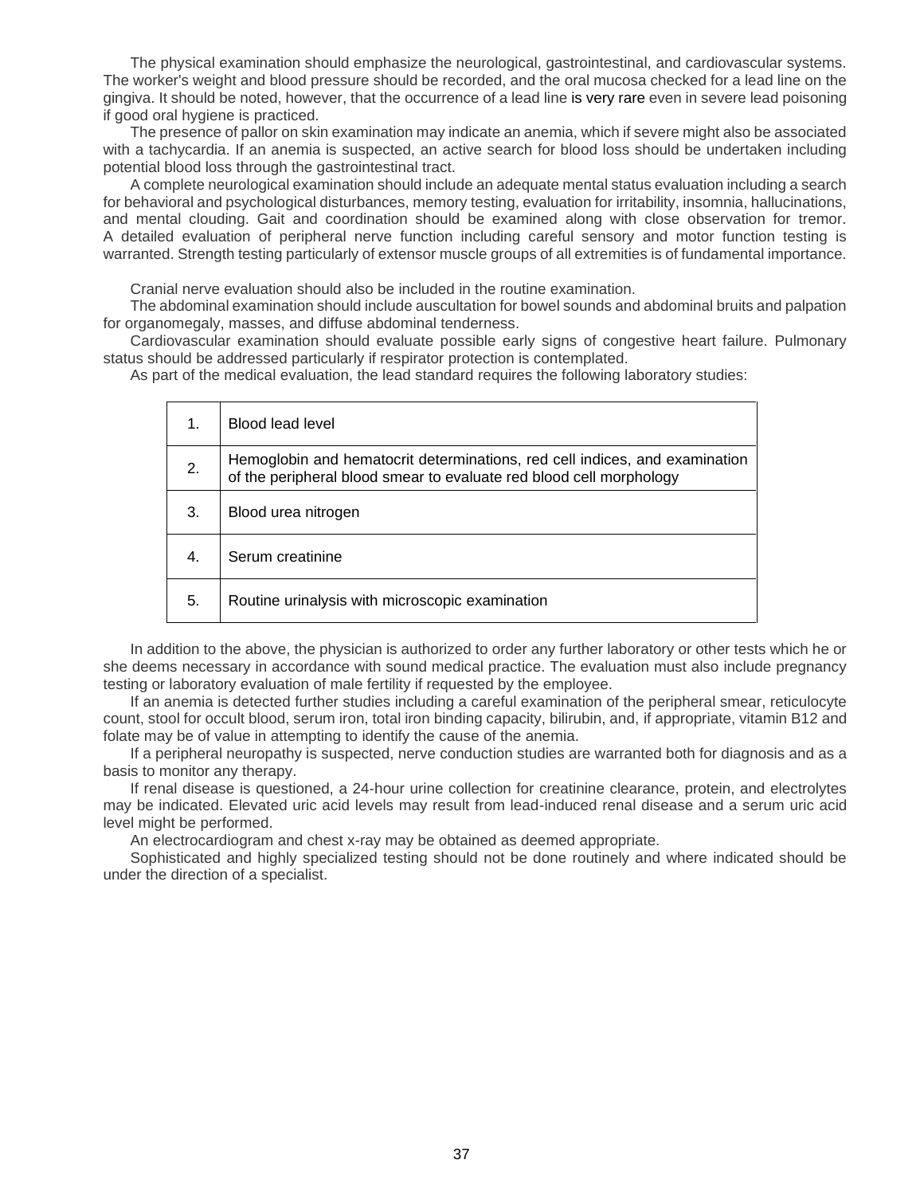The physical examination should emphasize the neurological, gastrointestinal, and cardiovascular systems. The worker's weight and blood pressure should be recorded, and the oral mucosa checked for a lead line on the gingiva. It should be noted, however, that the occurrence of a lead line is very rare even in severe lead poisoning if good oral hygiene is practiced.

The presence of pallor on skin examination may indicate an anemia, which if severe might also be associated with a tachycardia. If an anemia is suspected, an active search for blood loss should be undertaken including potential blood loss through the gastrointestinal tract.

A complete neurological examination should include an adequate mental status evaluation including a search for behavioral and psychological disturbances, memory testing, evaluation for irritability, insomnia, hallucinations, and mental clouding. Gait and coordination should be examined along with close observation for tremor. A detailed evaluation of peripheral nerve function including careful sensory and motor function testing is warranted. Strength testing particularly of extensor muscle groups of all extremities is of fundamental importance.

Cranial nerve evaluation should also be included in the routine examination.

The abdominal examination should include auscultation for bowel sounds and abdominal bruits and palpation for organomegaly, masses, and diffuse abdominal tenderness.

Cardiovascular examination should evaluate possible early signs of congestive heart failure. Pulmonary status should be addressed particularly if respirator protection is contemplated.

As part of the medical evaluation, the lead standard requires the following laboratory studies:

| | |
|---|---|
| 1. | Blood lead level |
| 2. | Hemoglobin and hematocrit determinations, red cell indices, and examination of the peripheral blood smear to evaluate red blood cell morphology |
| 3. | Blood urea nitrogen |
| 4. | Serum creatinine |
| 5. | Routine urinalysis with microscopic examination |

In addition to the above, the physician is authorized to order any further laboratory or other tests which he or she deems necessary in accordance with sound medical practice. The evaluation must also include pregnancy testing or laboratory evaluation of male fertility if requested by the employee.

If an anemia is detected further studies including a careful examination of the peripheral smear, reticulocyte count, stool for occult blood, serum iron, total iron binding capacity, bilirubin, and, if appropriate, vitamin B12 and folate may be of value in attempting to identify the cause of the anemia.

If a peripheral neuropathy is suspected, nerve conduction studies are warranted both for diagnosis and as a basis to monitor any therapy.

If renal disease is questioned, a 24-hour urine collection for creatinine clearance, protein, and electrolytes may be indicated. Elevated uric acid levels may result from lead-induced renal disease and a serum uric acid level might be performed.

An electrocardiogram and chest x-ray may be obtained as deemed appropriate.

Sophisticated and highly specialized testing should not be done routinely and where indicated should be under the direction of a specialist.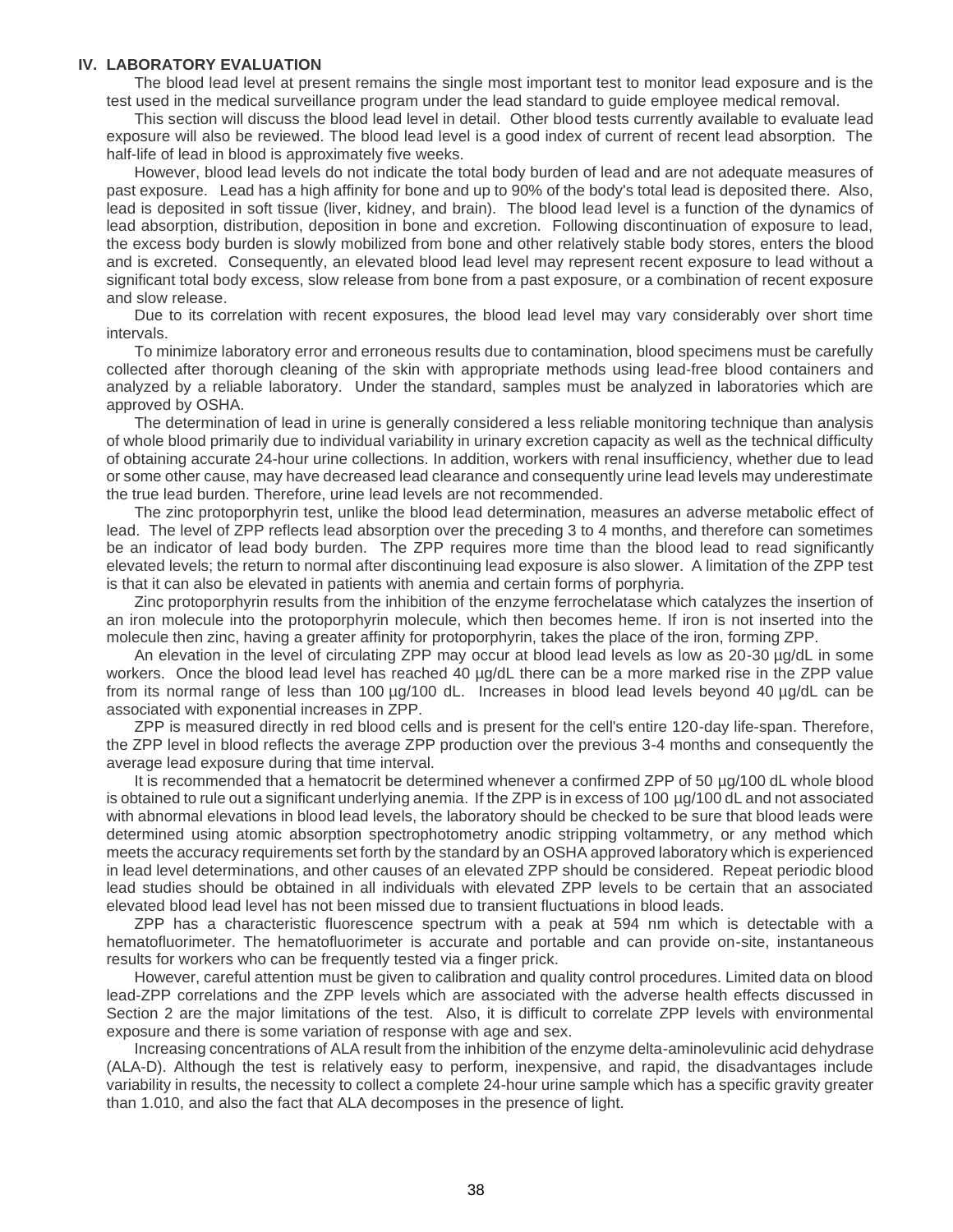## IV. LABORATORY EVALUATION

The blood lead level at present remains the single most important test to monitor lead exposure and is the test used in the medical surveillance program under the lead standard to guide employee medical removal.

This section will discuss the blood lead level in detail. Other blood tests currently available to evaluate lead exposure will also be reviewed. The blood lead level is a good index of current of recent lead absorption. The half-life of lead in blood is approximately five weeks.

However, blood lead levels do not indicate the total body burden of lead and are not adequate measures of past exposure. Lead has a high affinity for bone and up to 90% of the body's total lead is deposited there. Also, lead is deposited in soft tissue (liver, kidney, and brain). The blood lead level is a function of the dynamics of lead absorption, distribution, deposition in bone and excretion. Following discontinuation of exposure to lead, the excess body burden is slowly mobilized from bone and other relatively stable body stores, enters the blood and is excreted. Consequently, an elevated blood lead level may represent recent exposure to lead without a significant total body excess, slow release from bone from a past exposure, or a combination of recent exposure and slow release.

Due to its correlation with recent exposures, the blood lead level may vary considerably over short time intervals.

To minimize laboratory error and erroneous results due to contamination, blood specimens must be carefully collected after thorough cleaning of the skin with appropriate methods using lead-free blood containers and analyzed by a reliable laboratory. Under the standard, samples must be analyzed in laboratories which are approved by OSHA.

The determination of lead in urine is generally considered a less reliable monitoring technique than analysis of whole blood primarily due to individual variability in urinary excretion capacity as well as the technical difficulty of obtaining accurate 24-hour urine collections. In addition, workers with renal insufficiency, whether due to lead or some other cause, may have decreased lead clearance and consequently urine lead levels may underestimate the true lead burden. Therefore, urine lead levels are not recommended.

The zinc protoporphyrin test, unlike the blood lead determination, measures an adverse metabolic effect of lead. The level of ZPP reflects lead absorption over the preceding 3 to 4 months, and therefore can sometimes be an indicator of lead body burden. The ZPP requires more time than the blood lead to read significantly elevated levels; the return to normal after discontinuing lead exposure is also slower. A limitation of the ZPP test is that it can also be elevated in patients with anemia and certain forms of porphyria.

Zinc protoporphyrin results from the inhibition of the enzyme ferrochelatase which catalyzes the insertion of an iron molecule into the protoporphyrin molecule, which then becomes heme. If iron is not inserted into the molecule then zinc, having a greater affinity for protoporphyrin, takes the place of the iron, forming ZPP.

An elevation in the level of circulating ZPP may occur at blood lead levels as low as 20-30 µg/dL in some workers. Once the blood lead level has reached 40 µg/dL there can be a more marked rise in the ZPP value from its normal range of less than 100 µg/100 dL. Increases in blood lead levels beyond 40 µg/dL can be associated with exponential increases in ZPP.

ZPP is measured directly in red blood cells and is present for the cell's entire 120-day life-span. Therefore, the ZPP level in blood reflects the average ZPP production over the previous 3-4 months and consequently the average lead exposure during that time interval.

It is recommended that a hematocrit be determined whenever a confirmed ZPP of 50 µg/100 dL whole blood is obtained to rule out a significant underlying anemia. If the ZPP is in excess of 100 µg/100 dL and not associated with abnormal elevations in blood lead levels, the laboratory should be checked to be sure that blood leads were determined using atomic absorption spectrophotometry anodic stripping voltammetry, or any method which meets the accuracy requirements set forth by the standard by an OSHA approved laboratory which is experienced in lead level determinations, and other causes of an elevated ZPP should be considered. Repeat periodic blood lead studies should be obtained in all individuals with elevated ZPP levels to be certain that an associated elevated blood lead level has not been missed due to transient fluctuations in blood leads.

ZPP has a characteristic fluorescence spectrum with a peak at 594 nm which is detectable with a hematofluorimeter. The hematofluorimeter is accurate and portable and can provide on-site, instantaneous results for workers who can be frequently tested via a finger prick.

However, careful attention must be given to calibration and quality control procedures. Limited data on blood lead-ZPP correlations and the ZPP levels which are associated with the adverse health effects discussed in Section 2 are the major limitations of the test. Also, it is difficult to correlate ZPP levels with environmental exposure and there is some variation of response with age and sex.

Increasing concentrations of ALA result from the inhibition of the enzyme delta-aminolevulinic acid dehydrase (ALA-D). Although the test is relatively easy to perform, inexpensive, and rapid, the disadvantages include variability in results, the necessity to collect a complete 24-hour urine sample which has a specific gravity greater than 1.010, and also the fact that ALA decomposes in the presence of light.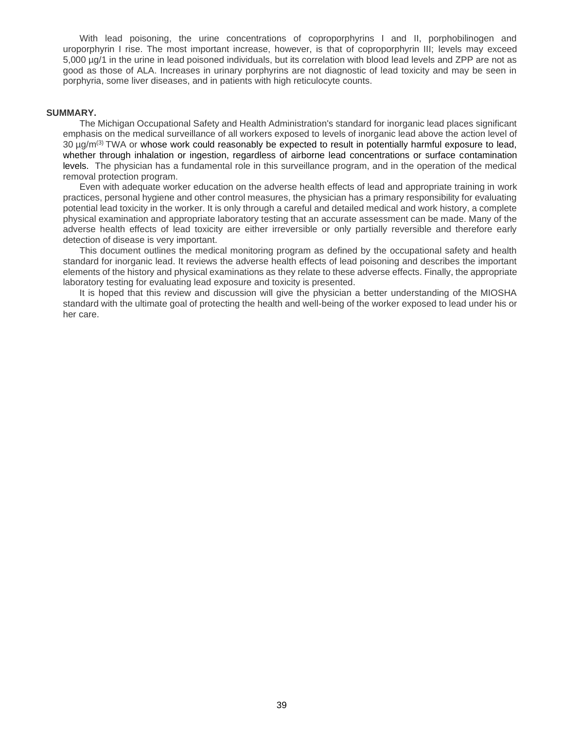With lead poisoning, the urine concentrations of coproporphyrins I and II, porphobilinogen and uroporphyrin I rise. The most important increase, however, is that of coproporphyrin III; levels may exceed 5,000 µg/1 in the urine in lead poisoned individuals, but its correlation with blood lead levels and ZPP are not as good as those of ALA. Increases in urinary porphyrins are not diagnostic of lead toxicity and may be seen in porphyria, some liver diseases, and in patients with high reticulocyte counts.

**SUMMARY.**

The Michigan Occupational Safety and Health Administration's standard for inorganic lead places significant emphasis on the medical surveillance of all workers exposed to levels of inorganic lead above the action level of 30 µg/m$^{(3)}$ TWA or whose work could reasonably be expected to result in potentially harmful exposure to lead, whether through inhalation or ingestion, regardless of airborne lead concentrations or surface contamination levels. The physician has a fundamental role in this surveillance program, and in the operation of the medical removal protection program.

Even with adequate worker education on the adverse health effects of lead and appropriate training in work practices, personal hygiene and other control measures, the physician has a primary responsibility for evaluating potential lead toxicity in the worker. It is only through a careful and detailed medical and work history, a complete physical examination and appropriate laboratory testing that an accurate assessment can be made. Many of the adverse health effects of lead toxicity are either irreversible or only partially reversible and therefore early detection of disease is very important.

This document outlines the medical monitoring program as defined by the occupational safety and health standard for inorganic lead. It reviews the adverse health effects of lead poisoning and describes the important elements of the history and physical examinations as they relate to these adverse effects. Finally, the appropriate laboratory testing for evaluating lead exposure and toxicity is presented.

It is hoped that this review and discussion will give the physician a better understanding of the MIOSHA standard with the ultimate goal of protecting the health and well-being of the worker exposed to lead under his or her care.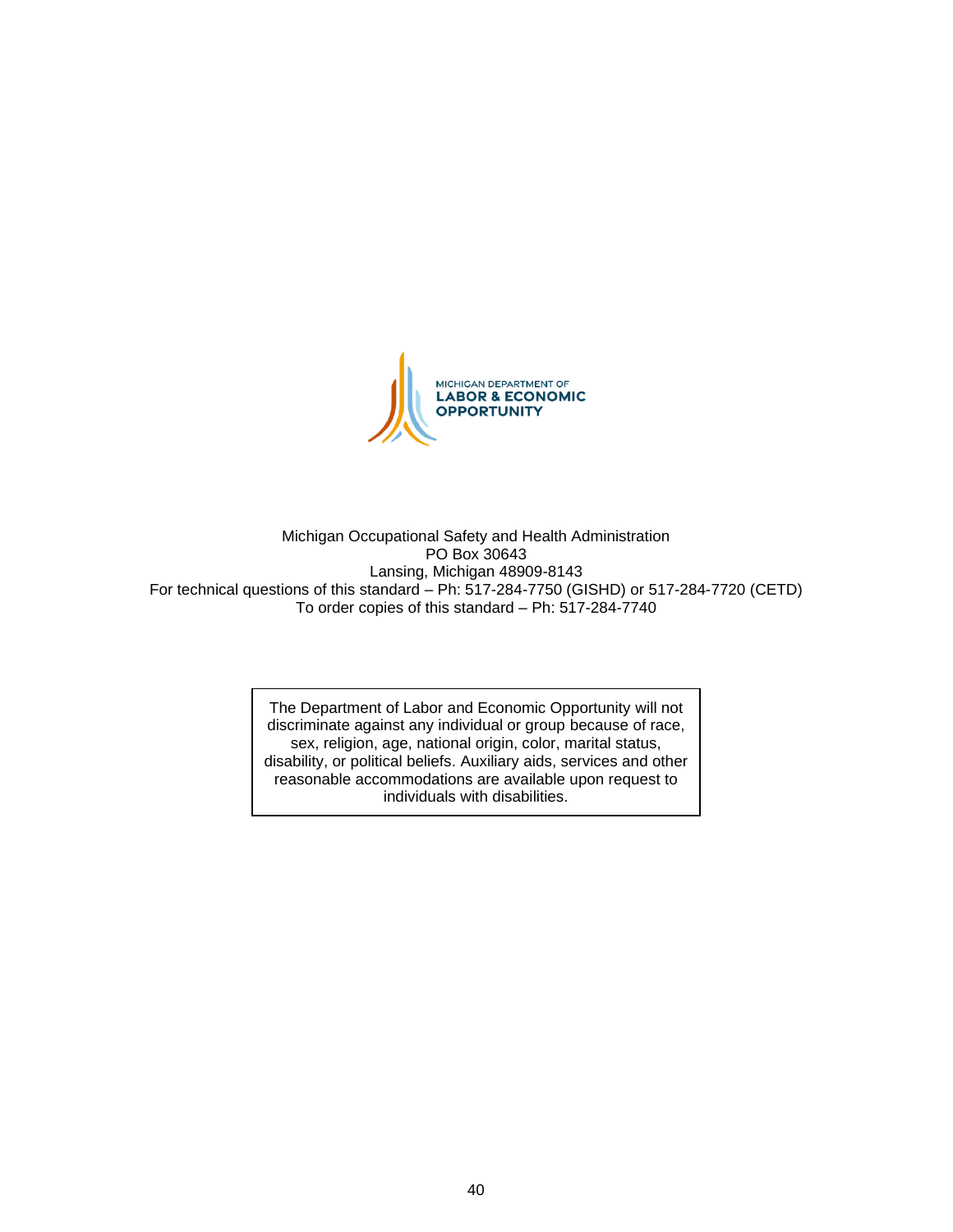MICHIGAN DEPARTMENT OF
LABOR & ECONOMIC
OPPORTUNITY

Michigan Occupational Safety and Health Administration
PO Box 30643
Lansing, Michigan 48909-8143
For technical questions of this standard – Ph: 517-284-7750 (GISHD) or 517-284-7720 (CETD)
To order copies of this standard – Ph: 517-284-7740

| |
|---|
| The Department of Labor and Economic Opportunity will not discriminate against any individual or group because of race, sex, religion, age, national origin, color, marital status, disability, or political beliefs. Auxiliary aids, services and other reasonable accommodations are available upon request to individuals with disabilities. |